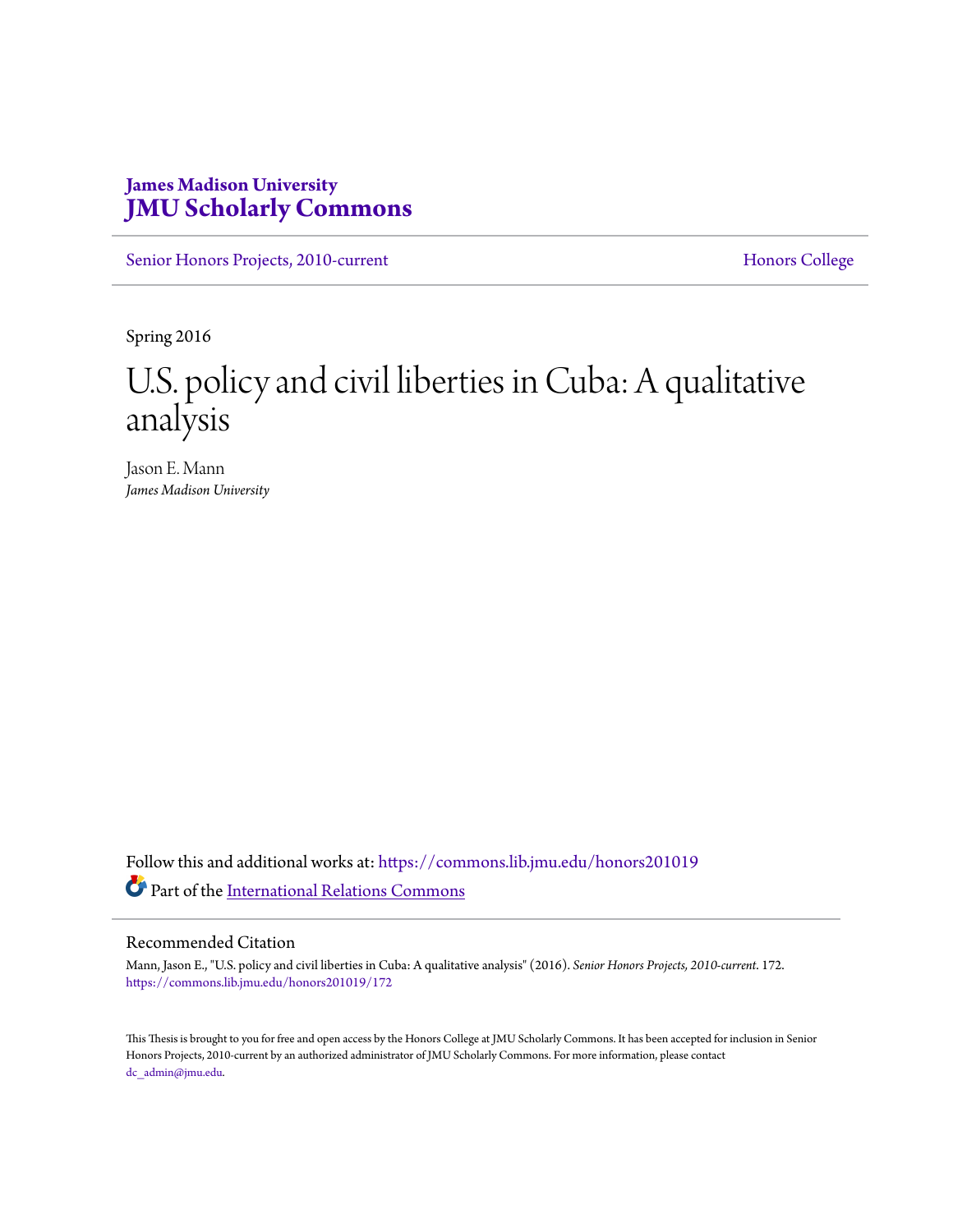**James Madison University**
**JMU Scholarly Commons**

Senior Honors Projects, 2010-current | Honors College

Spring 2016

# U.S. policy and civil liberties in Cuba: A qualitative analysis

Jason E. Mann
*James Madison University*

Follow this and additional works at: https://commons.lib.jmu.edu/honors201019

Part of the International Relations Commons

## Recommended Citation

Mann, Jason E., "U.S. policy and civil liberties in Cuba: A qualitative analysis" (2016). *Senior Honors Projects, 2010-current*. 172.
https://commons.lib.jmu.edu/honors201019/172

This Thesis is brought to you for free and open access by the Honors College at JMU Scholarly Commons. It has been accepted for inclusion in Senior Honors Projects, 2010-current by an authorized administrator of JMU Scholarly Commons. For more information, please contact dc_admin@jmu.edu.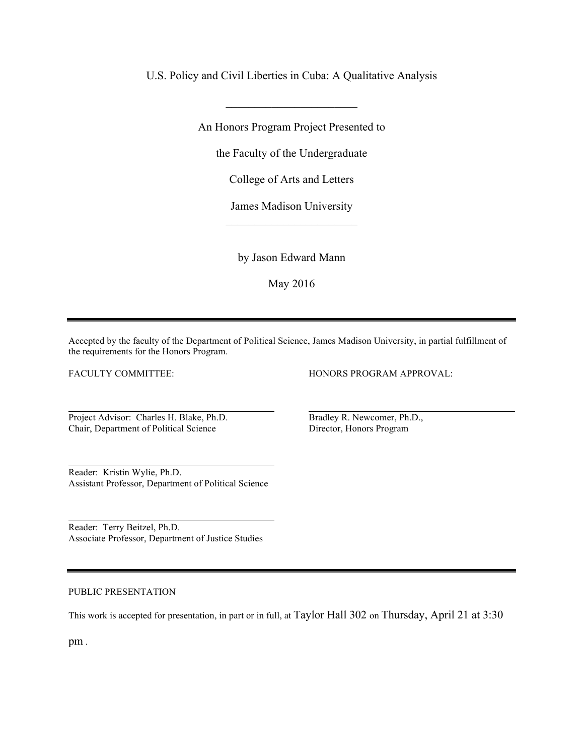U.S. Policy and Civil Liberties in Cuba: A Qualitative Analysis

---

An Honors Program Project Presented to

the Faculty of the Undergraduate

College of Arts and Letters

James Madison University

---

by Jason Edward Mann

May 2016

---

Accepted by the faculty of the Department of Political Science, James Madison University, in partial fulfillment of the requirements for the Honors Program.

FACULTY COMMITTEE:

Project Advisor: Charles H. Blake, Ph.D.
Chair, Department of Political Science

Reader: Kristin Wylie, Ph.D.
Assistant Professor, Department of Political Science

Reader: Terry Beitzel, Ph.D.
Associate Professor, Department of Justice Studies

HONORS PROGRAM APPROVAL:

Bradley R. Newcomer, Ph.D.,
Director, Honors Program

---

PUBLIC PRESENTATION

This work is accepted for presentation, in part or in full, at Taylor Hall 302 on Thursday, April 21 at 3:30 pm .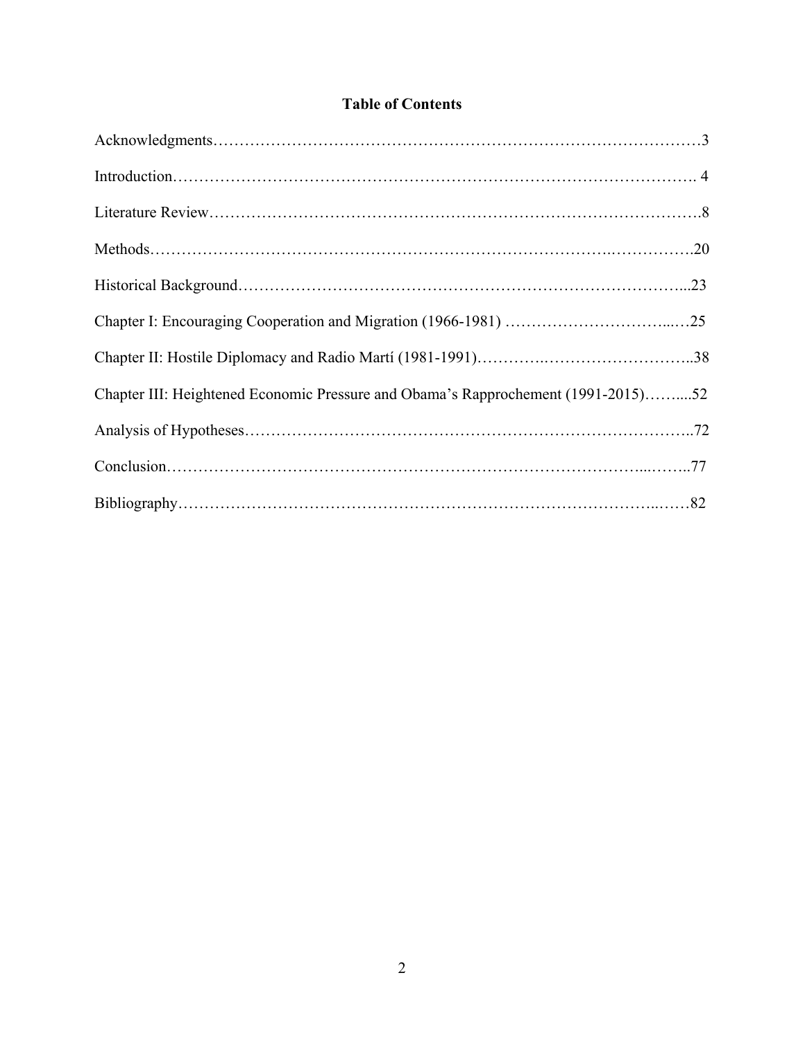# Table of Contents

Acknowledgments……………………………………………………………………………3

Introduction………………………………………………………………………………. 4

Literature Review……………………………………………………………………………8

Methods……………………………………………………………………………………20

Historical Background……………………………………………………………………...23

Chapter I: Encouraging Cooperation and Migration (1966-1981) ………………………...…25

Chapter II: Hostile Diplomacy and Radio Martí (1981-1991)……………………………………..38

Chapter III: Heightened Economic Pressure and Obama's Rapprochement (1991-2015)……....52

Analysis of Hypotheses……………………………………………………………………..72

Conclusion………………………………………………………………………………...……..77

Bibliography………………………………………………………………………………..……82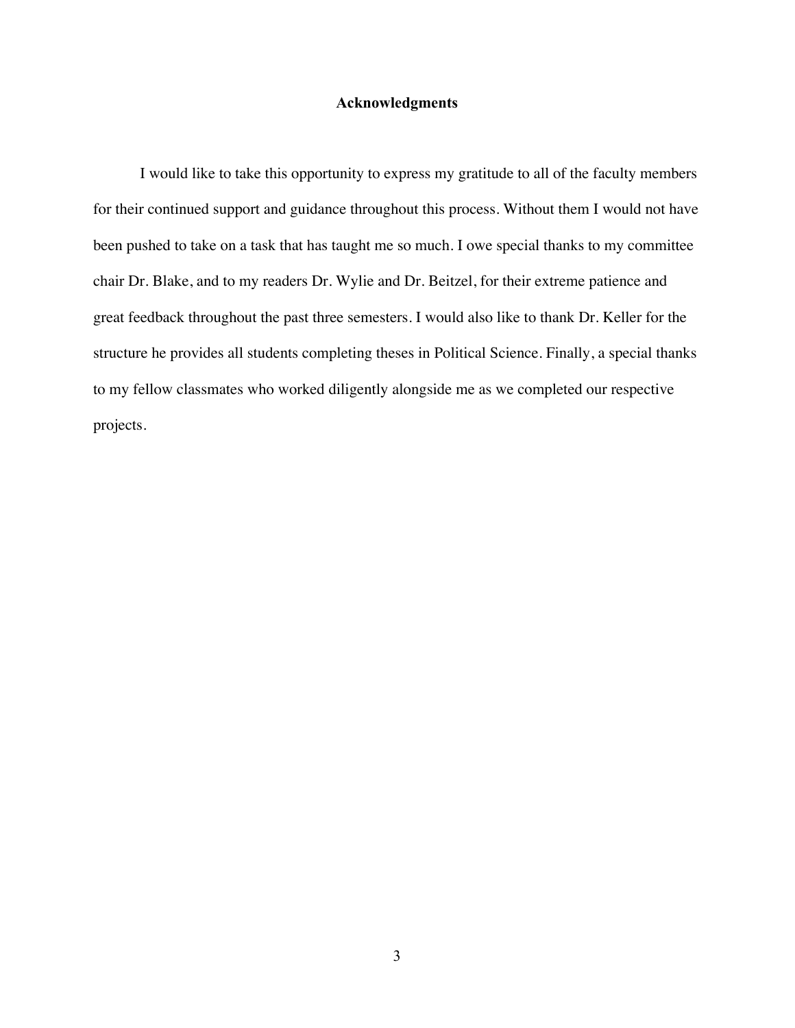# Acknowledgments

I would like to take this opportunity to express my gratitude to all of the faculty members for their continued support and guidance throughout this process. Without them I would not have been pushed to take on a task that has taught me so much. I owe special thanks to my committee chair Dr. Blake, and to my readers Dr. Wylie and Dr. Beitzel, for their extreme patience and great feedback throughout the past three semesters. I would also like to thank Dr. Keller for the structure he provides all students completing theses in Political Science. Finally, a special thanks to my fellow classmates who worked diligently alongside me as we completed our respective projects.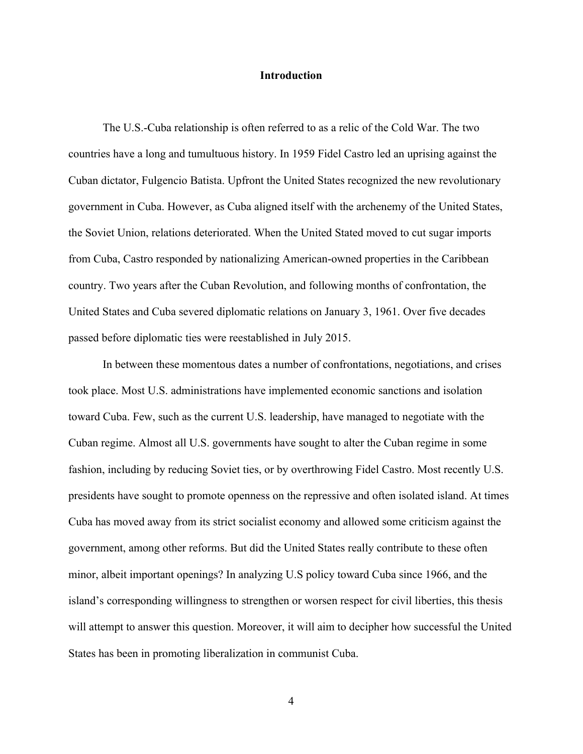# Introduction

The U.S.-Cuba relationship is often referred to as a relic of the Cold War. The two countries have a long and tumultuous history. In 1959 Fidel Castro led an uprising against the Cuban dictator, Fulgencio Batista. Upfront the United States recognized the new revolutionary government in Cuba. However, as Cuba aligned itself with the archenemy of the United States, the Soviet Union, relations deteriorated. When the United Stated moved to cut sugar imports from Cuba, Castro responded by nationalizing American-owned properties in the Caribbean country. Two years after the Cuban Revolution, and following months of confrontation, the United States and Cuba severed diplomatic relations on January 3, 1961. Over five decades passed before diplomatic ties were reestablished in July 2015.

In between these momentous dates a number of confrontations, negotiations, and crises took place. Most U.S. administrations have implemented economic sanctions and isolation toward Cuba. Few, such as the current U.S. leadership, have managed to negotiate with the Cuban regime. Almost all U.S. governments have sought to alter the Cuban regime in some fashion, including by reducing Soviet ties, or by overthrowing Fidel Castro. Most recently U.S. presidents have sought to promote openness on the repressive and often isolated island. At times Cuba has moved away from its strict socialist economy and allowed some criticism against the government, among other reforms. But did the United States really contribute to these often minor, albeit important openings? In analyzing U.S policy toward Cuba since 1966, and the island's corresponding willingness to strengthen or worsen respect for civil liberties, this thesis will attempt to answer this question. Moreover, it will aim to decipher how successful the United States has been in promoting liberalization in communist Cuba.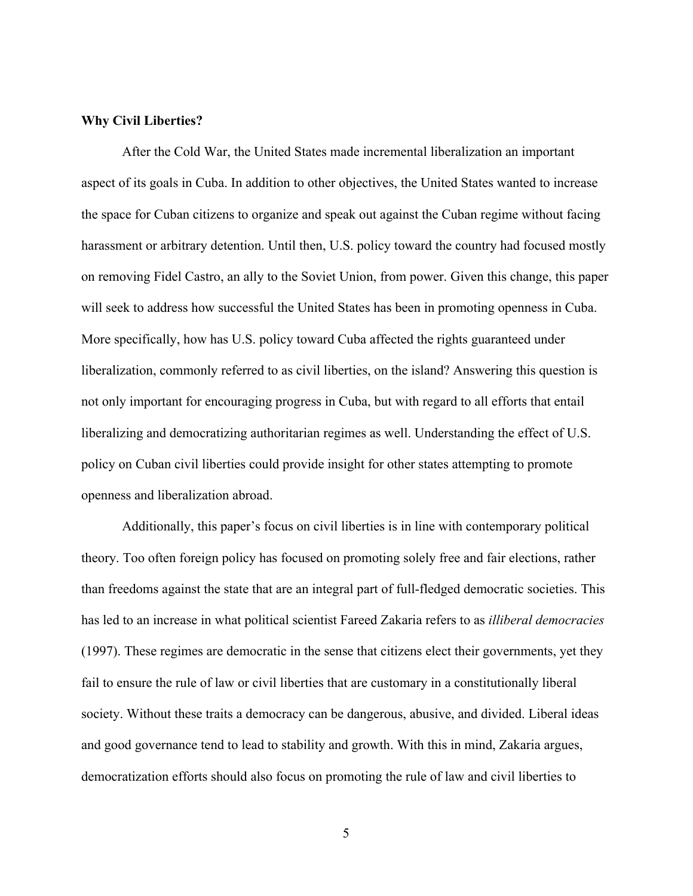**Why Civil Liberties?**

After the Cold War, the United States made incremental liberalization an important aspect of its goals in Cuba. In addition to other objectives, the United States wanted to increase the space for Cuban citizens to organize and speak out against the Cuban regime without facing harassment or arbitrary detention. Until then, U.S. policy toward the country had focused mostly on removing Fidel Castro, an ally to the Soviet Union, from power. Given this change, this paper will seek to address how successful the United States has been in promoting openness in Cuba. More specifically, how has U.S. policy toward Cuba affected the rights guaranteed under liberalization, commonly referred to as civil liberties, on the island? Answering this question is not only important for encouraging progress in Cuba, but with regard to all efforts that entail liberalizing and democratizing authoritarian regimes as well. Understanding the effect of U.S. policy on Cuban civil liberties could provide insight for other states attempting to promote openness and liberalization abroad.

Additionally, this paper's focus on civil liberties is in line with contemporary political theory. Too often foreign policy has focused on promoting solely free and fair elections, rather than freedoms against the state that are an integral part of full-fledged democratic societies. This has led to an increase in what political scientist Fareed Zakaria refers to as *illiberal democracies* (1997). These regimes are democratic in the sense that citizens elect their governments, yet they fail to ensure the rule of law or civil liberties that are customary in a constitutionally liberal society. Without these traits a democracy can be dangerous, abusive, and divided. Liberal ideas and good governance tend to lead to stability and growth. With this in mind, Zakaria argues, democratization efforts should also focus on promoting the rule of law and civil liberties to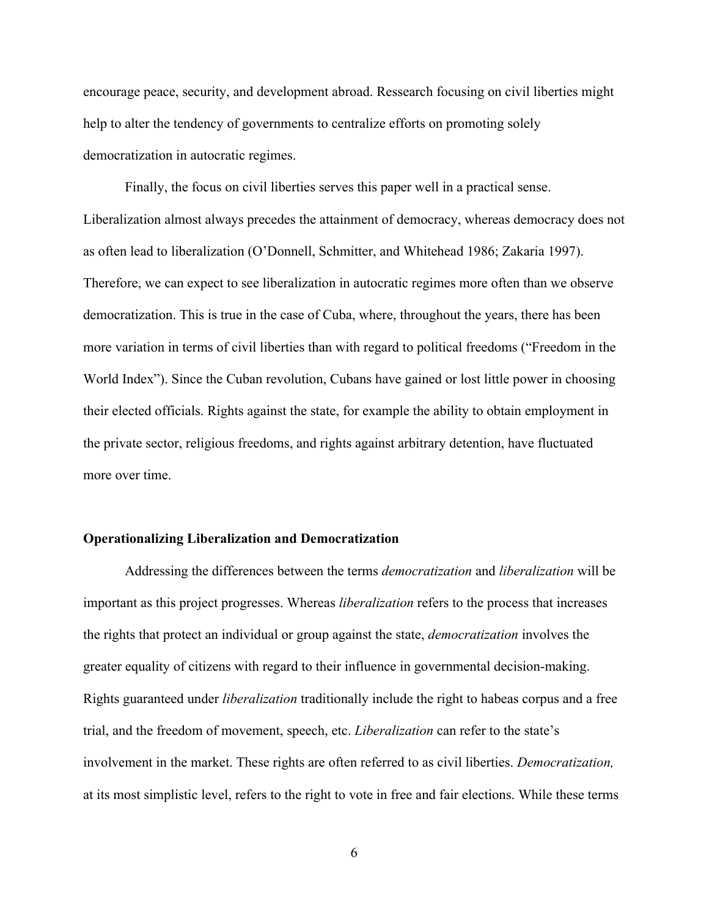encourage peace, security, and development abroad. Ressearch focusing on civil liberties might help to alter the tendency of governments to centralize efforts on promoting solely democratization in autocratic regimes.

Finally, the focus on civil liberties serves this paper well in a practical sense. Liberalization almost always precedes the attainment of democracy, whereas democracy does not as often lead to liberalization (O'Donnell, Schmitter, and Whitehead 1986; Zakaria 1997). Therefore, we can expect to see liberalization in autocratic regimes more often than we observe democratization. This is true in the case of Cuba, where, throughout the years, there has been more variation in terms of civil liberties than with regard to political freedoms ("Freedom in the World Index"). Since the Cuban revolution, Cubans have gained or lost little power in choosing their elected officials. Rights against the state, for example the ability to obtain employment in the private sector, religious freedoms, and rights against arbitrary detention, have fluctuated more over time.

### Operationalizing Liberalization and Democratization

Addressing the differences between the terms *democratization* and *liberalization* will be important as this project progresses. Whereas *liberalization* refers to the process that increases the rights that protect an individual or group against the state, *democratization* involves the greater equality of citizens with regard to their influence in governmental decision-making. Rights guaranteed under *liberalization* traditionally include the right to habeas corpus and a free trial, and the freedom of movement, speech, etc. *Liberalization* can refer to the state's involvement in the market. These rights are often referred to as civil liberties. *Democratization,* at its most simplistic level, refers to the right to vote in free and fair elections. While these terms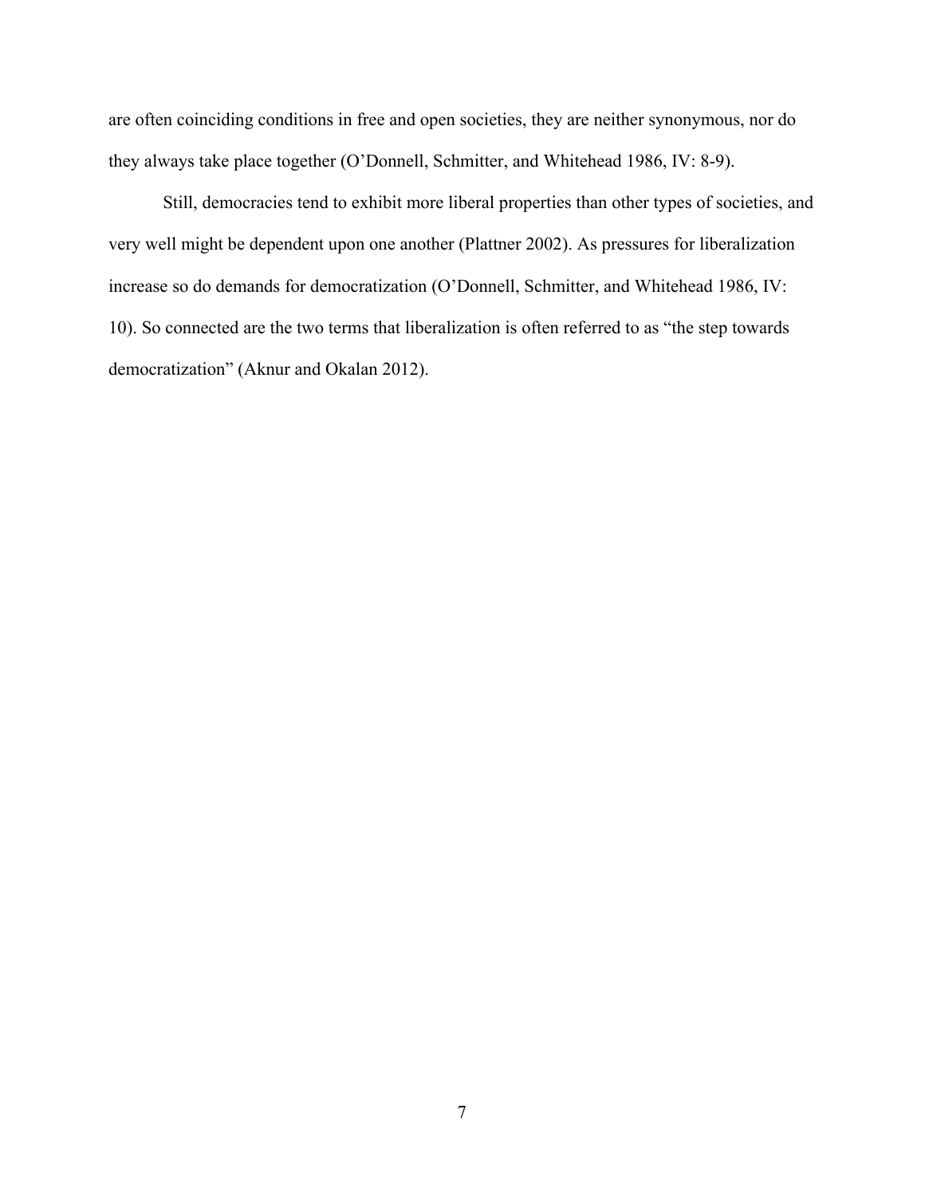are often coinciding conditions in free and open societies, they are neither synonymous, nor do they always take place together (O'Donnell, Schmitter, and Whitehead 1986, IV: 8-9).

Still, democracies tend to exhibit more liberal properties than other types of societies, and very well might be dependent upon one another (Plattner 2002). As pressures for liberalization increase so do demands for democratization (O'Donnell, Schmitter, and Whitehead 1986, IV: 10). So connected are the two terms that liberalization is often referred to as "the step towards democratization" (Aknur and Okalan 2012).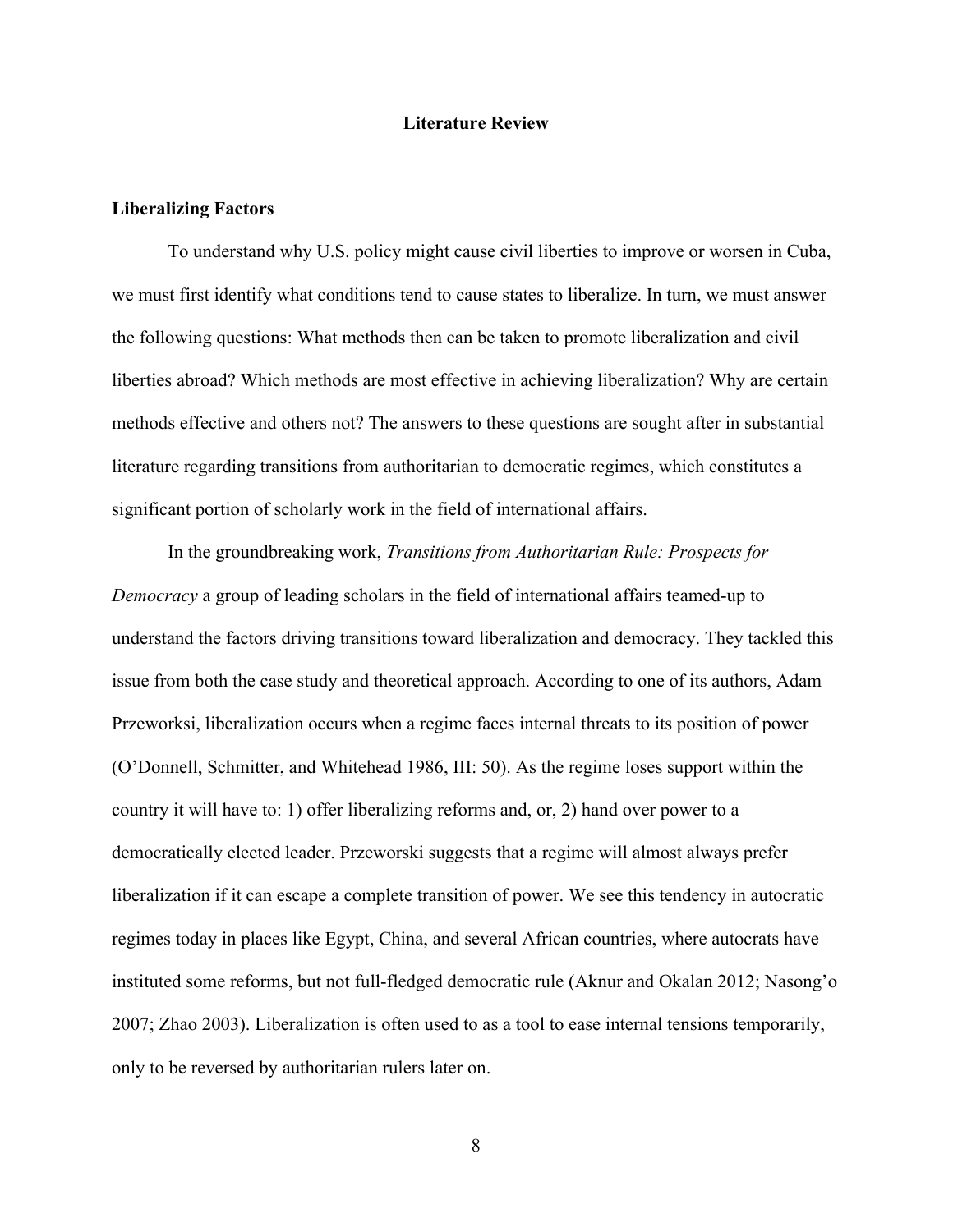# Literature Review

## Liberalizing Factors

To understand why U.S. policy might cause civil liberties to improve or worsen in Cuba, we must first identify what conditions tend to cause states to liberalize. In turn, we must answer the following questions: What methods then can be taken to promote liberalization and civil liberties abroad? Which methods are most effective in achieving liberalization? Why are certain methods effective and others not? The answers to these questions are sought after in substantial literature regarding transitions from authoritarian to democratic regimes, which constitutes a significant portion of scholarly work in the field of international affairs.

In the groundbreaking work, *Transitions from Authoritarian Rule: Prospects for Democracy* a group of leading scholars in the field of international affairs teamed-up to understand the factors driving transitions toward liberalization and democracy. They tackled this issue from both the case study and theoretical approach. According to one of its authors, Adam Przeworksi, liberalization occurs when a regime faces internal threats to its position of power (O'Donnell, Schmitter, and Whitehead 1986, III: 50). As the regime loses support within the country it will have to: 1) offer liberalizing reforms and, or, 2) hand over power to a democratically elected leader. Przeworski suggests that a regime will almost always prefer liberalization if it can escape a complete transition of power. We see this tendency in autocratic regimes today in places like Egypt, China, and several African countries, where autocrats have instituted some reforms, but not full-fledged democratic rule (Aknur and Okalan 2012; Nasong'o 2007; Zhao 2003). Liberalization is often used to as a tool to ease internal tensions temporarily, only to be reversed by authoritarian rulers later on.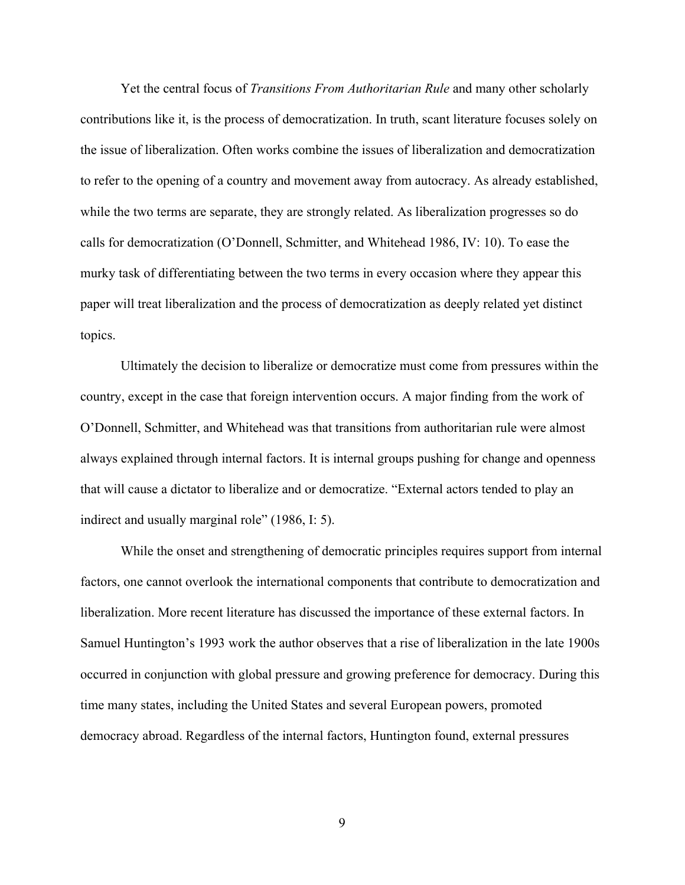Yet the central focus of *Transitions From Authoritarian Rule* and many other scholarly contributions like it, is the process of democratization. In truth, scant literature focuses solely on the issue of liberalization. Often works combine the issues of liberalization and democratization to refer to the opening of a country and movement away from autocracy. As already established, while the two terms are separate, they are strongly related. As liberalization progresses so do calls for democratization (O'Donnell, Schmitter, and Whitehead 1986, IV: 10). To ease the murky task of differentiating between the two terms in every occasion where they appear this paper will treat liberalization and the process of democratization as deeply related yet distinct topics.

Ultimately the decision to liberalize or democratize must come from pressures within the country, except in the case that foreign intervention occurs. A major finding from the work of O'Donnell, Schmitter, and Whitehead was that transitions from authoritarian rule were almost always explained through internal factors. It is internal groups pushing for change and openness that will cause a dictator to liberalize and or democratize. "External actors tended to play an indirect and usually marginal role" (1986, I: 5).

While the onset and strengthening of democratic principles requires support from internal factors, one cannot overlook the international components that contribute to democratization and liberalization. More recent literature has discussed the importance of these external factors. In Samuel Huntington's 1993 work the author observes that a rise of liberalization in the late 1900s occurred in conjunction with global pressure and growing preference for democracy. During this time many states, including the United States and several European powers, promoted democracy abroad. Regardless of the internal factors, Huntington found, external pressures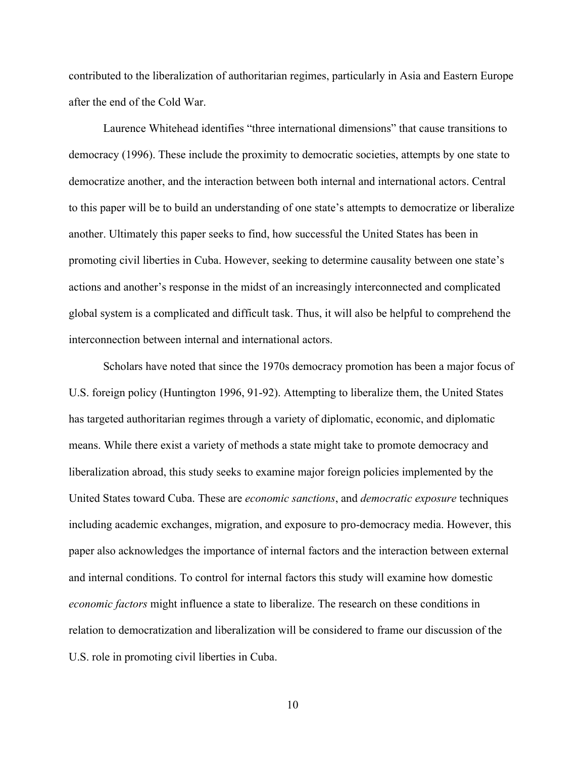contributed to the liberalization of authoritarian regimes, particularly in Asia and Eastern Europe after the end of the Cold War.

Laurence Whitehead identifies “three international dimensions” that cause transitions to democracy (1996). These include the proximity to democratic societies, attempts by one state to democratize another, and the interaction between both internal and international actors. Central to this paper will be to build an understanding of one state’s attempts to democratize or liberalize another. Ultimately this paper seeks to find, how successful the United States has been in promoting civil liberties in Cuba. However, seeking to determine causality between one state’s actions and another’s response in the midst of an increasingly interconnected and complicated global system is a complicated and difficult task. Thus, it will also be helpful to comprehend the interconnection between internal and international actors.

Scholars have noted that since the 1970s democracy promotion has been a major focus of U.S. foreign policy (Huntington 1996, 91-92). Attempting to liberalize them, the United States has targeted authoritarian regimes through a variety of diplomatic, economic, and diplomatic means. While there exist a variety of methods a state might take to promote democracy and liberalization abroad, this study seeks to examine major foreign policies implemented by the United States toward Cuba. These are *economic sanctions*, and *democratic exposure* techniques including academic exchanges, migration, and exposure to pro-democracy media. However, this paper also acknowledges the importance of internal factors and the interaction between external and internal conditions. To control for internal factors this study will examine how domestic *economic factors* might influence a state to liberalize. The research on these conditions in relation to democratization and liberalization will be considered to frame our discussion of the U.S. role in promoting civil liberties in Cuba.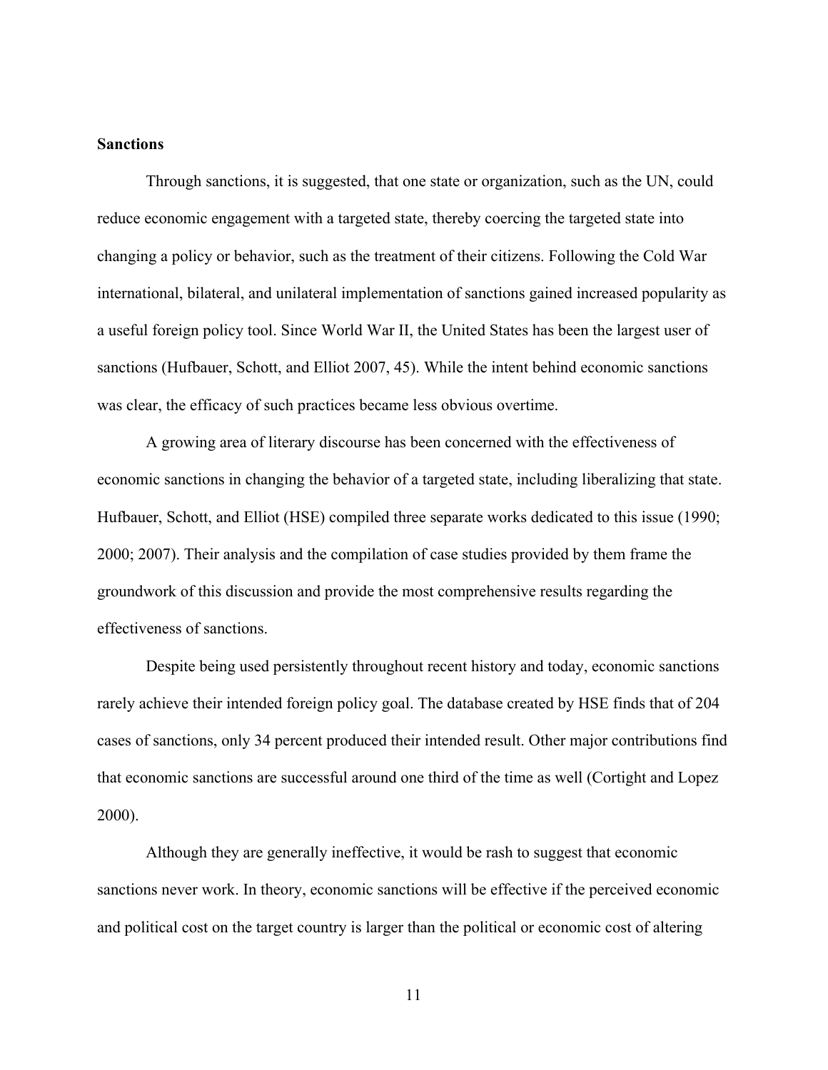**Sanctions**

Through sanctions, it is suggested, that one state or organization, such as the UN, could reduce economic engagement with a targeted state, thereby coercing the targeted state into changing a policy or behavior, such as the treatment of their citizens. Following the Cold War international, bilateral, and unilateral implementation of sanctions gained increased popularity as a useful foreign policy tool. Since World War II, the United States has been the largest user of sanctions (Hufbauer, Schott, and Elliot 2007, 45). While the intent behind economic sanctions was clear, the efficacy of such practices became less obvious overtime.

A growing area of literary discourse has been concerned with the effectiveness of economic sanctions in changing the behavior of a targeted state, including liberalizing that state. Hufbauer, Schott, and Elliot (HSE) compiled three separate works dedicated to this issue (1990; 2000; 2007). Their analysis and the compilation of case studies provided by them frame the groundwork of this discussion and provide the most comprehensive results regarding the effectiveness of sanctions.

Despite being used persistently throughout recent history and today, economic sanctions rarely achieve their intended foreign policy goal. The database created by HSE finds that of 204 cases of sanctions, only 34 percent produced their intended result. Other major contributions find that economic sanctions are successful around one third of the time as well (Cortight and Lopez 2000).

Although they are generally ineffective, it would be rash to suggest that economic sanctions never work. In theory, economic sanctions will be effective if the perceived economic and political cost on the target country is larger than the political or economic cost of altering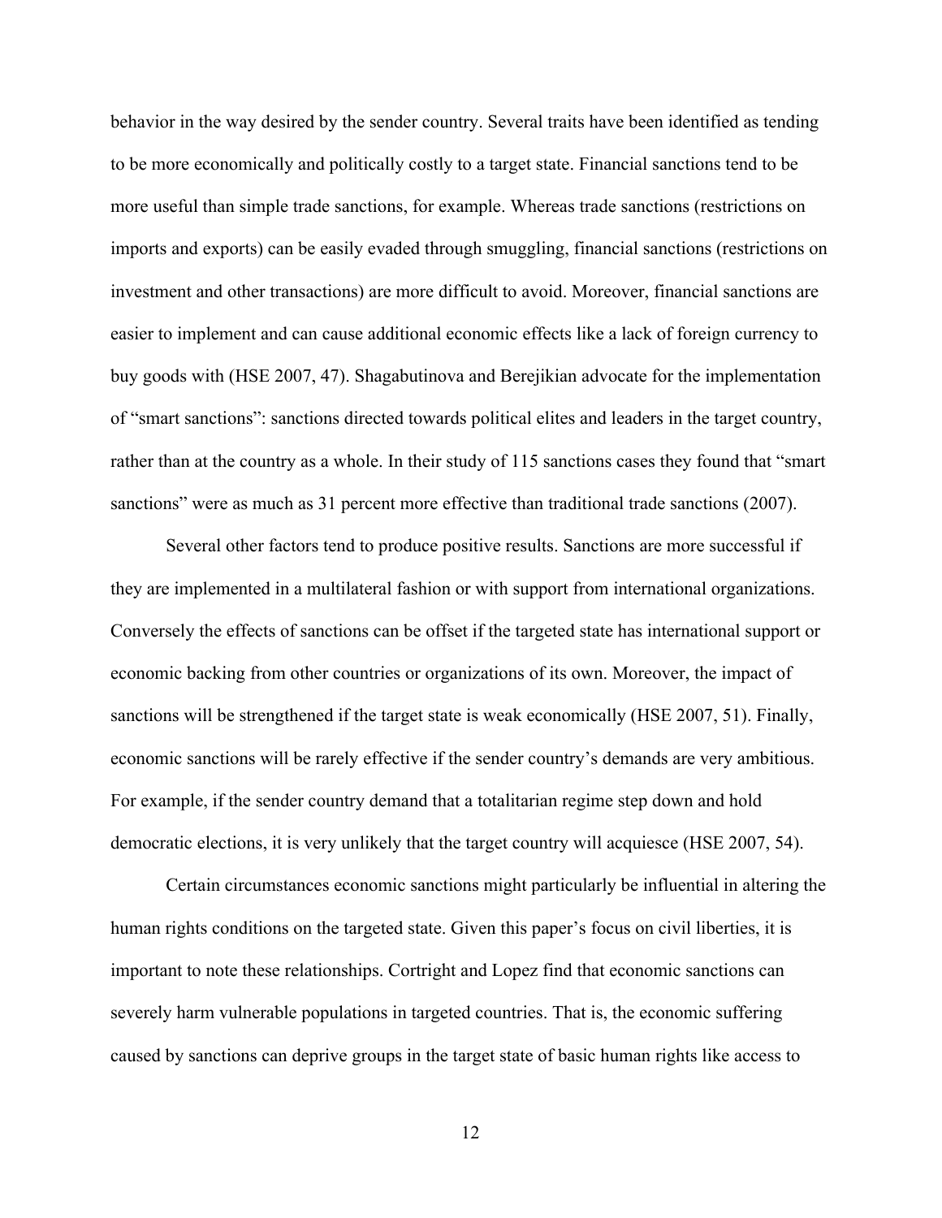behavior in the way desired by the sender country. Several traits have been identified as tending to be more economically and politically costly to a target state. Financial sanctions tend to be more useful than simple trade sanctions, for example. Whereas trade sanctions (restrictions on imports and exports) can be easily evaded through smuggling, financial sanctions (restrictions on investment and other transactions) are more difficult to avoid. Moreover, financial sanctions are easier to implement and can cause additional economic effects like a lack of foreign currency to buy goods with (HSE 2007, 47). Shagabutinova and Berejikian advocate for the implementation of "smart sanctions": sanctions directed towards political elites and leaders in the target country, rather than at the country as a whole. In their study of 115 sanctions cases they found that "smart sanctions" were as much as 31 percent more effective than traditional trade sanctions (2007).

Several other factors tend to produce positive results. Sanctions are more successful if they are implemented in a multilateral fashion or with support from international organizations. Conversely the effects of sanctions can be offset if the targeted state has international support or economic backing from other countries or organizations of its own. Moreover, the impact of sanctions will be strengthened if the target state is weak economically (HSE 2007, 51). Finally, economic sanctions will be rarely effective if the sender country's demands are very ambitious. For example, if the sender country demand that a totalitarian regime step down and hold democratic elections, it is very unlikely that the target country will acquiesce (HSE 2007, 54).

Certain circumstances economic sanctions might particularly be influential in altering the human rights conditions on the targeted state. Given this paper's focus on civil liberties, it is important to note these relationships. Cortright and Lopez find that economic sanctions can severely harm vulnerable populations in targeted countries. That is, the economic suffering caused by sanctions can deprive groups in the target state of basic human rights like access to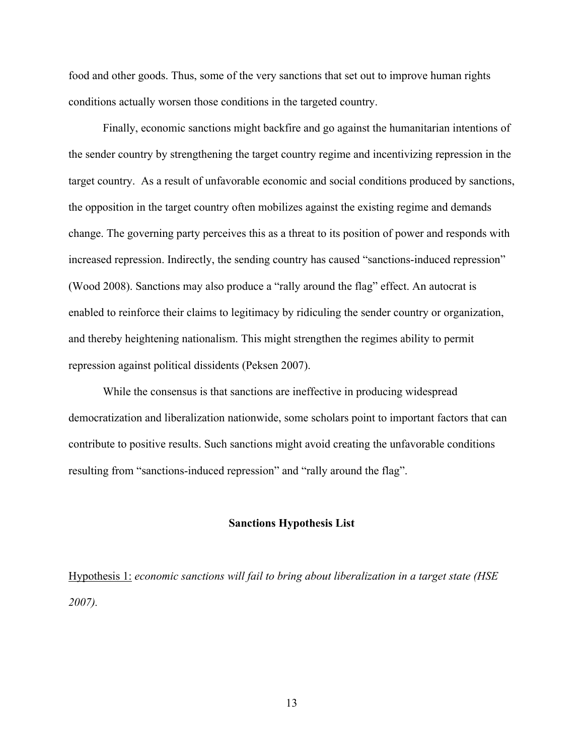food and other goods. Thus, some of the very sanctions that set out to improve human rights conditions actually worsen those conditions in the targeted country.

Finally, economic sanctions might backfire and go against the humanitarian intentions of the sender country by strengthening the target country regime and incentivizing repression in the target country. As a result of unfavorable economic and social conditions produced by sanctions, the opposition in the target country often mobilizes against the existing regime and demands change. The governing party perceives this as a threat to its position of power and responds with increased repression. Indirectly, the sending country has caused "sanctions-induced repression" (Wood 2008). Sanctions may also produce a "rally around the flag" effect. An autocrat is enabled to reinforce their claims to legitimacy by ridiculing the sender country or organization, and thereby heightening nationalism. This might strengthen the regimes ability to permit repression against political dissidents (Peksen 2007).

While the consensus is that sanctions are ineffective in producing widespread democratization and liberalization nationwide, some scholars point to important factors that can contribute to positive results. Such sanctions might avoid creating the unfavorable conditions resulting from "sanctions-induced repression" and "rally around the flag".

**Sanctions Hypothesis List**

Hypothesis 1: *economic sanctions will fail to bring about liberalization in a target state (HSE 2007).*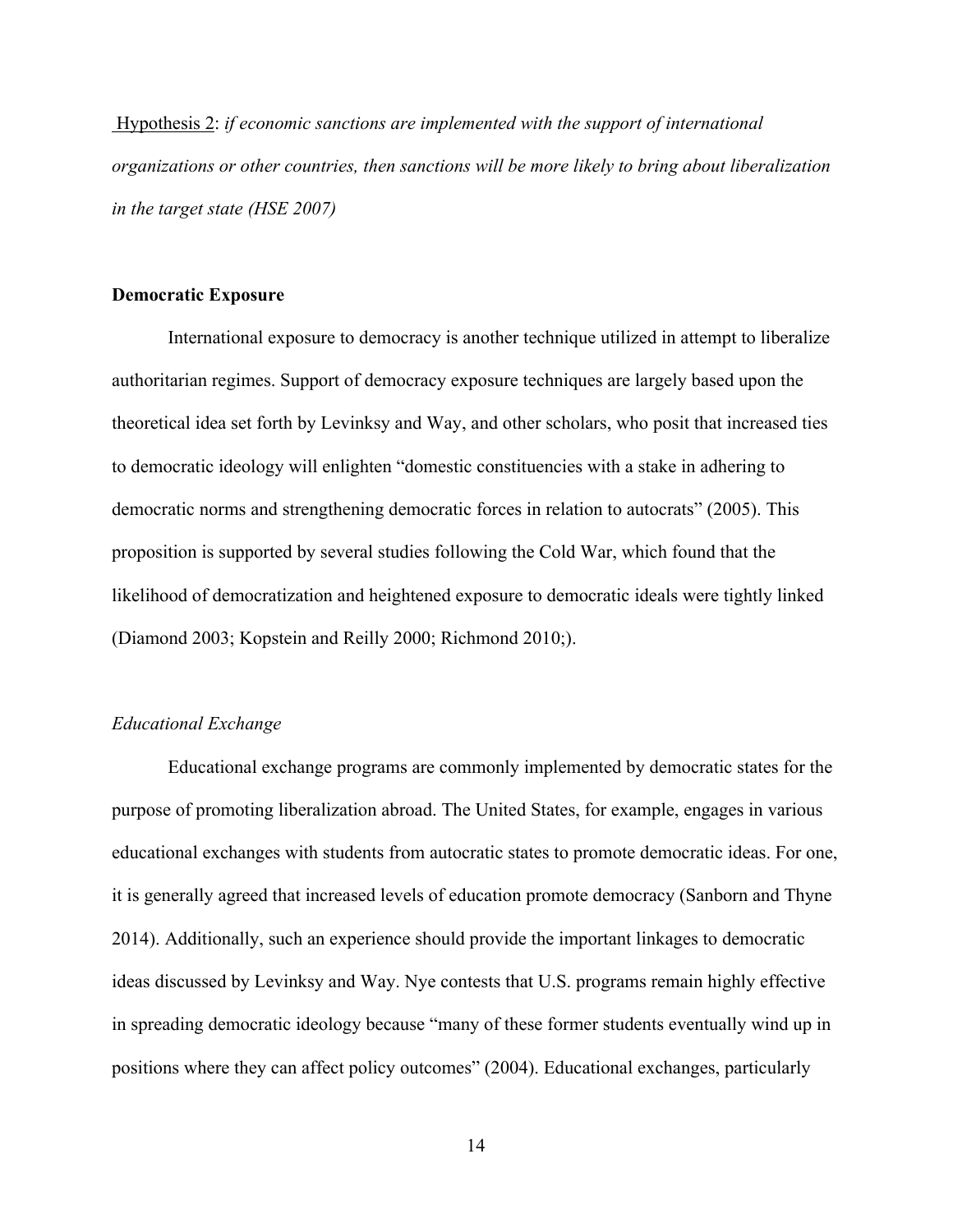Hypothesis 2: *if economic sanctions are implemented with the support of international organizations or other countries, then sanctions will be more likely to bring about liberalization in the target state (HSE 2007)*

**Democratic Exposure**

International exposure to democracy is another technique utilized in attempt to liberalize authoritarian regimes. Support of democracy exposure techniques are largely based upon the theoretical idea set forth by Levinksy and Way, and other scholars, who posit that increased ties to democratic ideology will enlighten "domestic constituencies with a stake in adhering to democratic norms and strengthening democratic forces in relation to autocrats" (2005). This proposition is supported by several studies following the Cold War, which found that the likelihood of democratization and heightened exposure to democratic ideals were tightly linked (Diamond 2003; Kopstein and Reilly 2000; Richmond 2010;).

*Educational Exchange*

Educational exchange programs are commonly implemented by democratic states for the purpose of promoting liberalization abroad. The United States, for example, engages in various educational exchanges with students from autocratic states to promote democratic ideas. For one, it is generally agreed that increased levels of education promote democracy (Sanborn and Thyne 2014). Additionally, such an experience should provide the important linkages to democratic ideas discussed by Levinksy and Way. Nye contests that U.S. programs remain highly effective in spreading democratic ideology because "many of these former students eventually wind up in positions where they can affect policy outcomes" (2004). Educational exchanges, particularly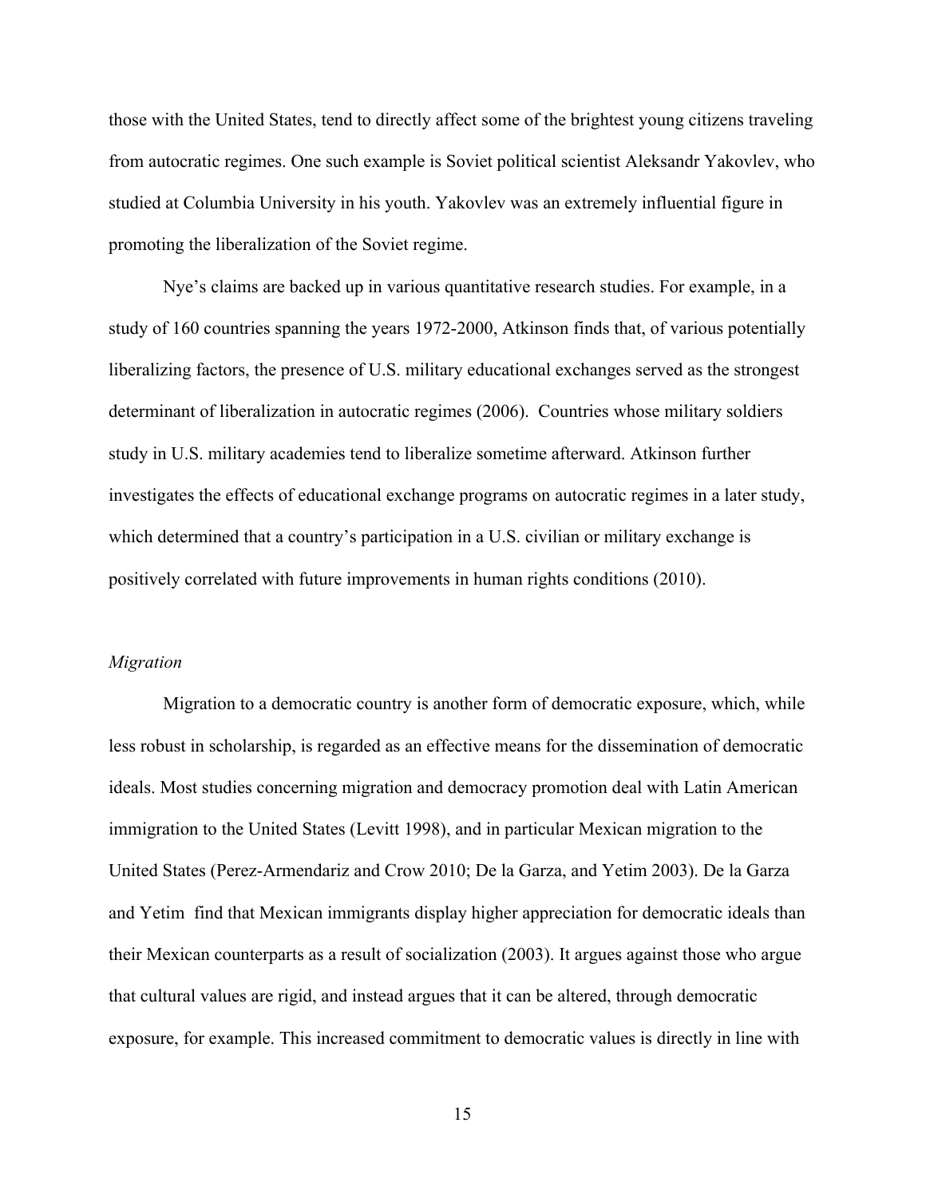those with the United States, tend to directly affect some of the brightest young citizens traveling from autocratic regimes. One such example is Soviet political scientist Aleksandr Yakovlev, who studied at Columbia University in his youth. Yakovlev was an extremely influential figure in promoting the liberalization of the Soviet regime.

Nye's claims are backed up in various quantitative research studies. For example, in a study of 160 countries spanning the years 1972-2000, Atkinson finds that, of various potentially liberalizing factors, the presence of U.S. military educational exchanges served as the strongest determinant of liberalization in autocratic regimes (2006). Countries whose military soldiers study in U.S. military academies tend to liberalize sometime afterward. Atkinson further investigates the effects of educational exchange programs on autocratic regimes in a later study, which determined that a country's participation in a U.S. civilian or military exchange is positively correlated with future improvements in human rights conditions (2010).

### *Migration*

Migration to a democratic country is another form of democratic exposure, which, while less robust in scholarship, is regarded as an effective means for the dissemination of democratic ideals. Most studies concerning migration and democracy promotion deal with Latin American immigration to the United States (Levitt 1998), and in particular Mexican migration to the United States (Perez-Armendariz and Crow 2010; De la Garza, and Yetim 2003). De la Garza and Yetim find that Mexican immigrants display higher appreciation for democratic ideals than their Mexican counterparts as a result of socialization (2003). It argues against those who argue that cultural values are rigid, and instead argues that it can be altered, through democratic exposure, for example. This increased commitment to democratic values is directly in line with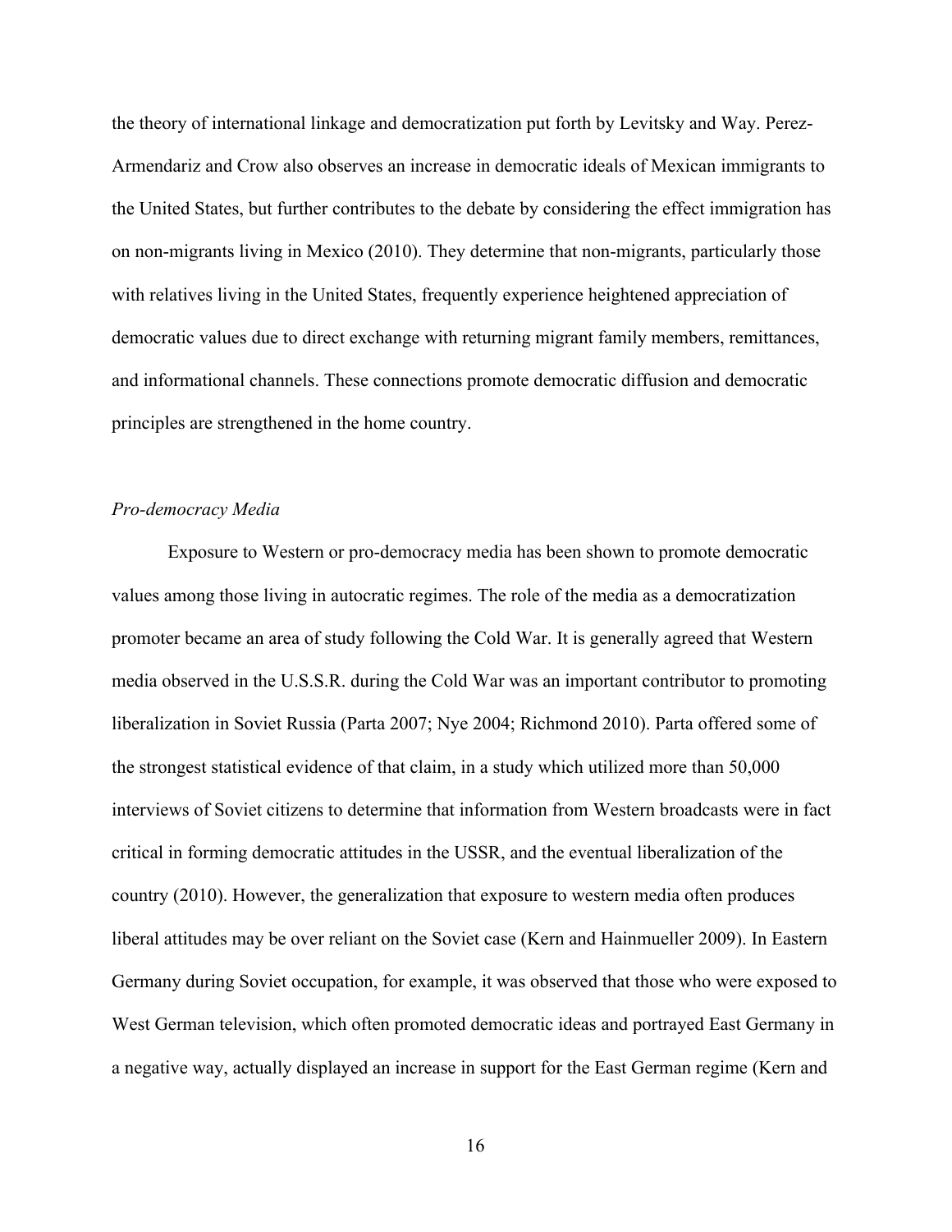the theory of international linkage and democratization put forth by Levitsky and Way. Perez-Armendariz and Crow also observes an increase in democratic ideals of Mexican immigrants to the United States, but further contributes to the debate by considering the effect immigration has on non-migrants living in Mexico (2010). They determine that non-migrants, particularly those with relatives living in the United States, frequently experience heightened appreciation of democratic values due to direct exchange with returning migrant family members, remittances, and informational channels. These connections promote democratic diffusion and democratic principles are strengthened in the home country.

*Pro-democracy Media*

Exposure to Western or pro-democracy media has been shown to promote democratic values among those living in autocratic regimes. The role of the media as a democratization promoter became an area of study following the Cold War. It is generally agreed that Western media observed in the U.S.S.R. during the Cold War was an important contributor to promoting liberalization in Soviet Russia (Parta 2007; Nye 2004; Richmond 2010). Parta offered some of the strongest statistical evidence of that claim, in a study which utilized more than 50,000 interviews of Soviet citizens to determine that information from Western broadcasts were in fact critical in forming democratic attitudes in the USSR, and the eventual liberalization of the country (2010). However, the generalization that exposure to western media often produces liberal attitudes may be over reliant on the Soviet case (Kern and Hainmueller 2009). In Eastern Germany during Soviet occupation, for example, it was observed that those who were exposed to West German television, which often promoted democratic ideas and portrayed East Germany in a negative way, actually displayed an increase in support for the East German regime (Kern and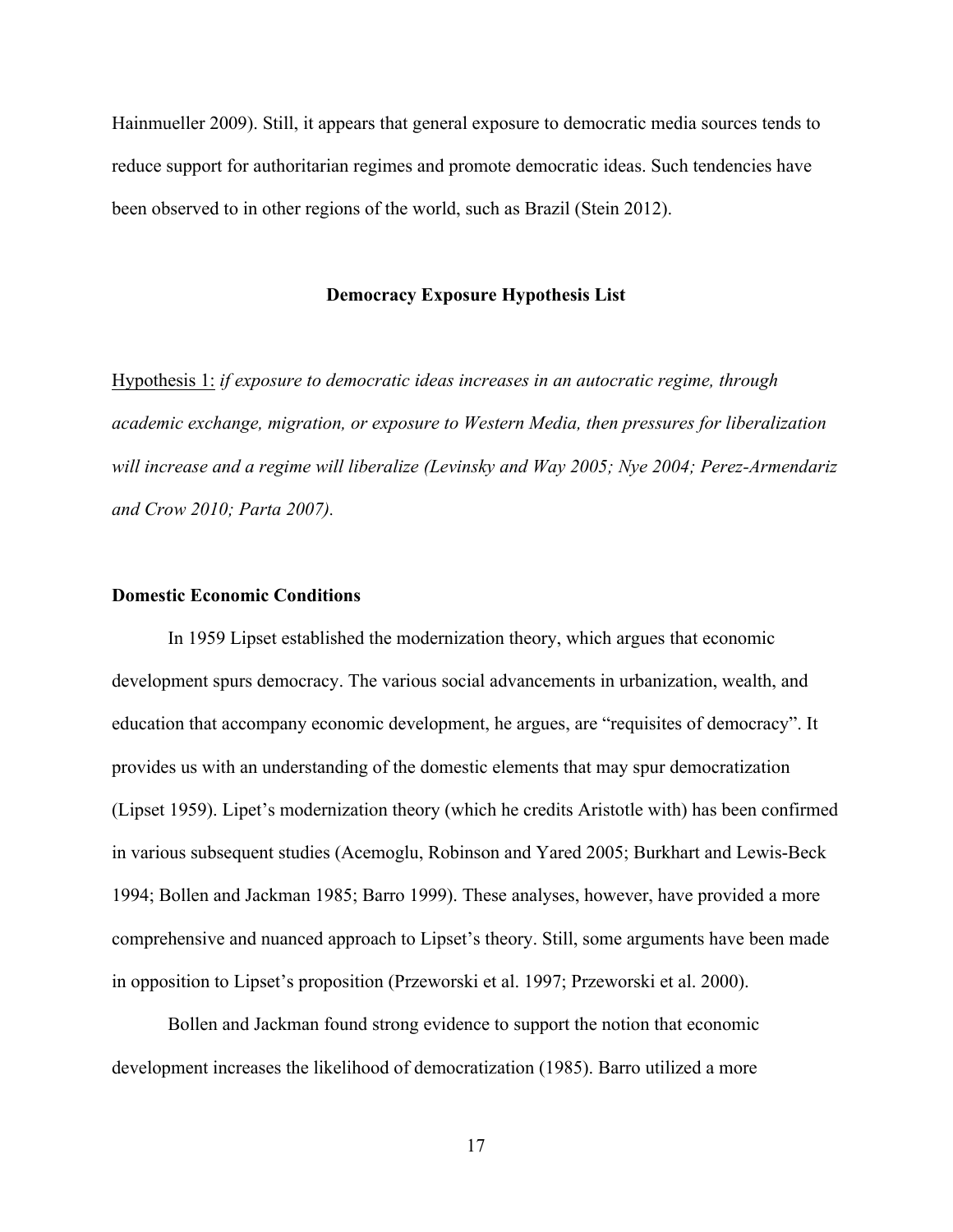Hainmueller 2009). Still, it appears that general exposure to democratic media sources tends to reduce support for authoritarian regimes and promote democratic ideas. Such tendencies have been observed to in other regions of the world, such as Brazil (Stein 2012).

**Democracy Exposure Hypothesis List**

Hypothesis 1: *if exposure to democratic ideas increases in an autocratic regime, through academic exchange, migration, or exposure to Western Media, then pressures for liberalization will increase and a regime will liberalize (Levinsky and Way 2005; Nye 2004; Perez-Armendariz and Crow 2010; Parta 2007).*

**Domestic Economic Conditions**

In 1959 Lipset established the modernization theory, which argues that economic development spurs democracy. The various social advancements in urbanization, wealth, and education that accompany economic development, he argues, are "requisites of democracy". It provides us with an understanding of the domestic elements that may spur democratization (Lipset 1959). Lipet's modernization theory (which he credits Aristotle with) has been confirmed in various subsequent studies (Acemoglu, Robinson and Yared 2005; Burkhart and Lewis-Beck 1994; Bollen and Jackman 1985; Barro 1999). These analyses, however, have provided a more comprehensive and nuanced approach to Lipset's theory. Still, some arguments have been made in opposition to Lipset's proposition (Przeworski et al. 1997; Przeworski et al. 2000).

Bollen and Jackman found strong evidence to support the notion that economic development increases the likelihood of democratization (1985). Barro utilized a more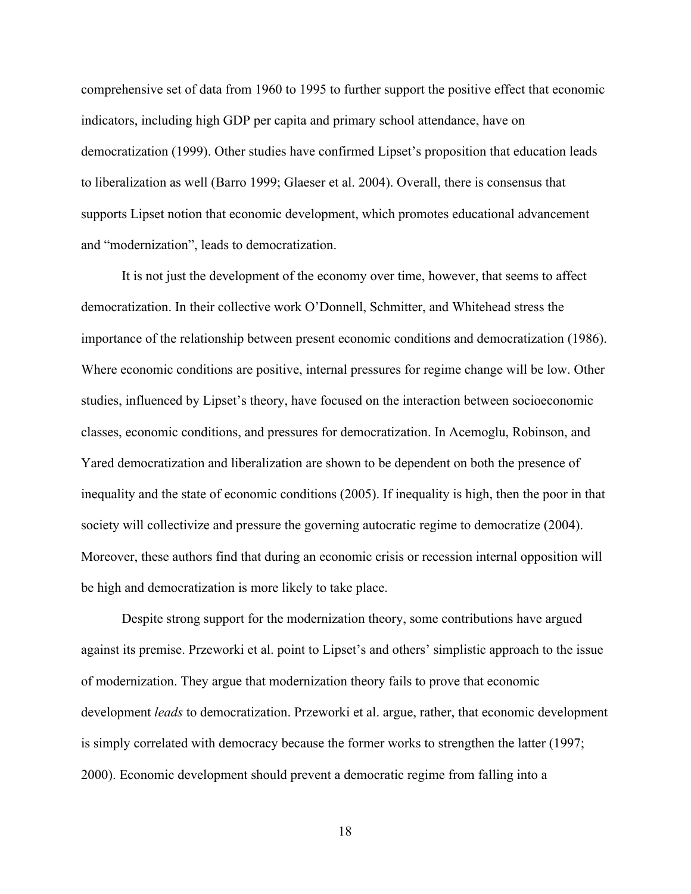comprehensive set of data from 1960 to 1995 to further support the positive effect that economic indicators, including high GDP per capita and primary school attendance, have on democratization (1999). Other studies have confirmed Lipset's proposition that education leads to liberalization as well (Barro 1999; Glaeser et al. 2004). Overall, there is consensus that supports Lipset notion that economic development, which promotes educational advancement and "modernization", leads to democratization.

It is not just the development of the economy over time, however, that seems to affect democratization. In their collective work O'Donnell, Schmitter, and Whitehead stress the importance of the relationship between present economic conditions and democratization (1986). Where economic conditions are positive, internal pressures for regime change will be low. Other studies, influenced by Lipset's theory, have focused on the interaction between socioeconomic classes, economic conditions, and pressures for democratization. In Acemoglu, Robinson, and Yared democratization and liberalization are shown to be dependent on both the presence of inequality and the state of economic conditions (2005). If inequality is high, then the poor in that society will collectivize and pressure the governing autocratic regime to democratize (2004). Moreover, these authors find that during an economic crisis or recession internal opposition will be high and democratization is more likely to take place.

Despite strong support for the modernization theory, some contributions have argued against its premise. Przeworki et al. point to Lipset's and others' simplistic approach to the issue of modernization. They argue that modernization theory fails to prove that economic development *leads* to democratization. Przeworki et al. argue, rather, that economic development is simply correlated with democracy because the former works to strengthen the latter (1997; 2000). Economic development should prevent a democratic regime from falling into a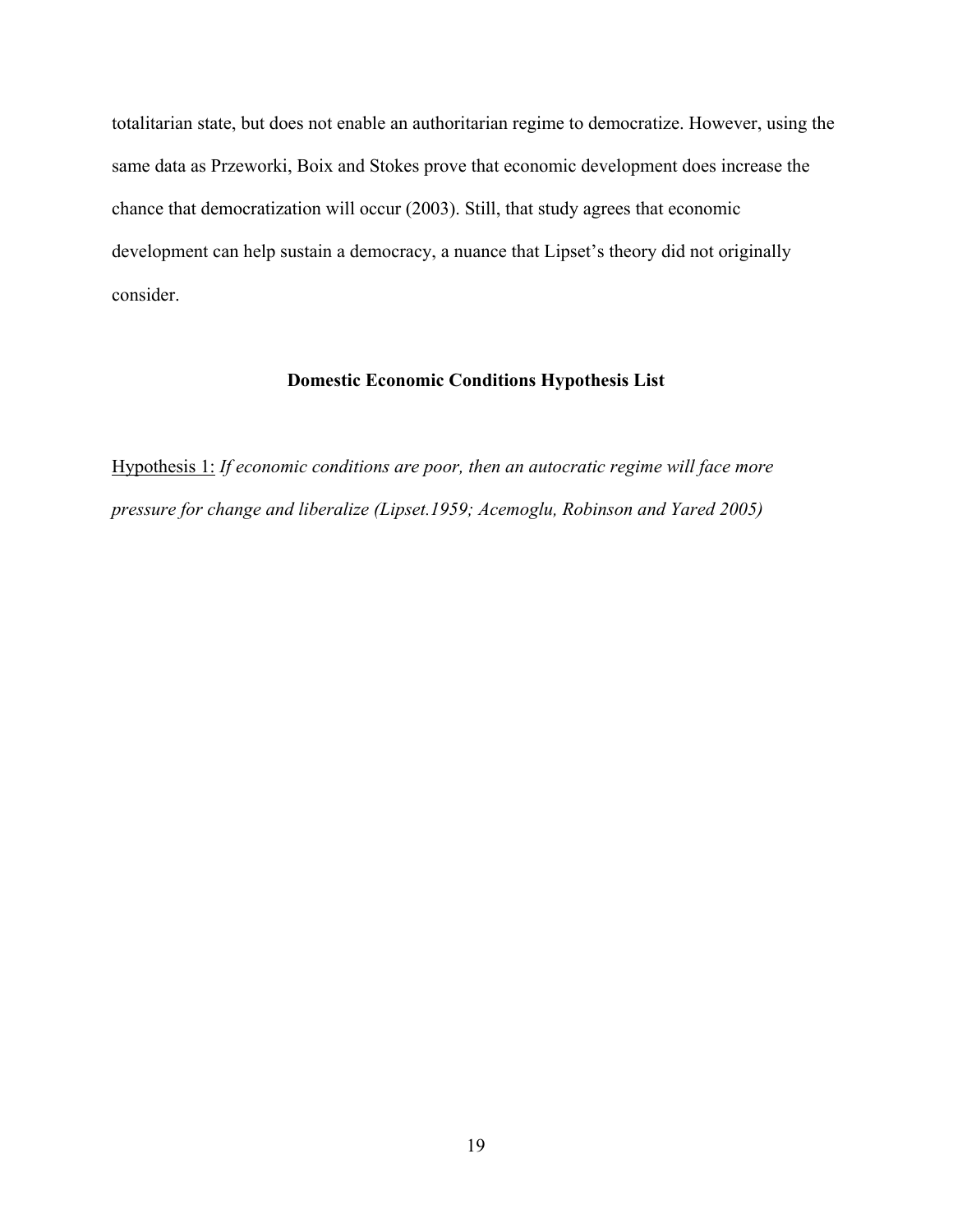totalitarian state, but does not enable an authoritarian regime to democratize. However, using the same data as Przeworki, Boix and Stokes prove that economic development does increase the chance that democratization will occur (2003). Still, that study agrees that economic development can help sustain a democracy, a nuance that Lipset's theory did not originally consider.

### Domestic Economic Conditions Hypothesis List

<u>Hypothesis 1:</u> *If economic conditions are poor, then an autocratic regime will face more pressure for change and liberalize (Lipset.1959; Acemoglu, Robinson and Yared 2005)*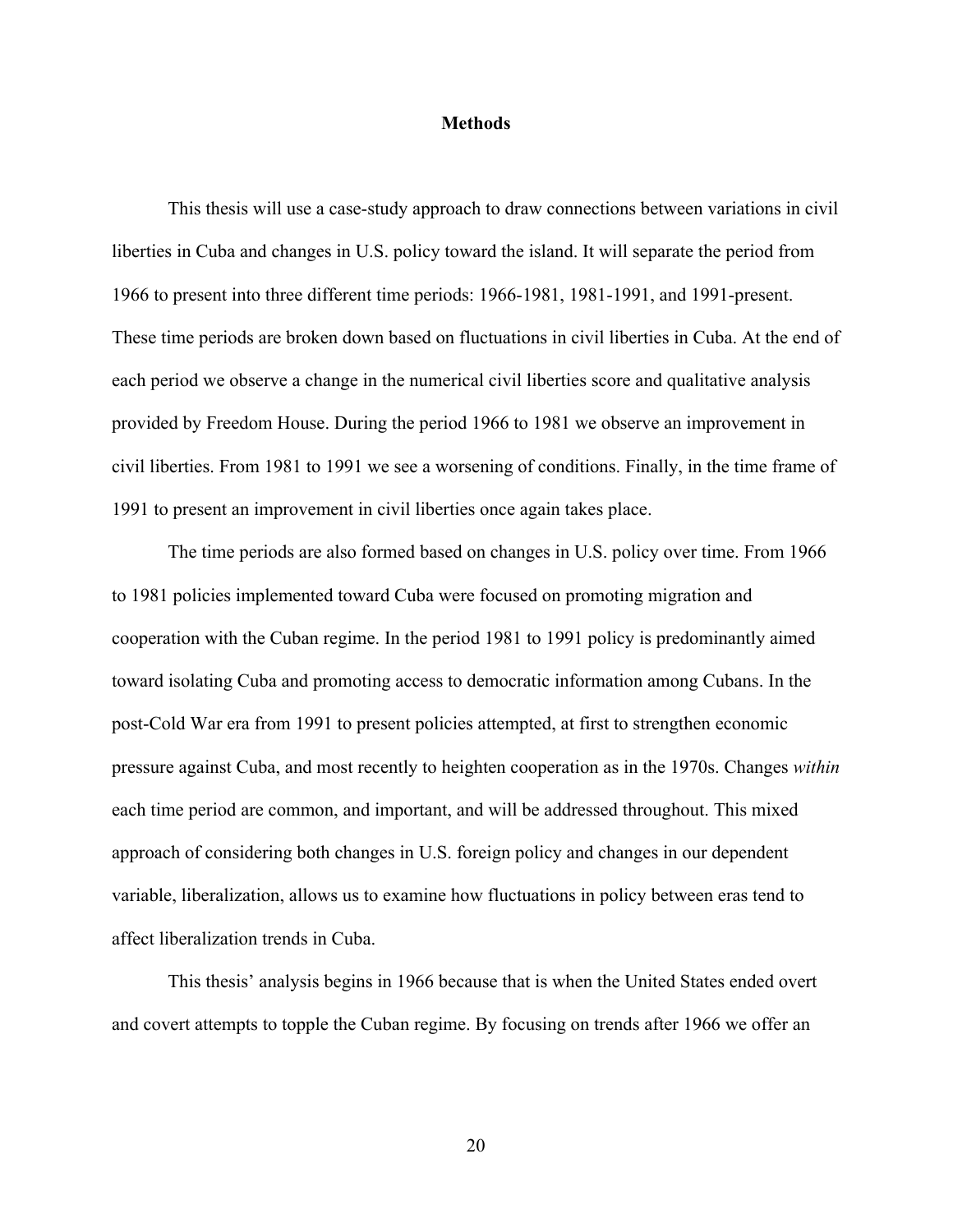## Methods

This thesis will use a case-study approach to draw connections between variations in civil liberties in Cuba and changes in U.S. policy toward the island. It will separate the period from 1966 to present into three different time periods: 1966-1981, 1981-1991, and 1991-present. These time periods are broken down based on fluctuations in civil liberties in Cuba. At the end of each period we observe a change in the numerical civil liberties score and qualitative analysis provided by Freedom House. During the period 1966 to 1981 we observe an improvement in civil liberties. From 1981 to 1991 we see a worsening of conditions. Finally, in the time frame of 1991 to present an improvement in civil liberties once again takes place.

The time periods are also formed based on changes in U.S. policy over time. From 1966 to 1981 policies implemented toward Cuba were focused on promoting migration and cooperation with the Cuban regime. In the period 1981 to 1991 policy is predominantly aimed toward isolating Cuba and promoting access to democratic information among Cubans. In the post-Cold War era from 1991 to present policies attempted, at first to strengthen economic pressure against Cuba, and most recently to heighten cooperation as in the 1970s. Changes *within* each time period are common, and important, and will be addressed throughout. This mixed approach of considering both changes in U.S. foreign policy and changes in our dependent variable, liberalization, allows us to examine how fluctuations in policy between eras tend to affect liberalization trends in Cuba.

This thesis' analysis begins in 1966 because that is when the United States ended overt and covert attempts to topple the Cuban regime. By focusing on trends after 1966 we offer an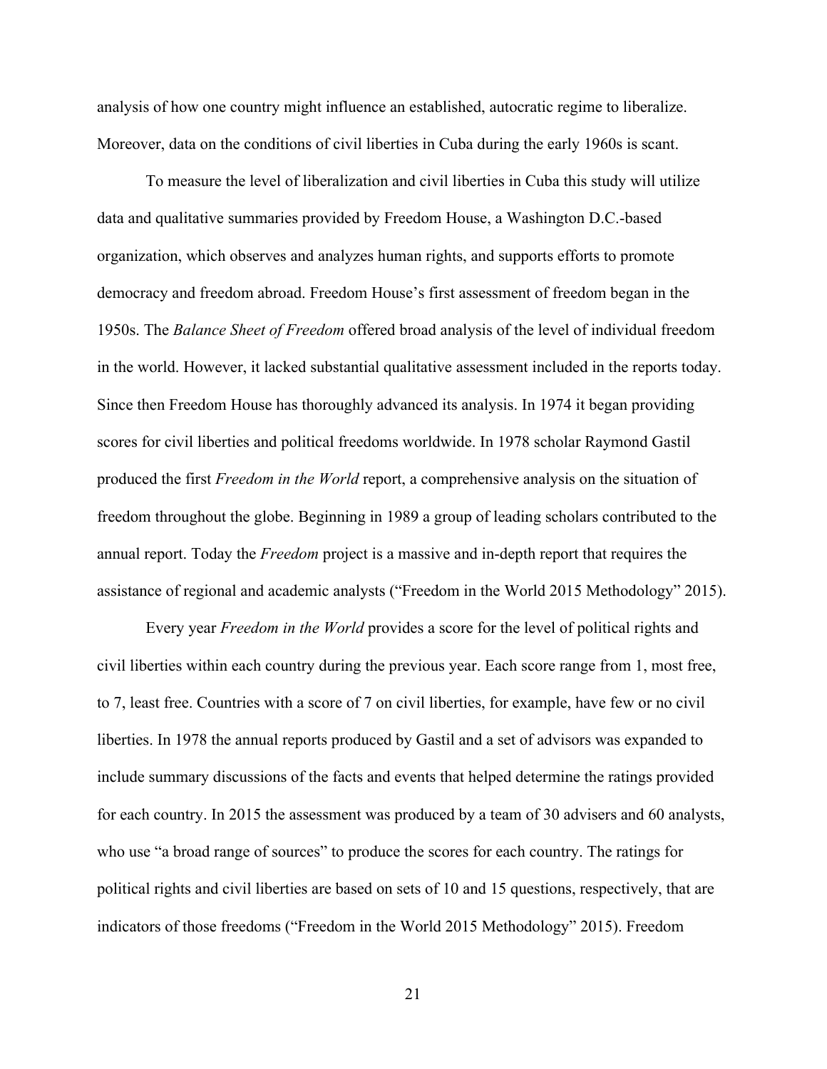analysis of how one country might influence an established, autocratic regime to liberalize. Moreover, data on the conditions of civil liberties in Cuba during the early 1960s is scant.

To measure the level of liberalization and civil liberties in Cuba this study will utilize data and qualitative summaries provided by Freedom House, a Washington D.C.-based organization, which observes and analyzes human rights, and supports efforts to promote democracy and freedom abroad. Freedom House's first assessment of freedom began in the 1950s. The *Balance Sheet of Freedom* offered broad analysis of the level of individual freedom in the world. However, it lacked substantial qualitative assessment included in the reports today. Since then Freedom House has thoroughly advanced its analysis. In 1974 it began providing scores for civil liberties and political freedoms worldwide. In 1978 scholar Raymond Gastil produced the first *Freedom in the World* report, a comprehensive analysis on the situation of freedom throughout the globe. Beginning in 1989 a group of leading scholars contributed to the annual report. Today the *Freedom* project is a massive and in-depth report that requires the assistance of regional and academic analysts ("Freedom in the World 2015 Methodology" 2015).

Every year *Freedom in the World* provides a score for the level of political rights and civil liberties within each country during the previous year. Each score range from 1, most free, to 7, least free. Countries with a score of 7 on civil liberties, for example, have few or no civil liberties. In 1978 the annual reports produced by Gastil and a set of advisors was expanded to include summary discussions of the facts and events that helped determine the ratings provided for each country. In 2015 the assessment was produced by a team of 30 advisers and 60 analysts, who use "a broad range of sources" to produce the scores for each country. The ratings for political rights and civil liberties are based on sets of 10 and 15 questions, respectively, that are indicators of those freedoms ("Freedom in the World 2015 Methodology" 2015). Freedom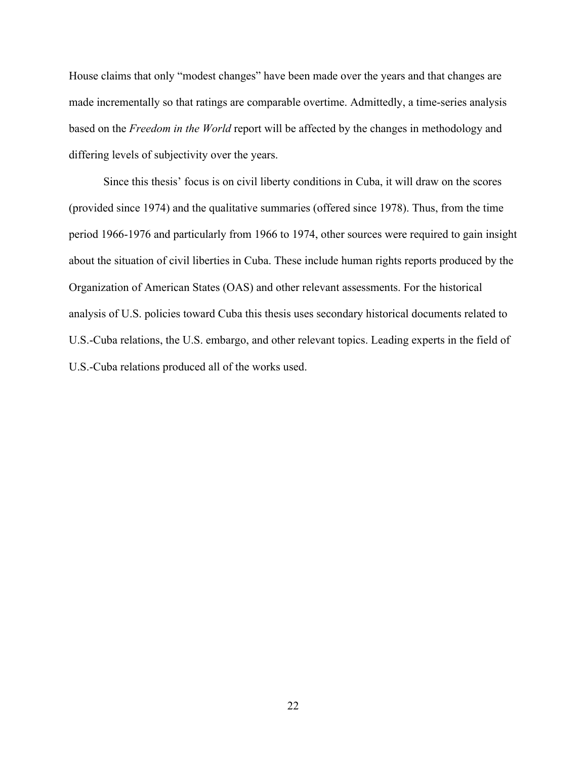House claims that only "modest changes" have been made over the years and that changes are made incrementally so that ratings are comparable overtime. Admittedly, a time-series analysis based on the *Freedom in the World* report will be affected by the changes in methodology and differing levels of subjectivity over the years.

Since this thesis' focus is on civil liberty conditions in Cuba, it will draw on the scores (provided since 1974) and the qualitative summaries (offered since 1978). Thus, from the time period 1966-1976 and particularly from 1966 to 1974, other sources were required to gain insight about the situation of civil liberties in Cuba. These include human rights reports produced by the Organization of American States (OAS) and other relevant assessments. For the historical analysis of U.S. policies toward Cuba this thesis uses secondary historical documents related to U.S.-Cuba relations, the U.S. embargo, and other relevant topics. Leading experts in the field of U.S.-Cuba relations produced all of the works used.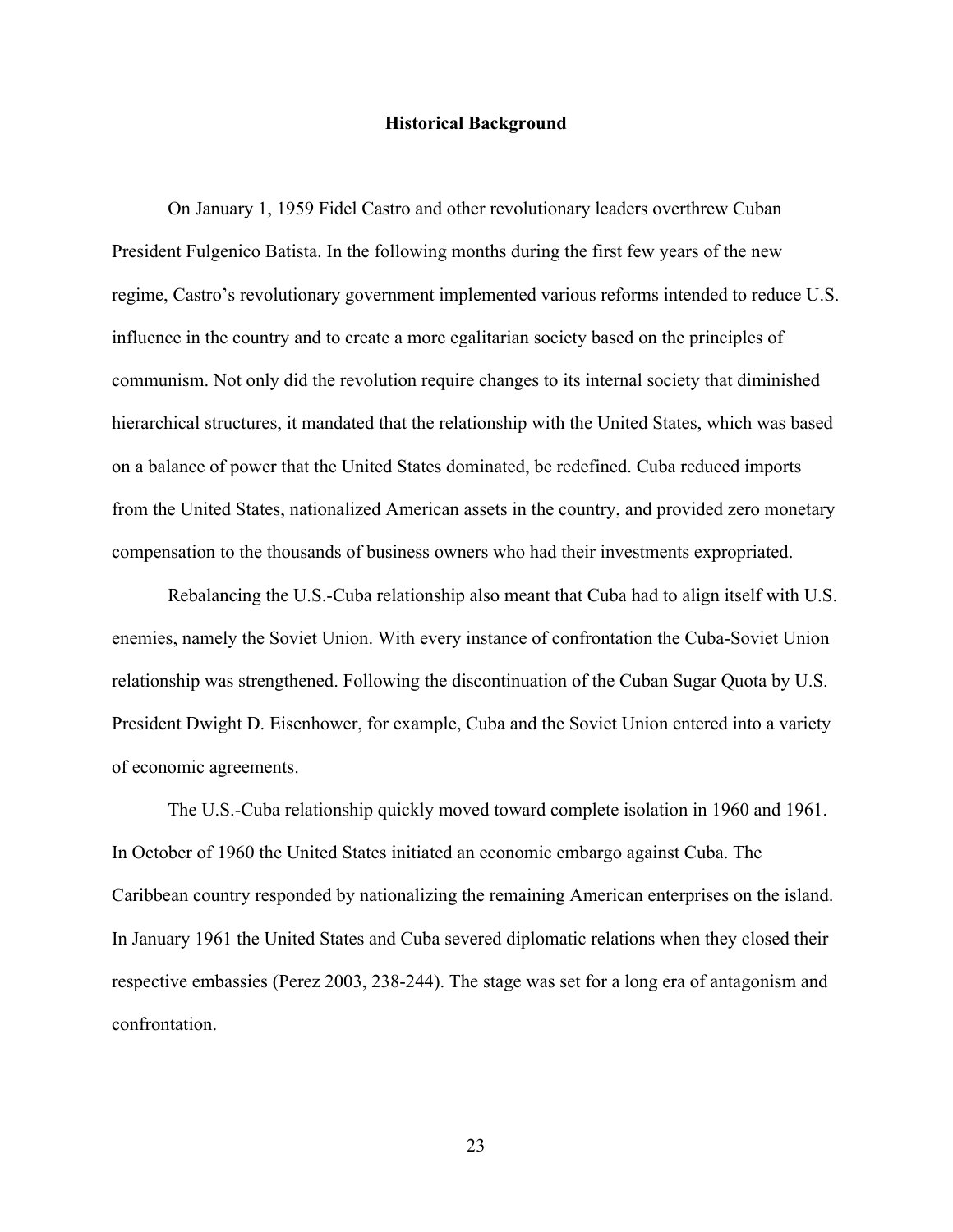## Historical Background

On January 1, 1959 Fidel Castro and other revolutionary leaders overthrew Cuban President Fulgenico Batista. In the following months during the first few years of the new regime, Castro's revolutionary government implemented various reforms intended to reduce U.S. influence in the country and to create a more egalitarian society based on the principles of communism. Not only did the revolution require changes to its internal society that diminished hierarchical structures, it mandated that the relationship with the United States, which was based on a balance of power that the United States dominated, be redefined. Cuba reduced imports from the United States, nationalized American assets in the country, and provided zero monetary compensation to the thousands of business owners who had their investments expropriated.

Rebalancing the U.S.-Cuba relationship also meant that Cuba had to align itself with U.S. enemies, namely the Soviet Union. With every instance of confrontation the Cuba-Soviet Union relationship was strengthened. Following the discontinuation of the Cuban Sugar Quota by U.S. President Dwight D. Eisenhower, for example, Cuba and the Soviet Union entered into a variety of economic agreements.

The U.S.-Cuba relationship quickly moved toward complete isolation in 1960 and 1961. In October of 1960 the United States initiated an economic embargo against Cuba. The Caribbean country responded by nationalizing the remaining American enterprises on the island. In January 1961 the United States and Cuba severed diplomatic relations when they closed their respective embassies (Perez 2003, 238-244). The stage was set for a long era of antagonism and confrontation.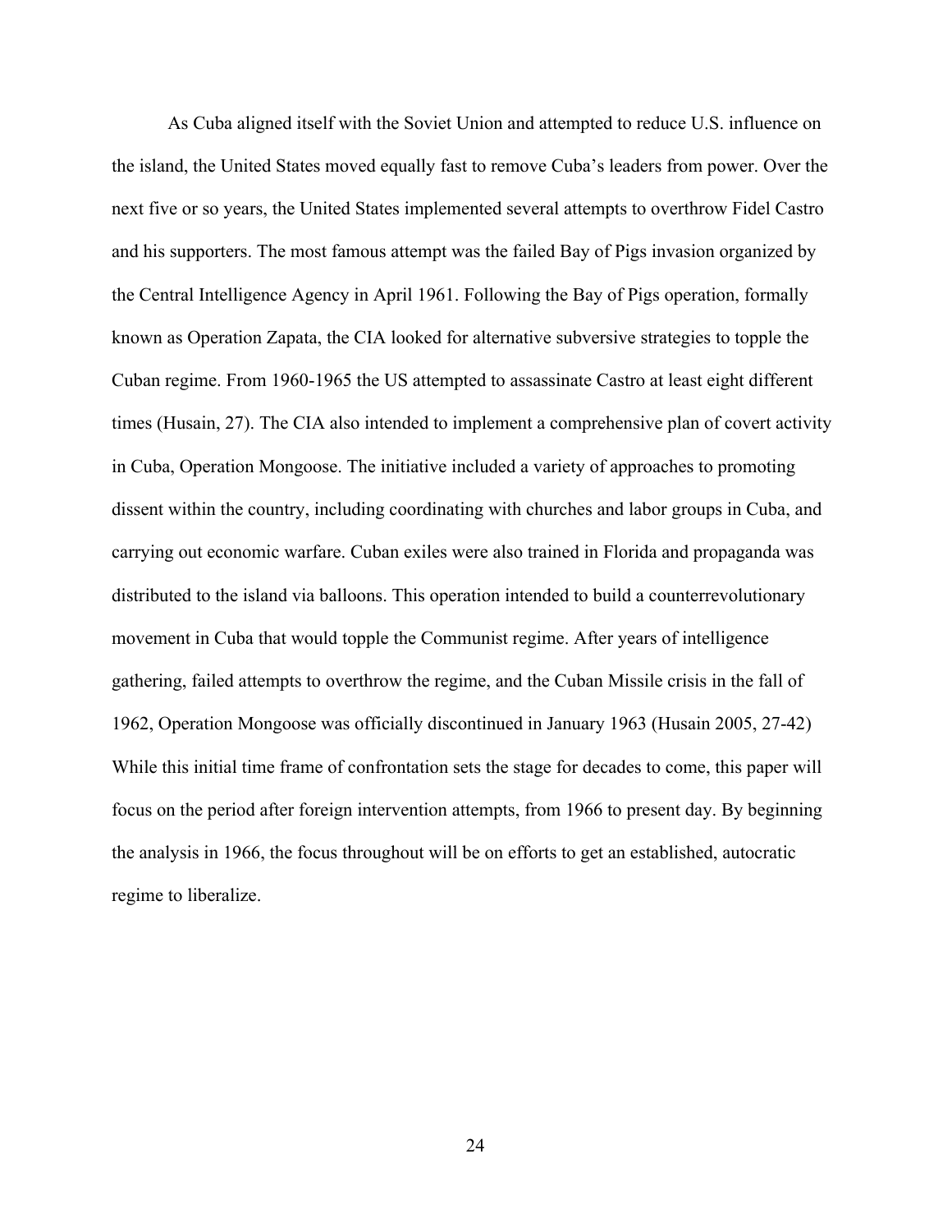As Cuba aligned itself with the Soviet Union and attempted to reduce U.S. influence on the island, the United States moved equally fast to remove Cuba's leaders from power. Over the next five or so years, the United States implemented several attempts to overthrow Fidel Castro and his supporters. The most famous attempt was the failed Bay of Pigs invasion organized by the Central Intelligence Agency in April 1961. Following the Bay of Pigs operation, formally known as Operation Zapata, the CIA looked for alternative subversive strategies to topple the Cuban regime. From 1960-1965 the US attempted to assassinate Castro at least eight different times (Husain, 27). The CIA also intended to implement a comprehensive plan of covert activity in Cuba, Operation Mongoose. The initiative included a variety of approaches to promoting dissent within the country, including coordinating with churches and labor groups in Cuba, and carrying out economic warfare. Cuban exiles were also trained in Florida and propaganda was distributed to the island via balloons. This operation intended to build a counterrevolutionary movement in Cuba that would topple the Communist regime. After years of intelligence gathering, failed attempts to overthrow the regime, and the Cuban Missile crisis in the fall of 1962, Operation Mongoose was officially discontinued in January 1963 (Husain 2005, 27-42) While this initial time frame of confrontation sets the stage for decades to come, this paper will focus on the period after foreign intervention attempts, from 1966 to present day. By beginning the analysis in 1966, the focus throughout will be on efforts to get an established, autocratic regime to liberalize.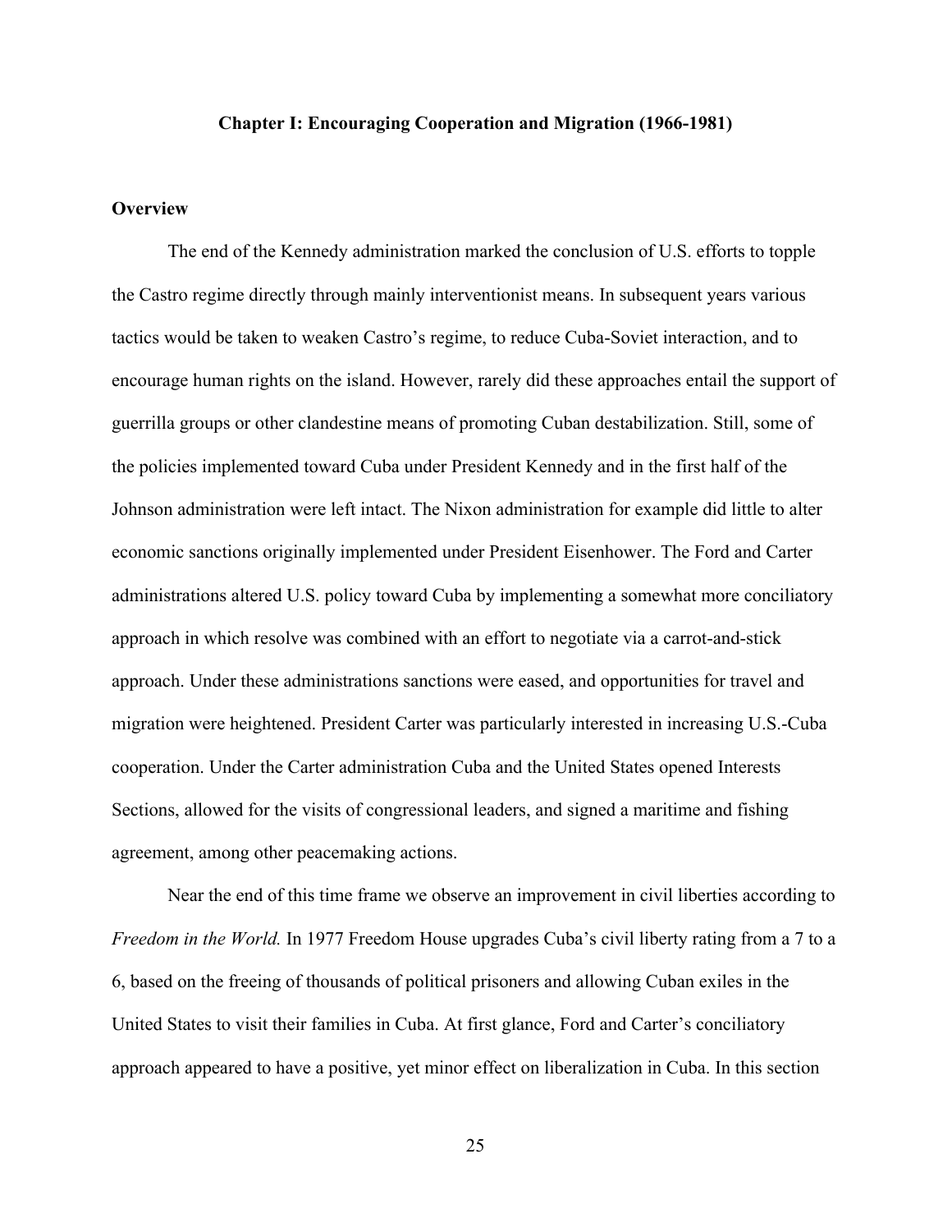## Chapter I: Encouraging Cooperation and Migration (1966-1981)

### Overview

The end of the Kennedy administration marked the conclusion of U.S. efforts to topple the Castro regime directly through mainly interventionist means. In subsequent years various tactics would be taken to weaken Castro's regime, to reduce Cuba-Soviet interaction, and to encourage human rights on the island. However, rarely did these approaches entail the support of guerrilla groups or other clandestine means of promoting Cuban destabilization. Still, some of the policies implemented toward Cuba under President Kennedy and in the first half of the Johnson administration were left intact. The Nixon administration for example did little to alter economic sanctions originally implemented under President Eisenhower. The Ford and Carter administrations altered U.S. policy toward Cuba by implementing a somewhat more conciliatory approach in which resolve was combined with an effort to negotiate via a carrot-and-stick approach. Under these administrations sanctions were eased, and opportunities for travel and migration were heightened. President Carter was particularly interested in increasing U.S.-Cuba cooperation. Under the Carter administration Cuba and the United States opened Interests Sections, allowed for the visits of congressional leaders, and signed a maritime and fishing agreement, among other peacemaking actions.

Near the end of this time frame we observe an improvement in civil liberties according to *Freedom in the World.* In 1977 Freedom House upgrades Cuba's civil liberty rating from a 7 to a 6, based on the freeing of thousands of political prisoners and allowing Cuban exiles in the United States to visit their families in Cuba. At first glance, Ford and Carter's conciliatory approach appeared to have a positive, yet minor effect on liberalization in Cuba. In this section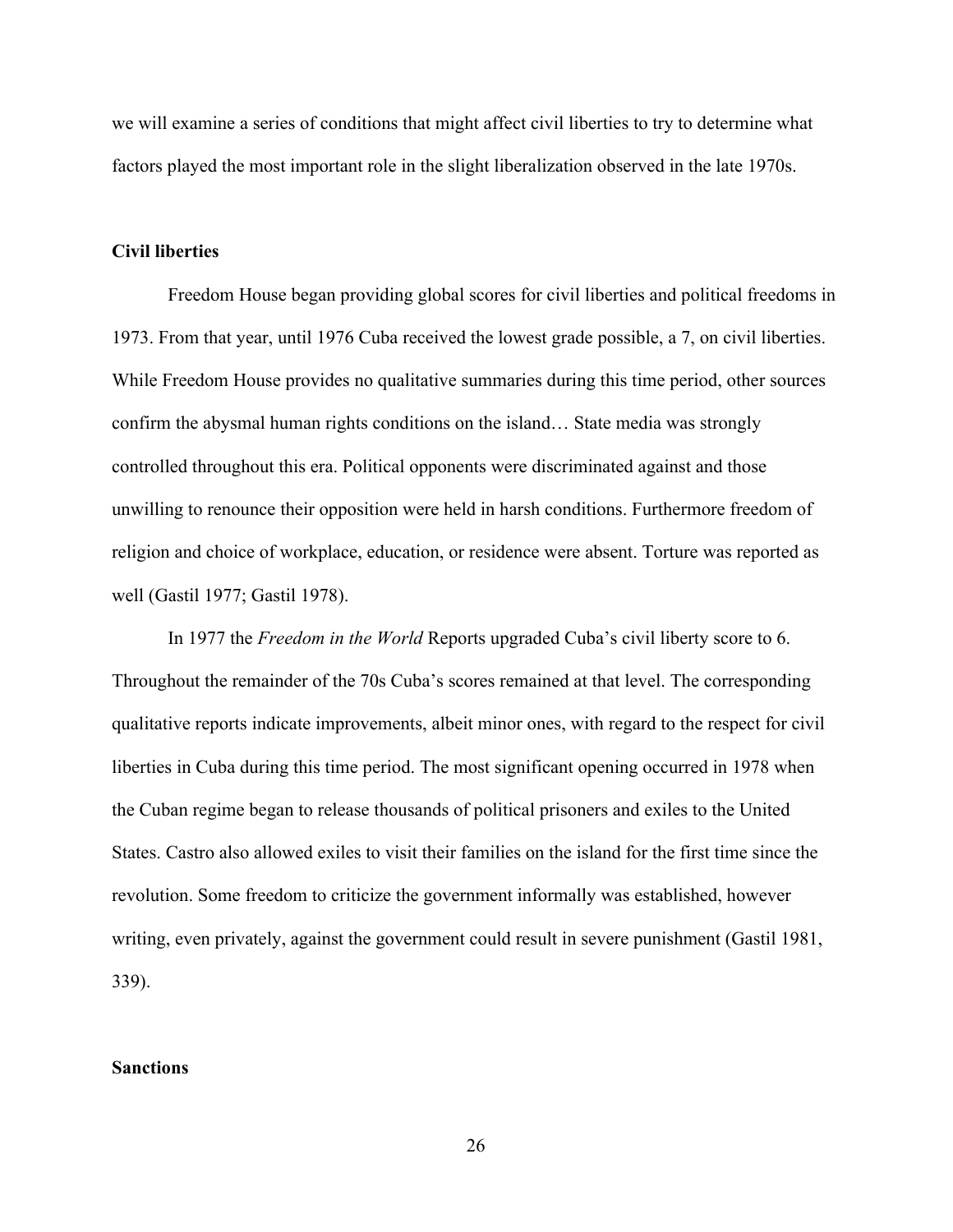we will examine a series of conditions that might affect civil liberties to try to determine what factors played the most important role in the slight liberalization observed in the late 1970s.

## Civil liberties

Freedom House began providing global scores for civil liberties and political freedoms in 1973. From that year, until 1976 Cuba received the lowest grade possible, a 7, on civil liberties. While Freedom House provides no qualitative summaries during this time period, other sources confirm the abysmal human rights conditions on the island… State media was strongly controlled throughout this era. Political opponents were discriminated against and those unwilling to renounce their opposition were held in harsh conditions. Furthermore freedom of religion and choice of workplace, education, or residence were absent. Torture was reported as well (Gastil 1977; Gastil 1978).

In 1977 the *Freedom in the World* Reports upgraded Cuba's civil liberty score to 6. Throughout the remainder of the 70s Cuba's scores remained at that level. The corresponding qualitative reports indicate improvements, albeit minor ones, with regard to the respect for civil liberties in Cuba during this time period. The most significant opening occurred in 1978 when the Cuban regime began to release thousands of political prisoners and exiles to the United States. Castro also allowed exiles to visit their families on the island for the first time since the revolution. Some freedom to criticize the government informally was established, however writing, even privately, against the government could result in severe punishment (Gastil 1981, 339).

## Sanctions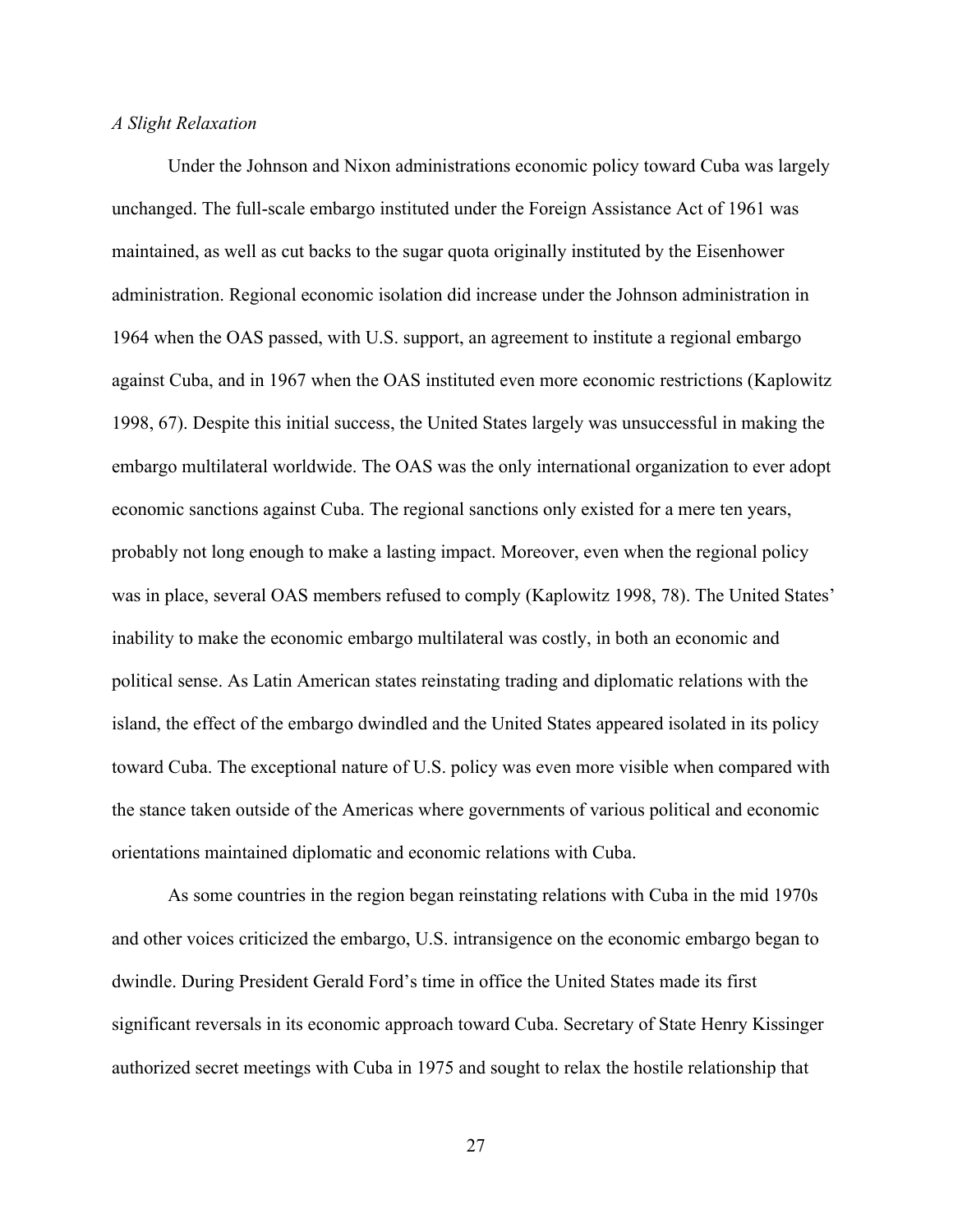*A Slight Relaxation*

Under the Johnson and Nixon administrations economic policy toward Cuba was largely unchanged. The full-scale embargo instituted under the Foreign Assistance Act of 1961 was maintained, as well as cut backs to the sugar quota originally instituted by the Eisenhower administration. Regional economic isolation did increase under the Johnson administration in 1964 when the OAS passed, with U.S. support, an agreement to institute a regional embargo against Cuba, and in 1967 when the OAS instituted even more economic restrictions (Kaplowitz 1998, 67). Despite this initial success, the United States largely was unsuccessful in making the embargo multilateral worldwide. The OAS was the only international organization to ever adopt economic sanctions against Cuba. The regional sanctions only existed for a mere ten years, probably not long enough to make a lasting impact. Moreover, even when the regional policy was in place, several OAS members refused to comply (Kaplowitz 1998, 78). The United States' inability to make the economic embargo multilateral was costly, in both an economic and political sense. As Latin American states reinstating trading and diplomatic relations with the island, the effect of the embargo dwindled and the United States appeared isolated in its policy toward Cuba. The exceptional nature of U.S. policy was even more visible when compared with the stance taken outside of the Americas where governments of various political and economic orientations maintained diplomatic and economic relations with Cuba.

As some countries in the region began reinstating relations with Cuba in the mid 1970s and other voices criticized the embargo, U.S. intransigence on the economic embargo began to dwindle. During President Gerald Ford's time in office the United States made its first significant reversals in its economic approach toward Cuba. Secretary of State Henry Kissinger authorized secret meetings with Cuba in 1975 and sought to relax the hostile relationship that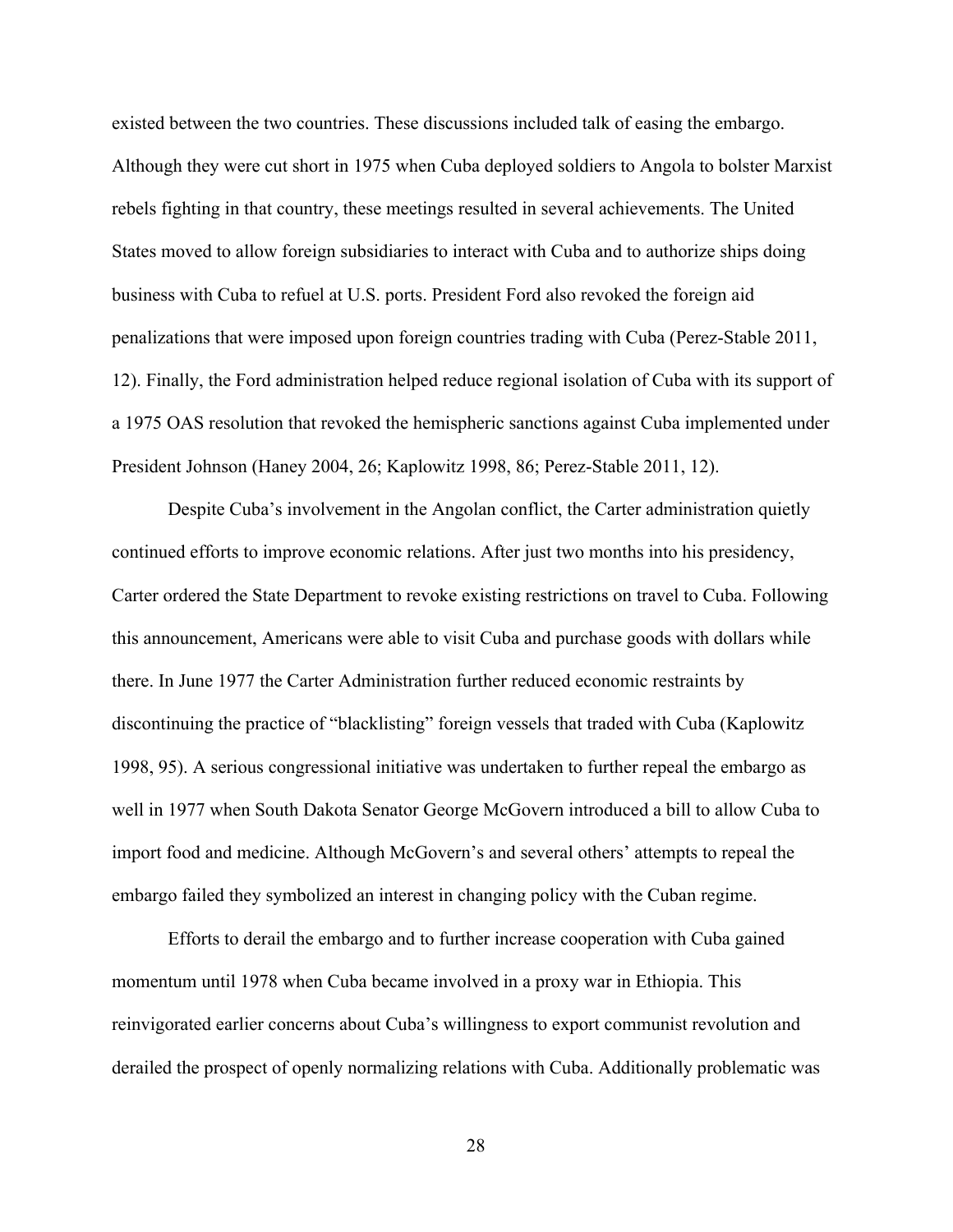existed between the two countries. These discussions included talk of easing the embargo. Although they were cut short in 1975 when Cuba deployed soldiers to Angola to bolster Marxist rebels fighting in that country, these meetings resulted in several achievements. The United States moved to allow foreign subsidiaries to interact with Cuba and to authorize ships doing business with Cuba to refuel at U.S. ports. President Ford also revoked the foreign aid penalizations that were imposed upon foreign countries trading with Cuba (Perez-Stable 2011, 12). Finally, the Ford administration helped reduce regional isolation of Cuba with its support of a 1975 OAS resolution that revoked the hemispheric sanctions against Cuba implemented under President Johnson (Haney 2004, 26; Kaplowitz 1998, 86; Perez-Stable 2011, 12).

Despite Cuba's involvement in the Angolan conflict, the Carter administration quietly continued efforts to improve economic relations. After just two months into his presidency, Carter ordered the State Department to revoke existing restrictions on travel to Cuba. Following this announcement, Americans were able to visit Cuba and purchase goods with dollars while there. In June 1977 the Carter Administration further reduced economic restraints by discontinuing the practice of "blacklisting" foreign vessels that traded with Cuba (Kaplowitz 1998, 95). A serious congressional initiative was undertaken to further repeal the embargo as well in 1977 when South Dakota Senator George McGovern introduced a bill to allow Cuba to import food and medicine. Although McGovern's and several others' attempts to repeal the embargo failed they symbolized an interest in changing policy with the Cuban regime.

Efforts to derail the embargo and to further increase cooperation with Cuba gained momentum until 1978 when Cuba became involved in a proxy war in Ethiopia. This reinvigorated earlier concerns about Cuba's willingness to export communist revolution and derailed the prospect of openly normalizing relations with Cuba. Additionally problematic was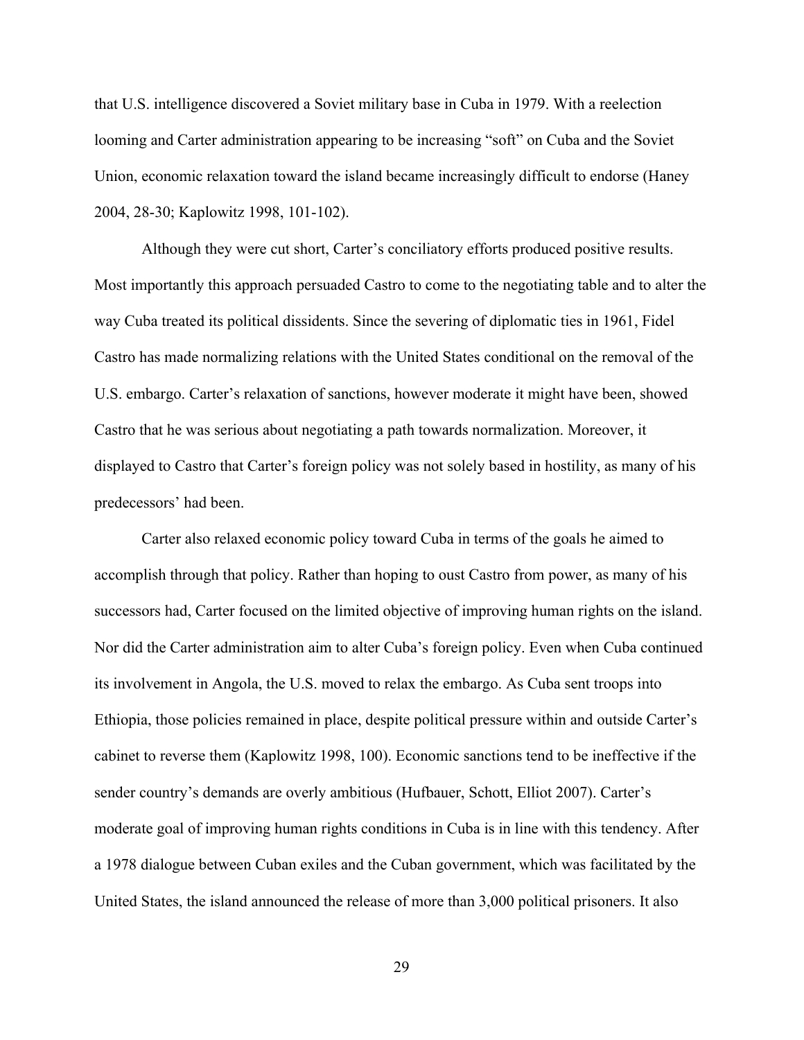that U.S. intelligence discovered a Soviet military base in Cuba in 1979. With a reelection looming and Carter administration appearing to be increasing "soft" on Cuba and the Soviet Union, economic relaxation toward the island became increasingly difficult to endorse (Haney 2004, 28-30; Kaplowitz 1998, 101-102).

Although they were cut short, Carter's conciliatory efforts produced positive results. Most importantly this approach persuaded Castro to come to the negotiating table and to alter the way Cuba treated its political dissidents. Since the severing of diplomatic ties in 1961, Fidel Castro has made normalizing relations with the United States conditional on the removal of the U.S. embargo. Carter's relaxation of sanctions, however moderate it might have been, showed Castro that he was serious about negotiating a path towards normalization. Moreover, it displayed to Castro that Carter's foreign policy was not solely based in hostility, as many of his predecessors' had been.

Carter also relaxed economic policy toward Cuba in terms of the goals he aimed to accomplish through that policy. Rather than hoping to oust Castro from power, as many of his successors had, Carter focused on the limited objective of improving human rights on the island. Nor did the Carter administration aim to alter Cuba's foreign policy. Even when Cuba continued its involvement in Angola, the U.S. moved to relax the embargo. As Cuba sent troops into Ethiopia, those policies remained in place, despite political pressure within and outside Carter's cabinet to reverse them (Kaplowitz 1998, 100). Economic sanctions tend to be ineffective if the sender country's demands are overly ambitious (Hufbauer, Schott, Elliot 2007). Carter's moderate goal of improving human rights conditions in Cuba is in line with this tendency. After a 1978 dialogue between Cuban exiles and the Cuban government, which was facilitated by the United States, the island announced the release of more than 3,000 political prisoners. It also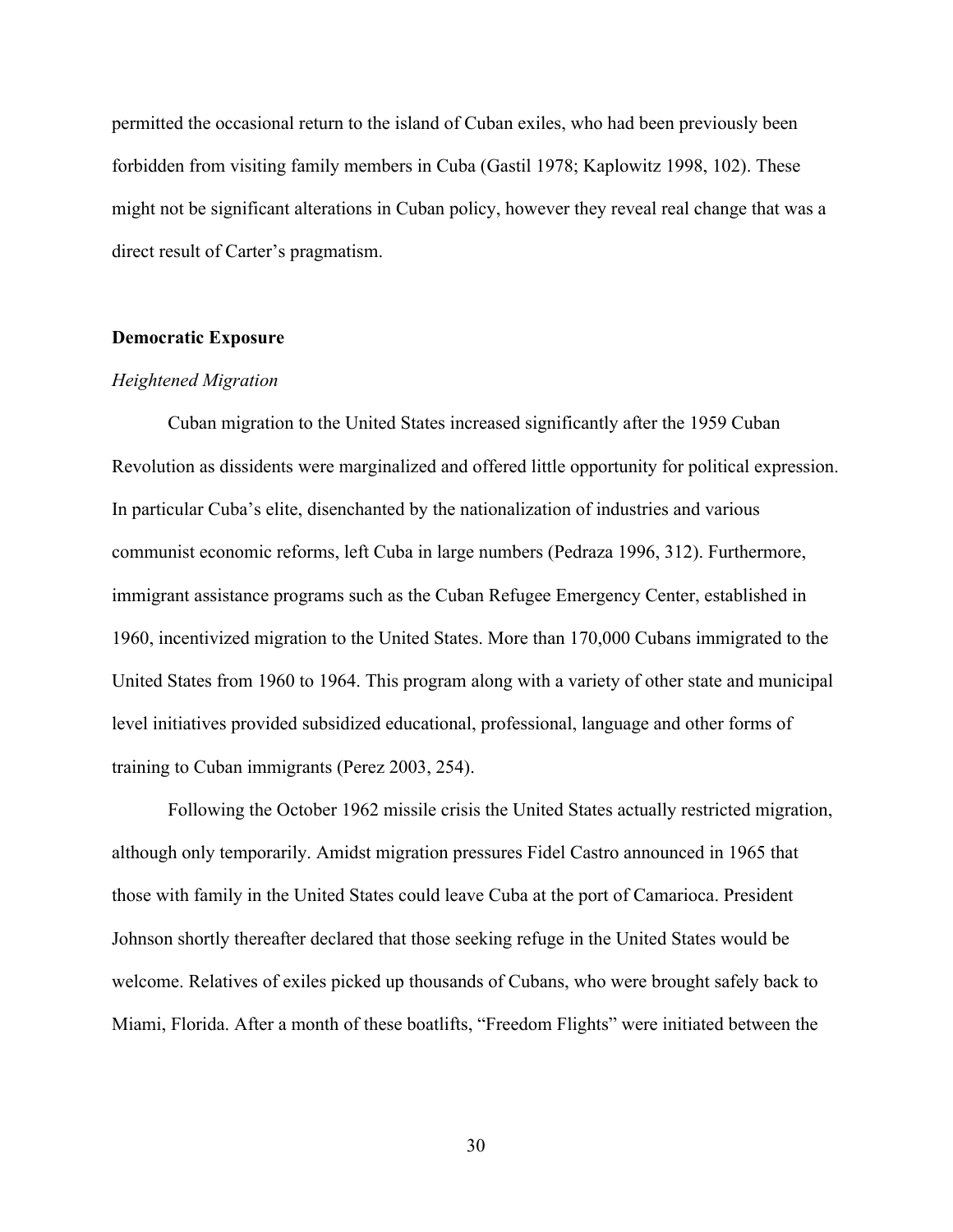permitted the occasional return to the island of Cuban exiles, who had been previously been forbidden from visiting family members in Cuba (Gastil 1978; Kaplowitz 1998, 102). These might not be significant alterations in Cuban policy, however they reveal real change that was a direct result of Carter's pragmatism.

## Democratic Exposure

### *Heightened Migration*

Cuban migration to the United States increased significantly after the 1959 Cuban Revolution as dissidents were marginalized and offered little opportunity for political expression. In particular Cuba's elite, disenchanted by the nationalization of industries and various communist economic reforms, left Cuba in large numbers (Pedraza 1996, 312). Furthermore, immigrant assistance programs such as the Cuban Refugee Emergency Center, established in 1960, incentivized migration to the United States. More than 170,000 Cubans immigrated to the United States from 1960 to 1964. This program along with a variety of other state and municipal level initiatives provided subsidized educational, professional, language and other forms of training to Cuban immigrants (Perez 2003, 254).

Following the October 1962 missile crisis the United States actually restricted migration, although only temporarily. Amidst migration pressures Fidel Castro announced in 1965 that those with family in the United States could leave Cuba at the port of Camarioca. President Johnson shortly thereafter declared that those seeking refuge in the United States would be welcome. Relatives of exiles picked up thousands of Cubans, who were brought safely back to Miami, Florida. After a month of these boatlifts, "Freedom Flights" were initiated between the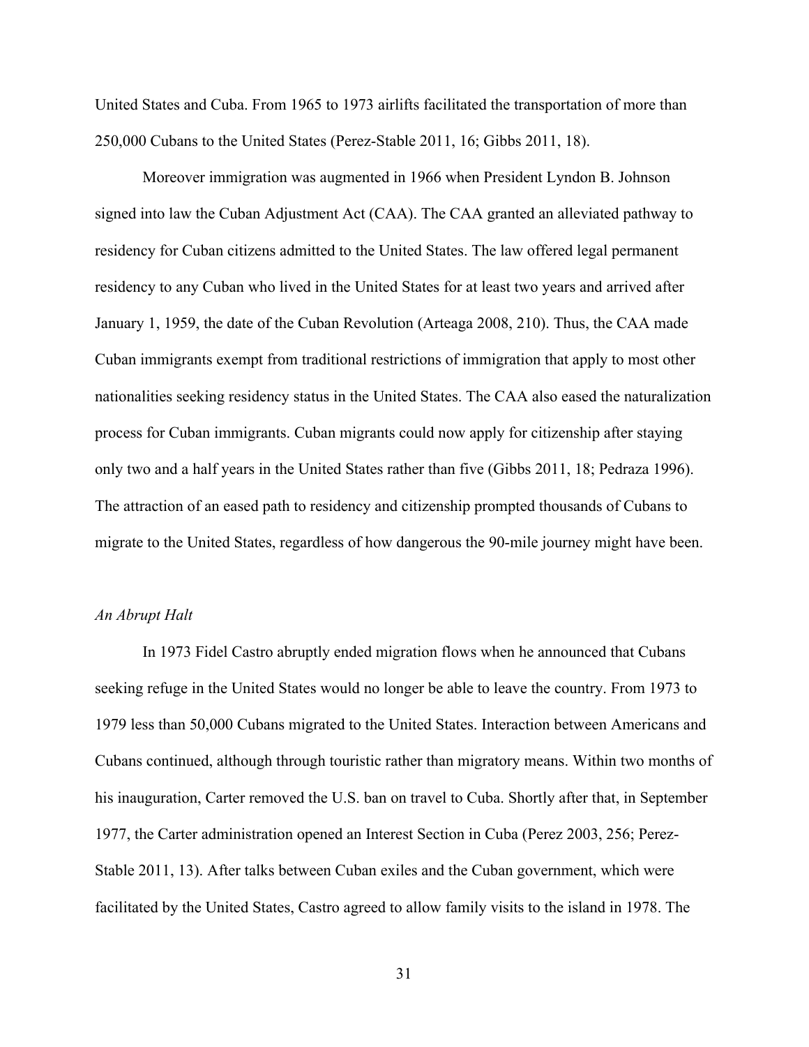United States and Cuba. From 1965 to 1973 airlifts facilitated the transportation of more than 250,000 Cubans to the United States (Perez-Stable 2011, 16; Gibbs 2011, 18).

Moreover immigration was augmented in 1966 when President Lyndon B. Johnson signed into law the Cuban Adjustment Act (CAA). The CAA granted an alleviated pathway to residency for Cuban citizens admitted to the United States. The law offered legal permanent residency to any Cuban who lived in the United States for at least two years and arrived after January 1, 1959, the date of the Cuban Revolution (Arteaga 2008, 210). Thus, the CAA made Cuban immigrants exempt from traditional restrictions of immigration that apply to most other nationalities seeking residency status in the United States. The CAA also eased the naturalization process for Cuban immigrants. Cuban migrants could now apply for citizenship after staying only two and a half years in the United States rather than five (Gibbs 2011, 18; Pedraza 1996). The attraction of an eased path to residency and citizenship prompted thousands of Cubans to migrate to the United States, regardless of how dangerous the 90-mile journey might have been.

*An Abrupt Halt*

In 1973 Fidel Castro abruptly ended migration flows when he announced that Cubans seeking refuge in the United States would no longer be able to leave the country. From 1973 to 1979 less than 50,000 Cubans migrated to the United States. Interaction between Americans and Cubans continued, although through touristic rather than migratory means. Within two months of his inauguration, Carter removed the U.S. ban on travel to Cuba. Shortly after that, in September 1977, the Carter administration opened an Interest Section in Cuba (Perez 2003, 256; Perez-Stable 2011, 13). After talks between Cuban exiles and the Cuban government, which were facilitated by the United States, Castro agreed to allow family visits to the island in 1978. The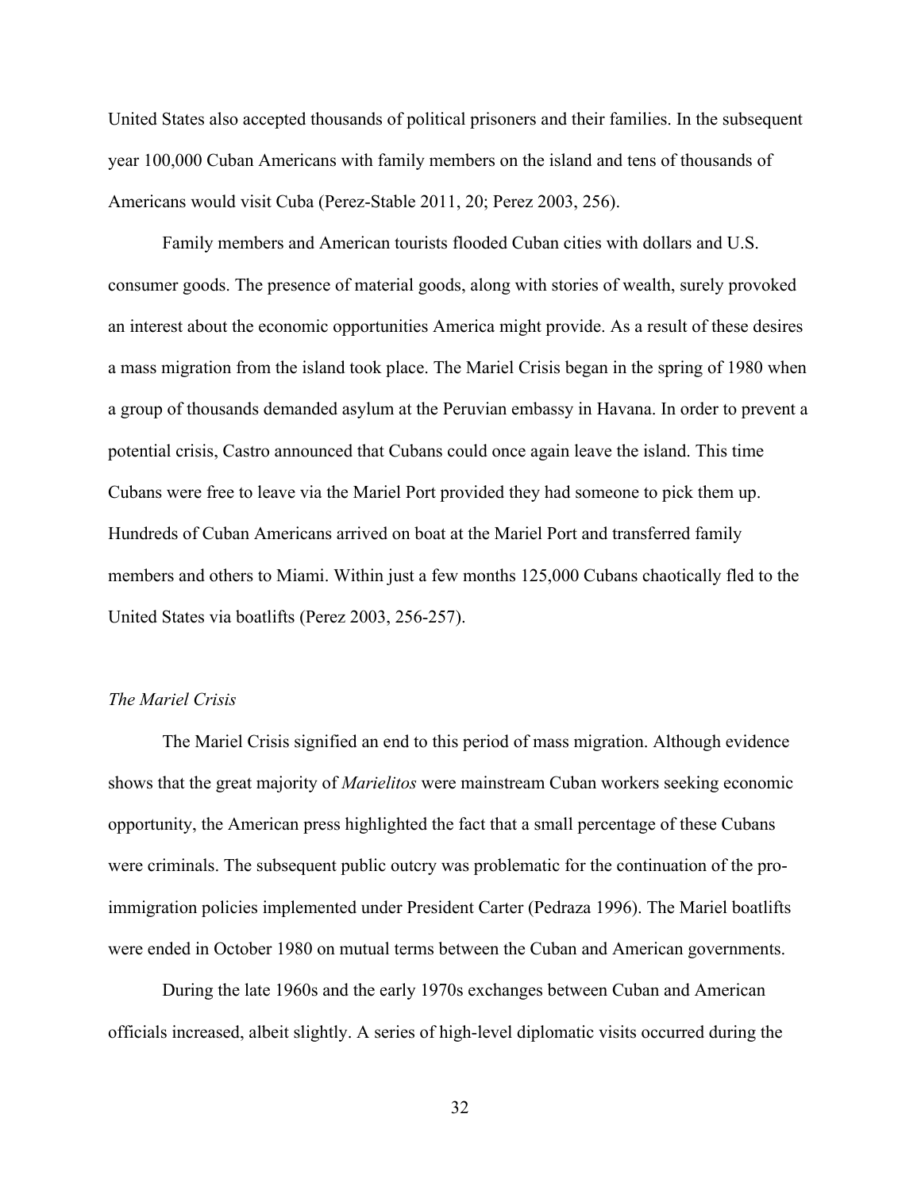United States also accepted thousands of political prisoners and their families. In the subsequent year 100,000 Cuban Americans with family members on the island and tens of thousands of Americans would visit Cuba (Perez-Stable 2011, 20; Perez 2003, 256).

Family members and American tourists flooded Cuban cities with dollars and U.S. consumer goods. The presence of material goods, along with stories of wealth, surely provoked an interest about the economic opportunities America might provide. As a result of these desires a mass migration from the island took place. The Mariel Crisis began in the spring of 1980 when a group of thousands demanded asylum at the Peruvian embassy in Havana. In order to prevent a potential crisis, Castro announced that Cubans could once again leave the island. This time Cubans were free to leave via the Mariel Port provided they had someone to pick them up. Hundreds of Cuban Americans arrived on boat at the Mariel Port and transferred family members and others to Miami. Within just a few months 125,000 Cubans chaotically fled to the United States via boatlifts (Perez 2003, 256-257).

*The Mariel Crisis*

The Mariel Crisis signified an end to this period of mass migration. Although evidence shows that the great majority of *Marielitos* were mainstream Cuban workers seeking economic opportunity, the American press highlighted the fact that a small percentage of these Cubans were criminals. The subsequent public outcry was problematic for the continuation of the pro-immigration policies implemented under President Carter (Pedraza 1996). The Mariel boatlifts were ended in October 1980 on mutual terms between the Cuban and American governments.

During the late 1960s and the early 1970s exchanges between Cuban and American officials increased, albeit slightly. A series of high-level diplomatic visits occurred during the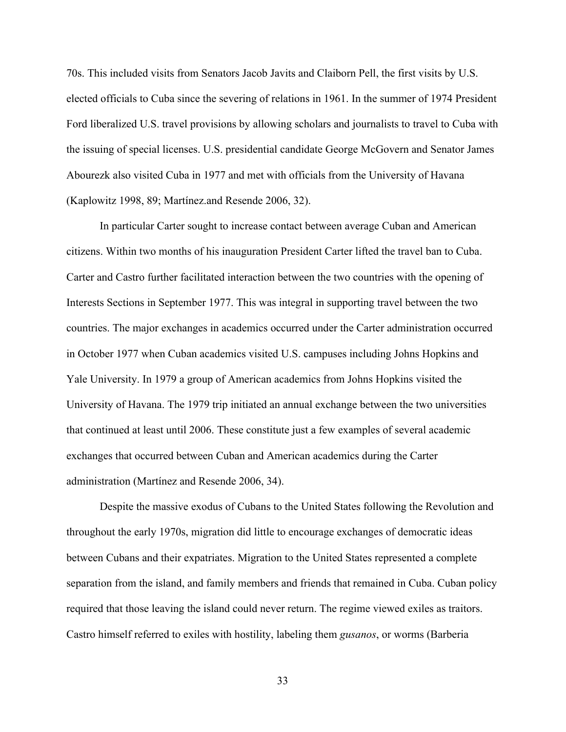70s. This included visits from Senators Jacob Javits and Claiborn Pell, the first visits by U.S. elected officials to Cuba since the severing of relations in 1961. In the summer of 1974 President Ford liberalized U.S. travel provisions by allowing scholars and journalists to travel to Cuba with the issuing of special licenses. U.S. presidential candidate George McGovern and Senator James Abourezk also visited Cuba in 1977 and met with officials from the University of Havana (Kaplowitz 1998, 89; Martínez.and Resende 2006, 32).

In particular Carter sought to increase contact between average Cuban and American citizens. Within two months of his inauguration President Carter lifted the travel ban to Cuba. Carter and Castro further facilitated interaction between the two countries with the opening of Interests Sections in September 1977. This was integral in supporting travel between the two countries. The major exchanges in academics occurred under the Carter administration occurred in October 1977 when Cuban academics visited U.S. campuses including Johns Hopkins and Yale University. In 1979 a group of American academics from Johns Hopkins visited the University of Havana. The 1979 trip initiated an annual exchange between the two universities that continued at least until 2006. These constitute just a few examples of several academic exchanges that occurred between Cuban and American academics during the Carter administration (Martínez and Resende 2006, 34).

Despite the massive exodus of Cubans to the United States following the Revolution and throughout the early 1970s, migration did little to encourage exchanges of democratic ideas between Cubans and their expatriates. Migration to the United States represented a complete separation from the island, and family members and friends that remained in Cuba. Cuban policy required that those leaving the island could never return. The regime viewed exiles as traitors. Castro himself referred to exiles with hostility, labeling them *gusanos*, or worms (Barberia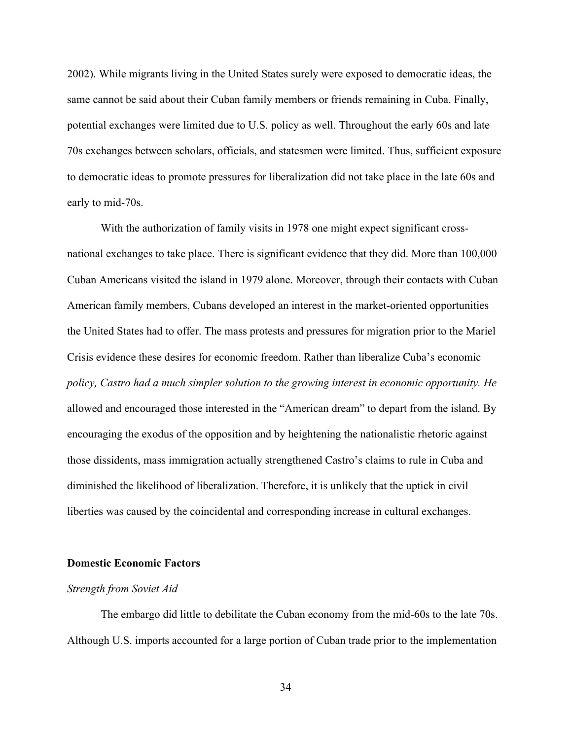2002). While migrants living in the United States surely were exposed to democratic ideas, the same cannot be said about their Cuban family members or friends remaining in Cuba. Finally, potential exchanges were limited due to U.S. policy as well. Throughout the early 60s and late 70s exchanges between scholars, officials, and statesmen were limited. Thus, sufficient exposure to democratic ideas to promote pressures for liberalization did not take place in the late 60s and early to mid-70s.

With the authorization of family visits in 1978 one might expect significant cross-national exchanges to take place. There is significant evidence that they did. More than 100,000 Cuban Americans visited the island in 1979 alone. Moreover, through their contacts with Cuban American family members, Cubans developed an interest in the market-oriented opportunities the United States had to offer. The mass protests and pressures for migration prior to the Mariel Crisis evidence these desires for economic freedom. Rather than liberalize Cuba's economic *policy, Castro had a much simpler solution to the growing interest in economic opportunity. He* allowed and encouraged those interested in the "American dream" to depart from the island. By encouraging the exodus of the opposition and by heightening the nationalistic rhetoric against those dissidents, mass immigration actually strengthened Castro's claims to rule in Cuba and diminished the likelihood of liberalization. Therefore, it is unlikely that the uptick in civil liberties was caused by the coincidental and corresponding increase in cultural exchanges.

**Domestic Economic Factors**

*Strength from Soviet Aid*

The embargo did little to debilitate the Cuban economy from the mid-60s to the late 70s. Although U.S. imports accounted for a large portion of Cuban trade prior to the implementation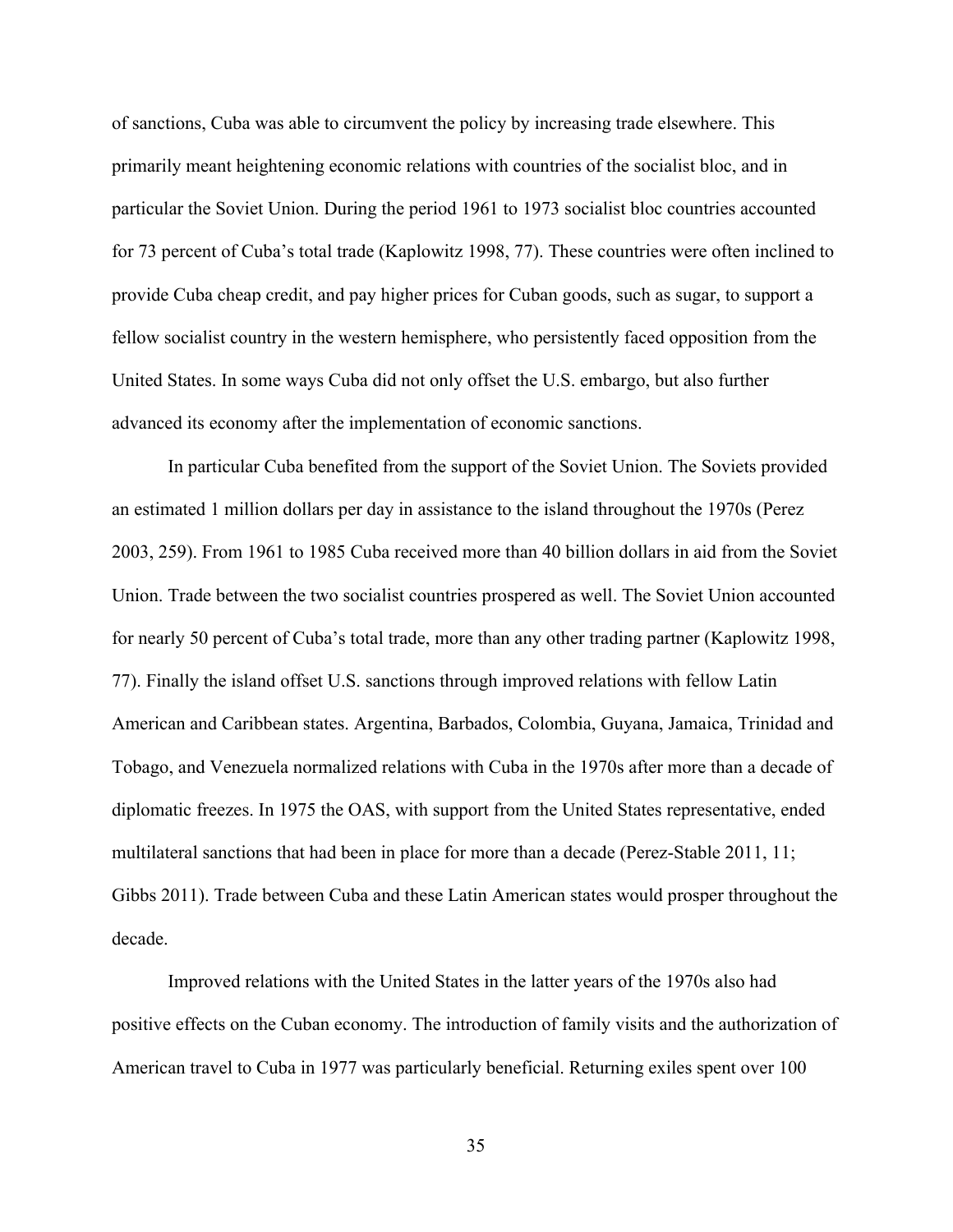of sanctions, Cuba was able to circumvent the policy by increasing trade elsewhere. This primarily meant heightening economic relations with countries of the socialist bloc, and in particular the Soviet Union. During the period 1961 to 1973 socialist bloc countries accounted for 73 percent of Cuba's total trade (Kaplowitz 1998, 77). These countries were often inclined to provide Cuba cheap credit, and pay higher prices for Cuban goods, such as sugar, to support a fellow socialist country in the western hemisphere, who persistently faced opposition from the United States. In some ways Cuba did not only offset the U.S. embargo, but also further advanced its economy after the implementation of economic sanctions.

In particular Cuba benefited from the support of the Soviet Union. The Soviets provided an estimated 1 million dollars per day in assistance to the island throughout the 1970s (Perez 2003, 259). From 1961 to 1985 Cuba received more than 40 billion dollars in aid from the Soviet Union. Trade between the two socialist countries prospered as well. The Soviet Union accounted for nearly 50 percent of Cuba's total trade, more than any other trading partner (Kaplowitz 1998, 77). Finally the island offset U.S. sanctions through improved relations with fellow Latin American and Caribbean states. Argentina, Barbados, Colombia, Guyana, Jamaica, Trinidad and Tobago, and Venezuela normalized relations with Cuba in the 1970s after more than a decade of diplomatic freezes. In 1975 the OAS, with support from the United States representative, ended multilateral sanctions that had been in place for more than a decade (Perez-Stable 2011, 11; Gibbs 2011). Trade between Cuba and these Latin American states would prosper throughout the decade.

Improved relations with the United States in the latter years of the 1970s also had positive effects on the Cuban economy. The introduction of family visits and the authorization of American travel to Cuba in 1977 was particularly beneficial. Returning exiles spent over 100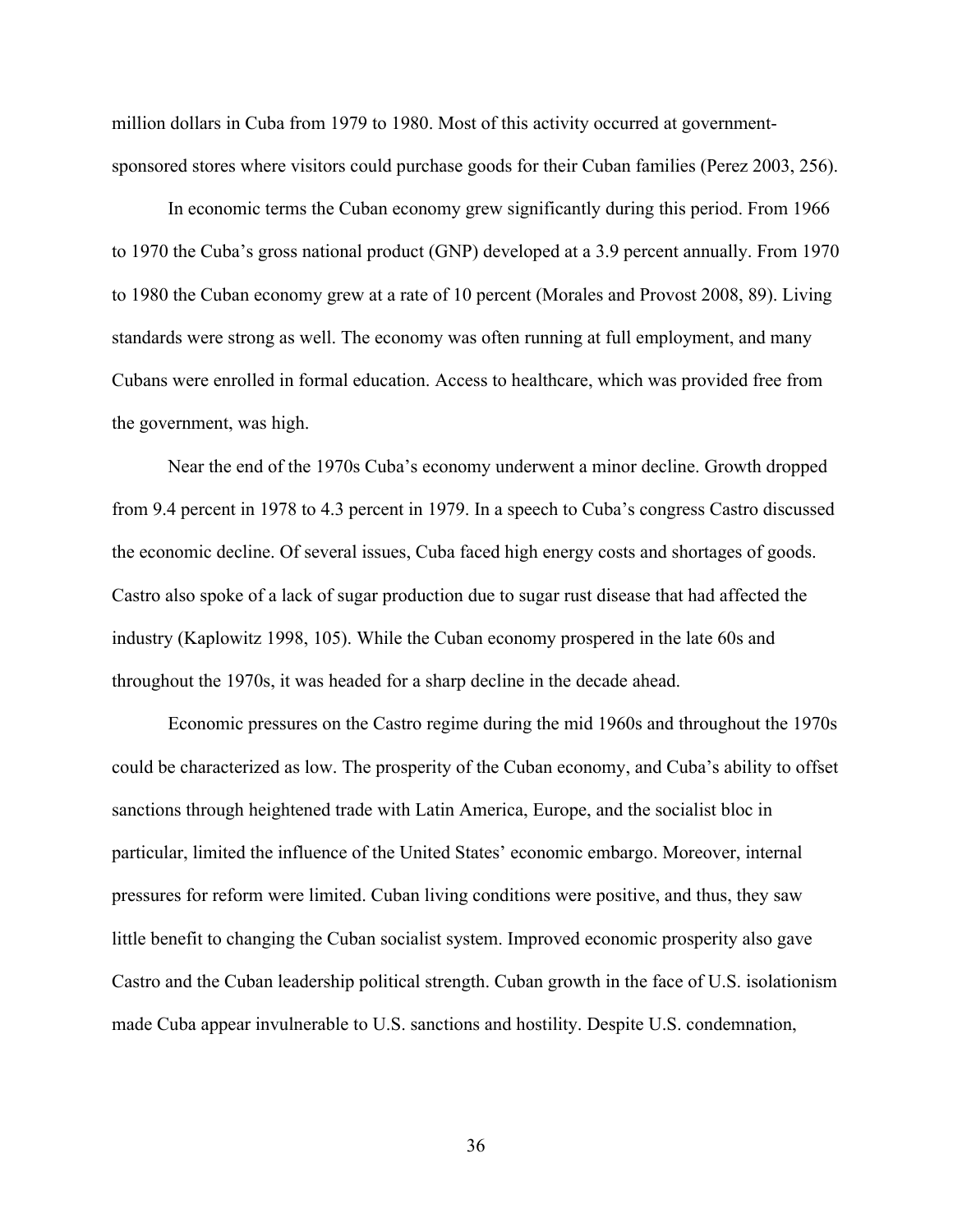million dollars in Cuba from 1979 to 1980. Most of this activity occurred at government-sponsored stores where visitors could purchase goods for their Cuban families (Perez 2003, 256).

In economic terms the Cuban economy grew significantly during this period. From 1966 to 1970 the Cuba's gross national product (GNP) developed at a 3.9 percent annually. From 1970 to 1980 the Cuban economy grew at a rate of 10 percent (Morales and Provost 2008, 89). Living standards were strong as well. The economy was often running at full employment, and many Cubans were enrolled in formal education. Access to healthcare, which was provided free from the government, was high.

Near the end of the 1970s Cuba's economy underwent a minor decline. Growth dropped from 9.4 percent in 1978 to 4.3 percent in 1979. In a speech to Cuba's congress Castro discussed the economic decline. Of several issues, Cuba faced high energy costs and shortages of goods. Castro also spoke of a lack of sugar production due to sugar rust disease that had affected the industry (Kaplowitz 1998, 105). While the Cuban economy prospered in the late 60s and throughout the 1970s, it was headed for a sharp decline in the decade ahead.

Economic pressures on the Castro regime during the mid 1960s and throughout the 1970s could be characterized as low. The prosperity of the Cuban economy, and Cuba's ability to offset sanctions through heightened trade with Latin America, Europe, and the socialist bloc in particular, limited the influence of the United States' economic embargo. Moreover, internal pressures for reform were limited. Cuban living conditions were positive, and thus, they saw little benefit to changing the Cuban socialist system. Improved economic prosperity also gave Castro and the Cuban leadership political strength. Cuban growth in the face of U.S. isolationism made Cuba appear invulnerable to U.S. sanctions and hostility. Despite U.S. condemnation,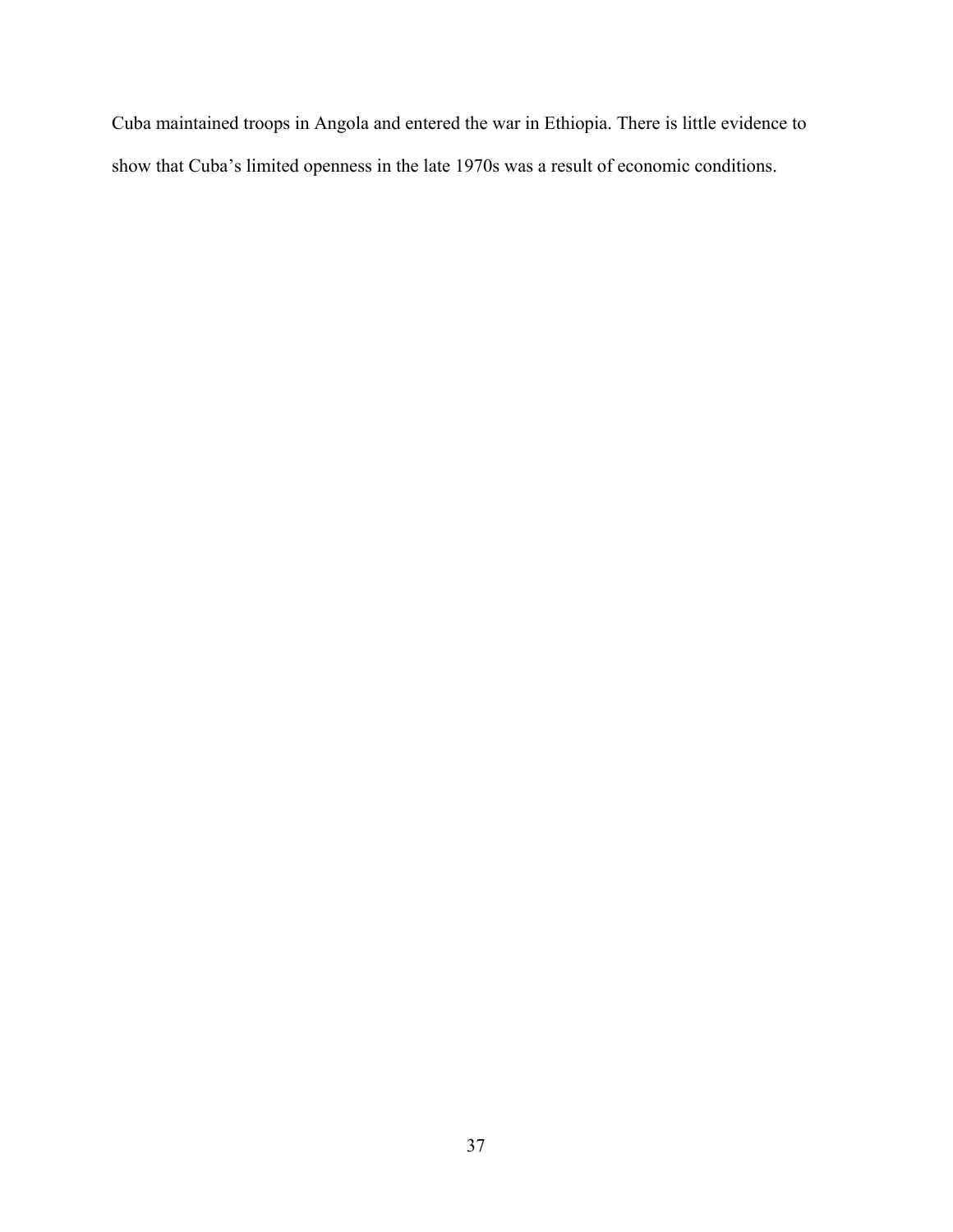Cuba maintained troops in Angola and entered the war in Ethiopia. There is little evidence to show that Cuba's limited openness in the late 1970s was a result of economic conditions.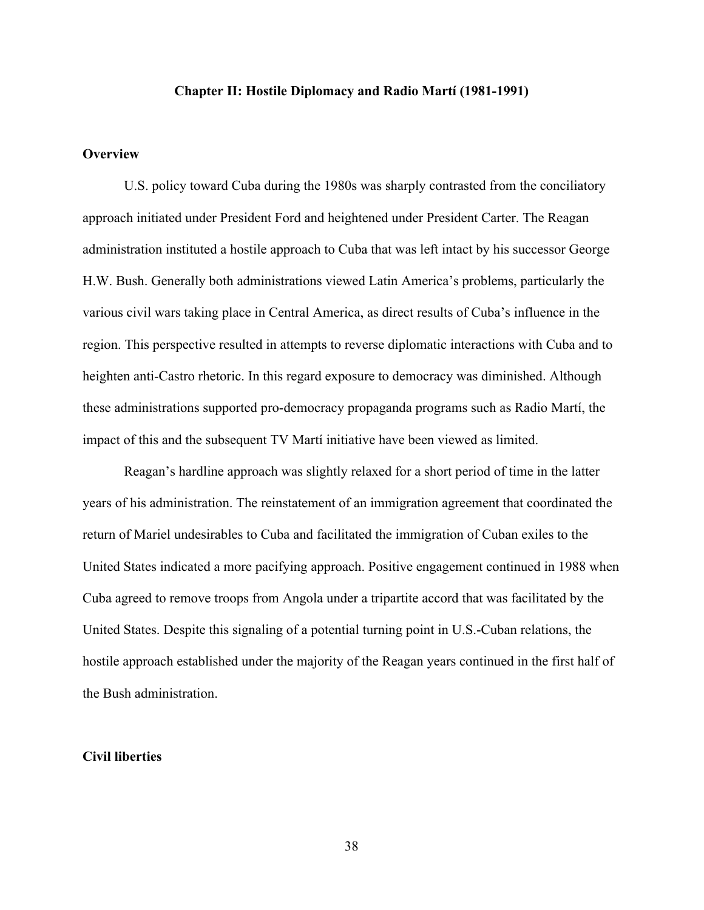## Chapter II: Hostile Diplomacy and Radio Martí (1981-1991)

### Overview

U.S. policy toward Cuba during the 1980s was sharply contrasted from the conciliatory approach initiated under President Ford and heightened under President Carter. The Reagan administration instituted a hostile approach to Cuba that was left intact by his successor George H.W. Bush. Generally both administrations viewed Latin America's problems, particularly the various civil wars taking place in Central America, as direct results of Cuba's influence in the region. This perspective resulted in attempts to reverse diplomatic interactions with Cuba and to heighten anti-Castro rhetoric. In this regard exposure to democracy was diminished. Although these administrations supported pro-democracy propaganda programs such as Radio Martí, the impact of this and the subsequent TV Martí initiative have been viewed as limited.

Reagan's hardline approach was slightly relaxed for a short period of time in the latter years of his administration. The reinstatement of an immigration agreement that coordinated the return of Mariel undesirables to Cuba and facilitated the immigration of Cuban exiles to the United States indicated a more pacifying approach. Positive engagement continued in 1988 when Cuba agreed to remove troops from Angola under a tripartite accord that was facilitated by the United States. Despite this signaling of a potential turning point in U.S.-Cuban relations, the hostile approach established under the majority of the Reagan years continued in the first half of the Bush administration.

### Civil liberties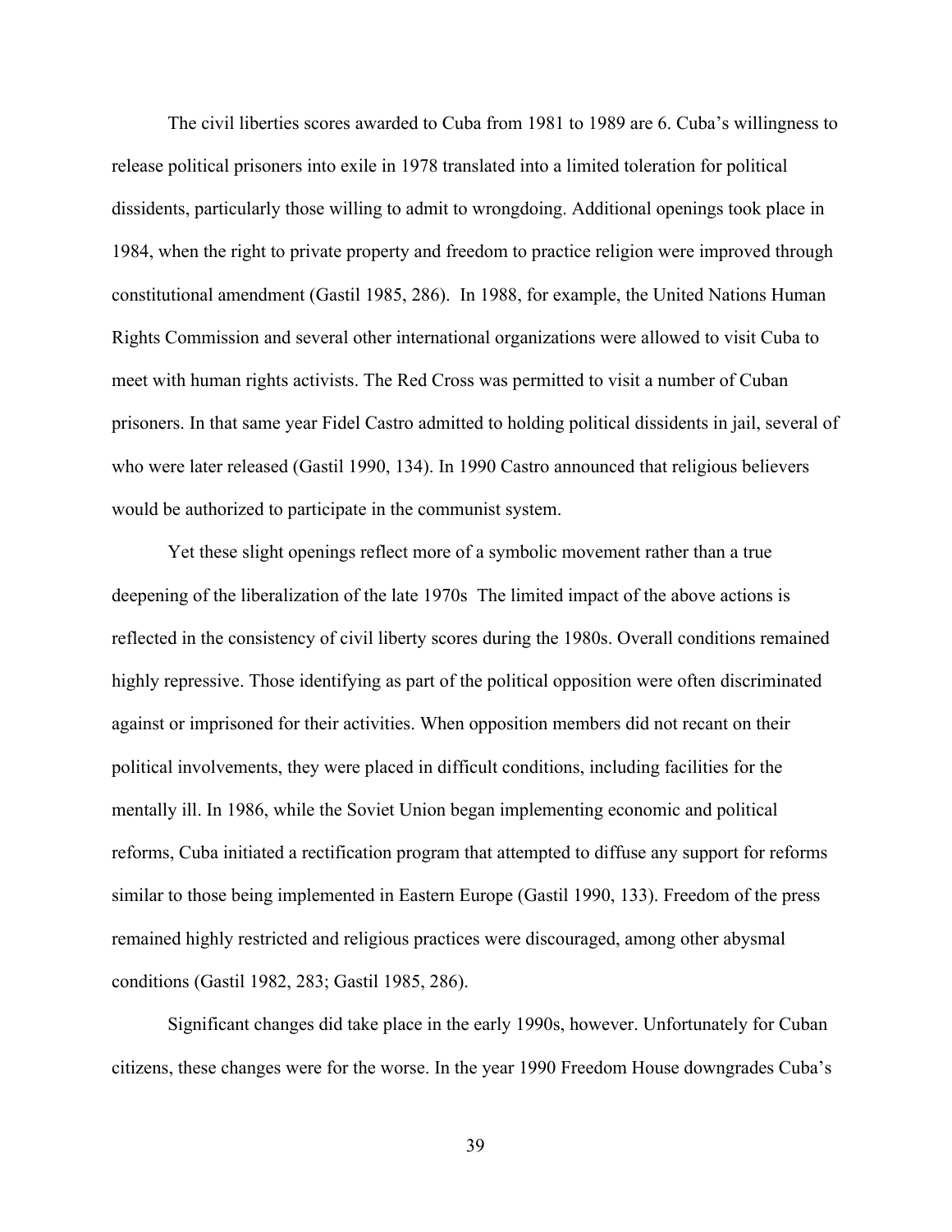The civil liberties scores awarded to Cuba from 1981 to 1989 are 6. Cuba's willingness to release political prisoners into exile in 1978 translated into a limited toleration for political dissidents, particularly those willing to admit to wrongdoing. Additional openings took place in 1984, when the right to private property and freedom to practice religion were improved through constitutional amendment (Gastil 1985, 286). In 1988, for example, the United Nations Human Rights Commission and several other international organizations were allowed to visit Cuba to meet with human rights activists. The Red Cross was permitted to visit a number of Cuban prisoners. In that same year Fidel Castro admitted to holding political dissidents in jail, several of who were later released (Gastil 1990, 134). In 1990 Castro announced that religious believers would be authorized to participate in the communist system.

Yet these slight openings reflect more of a symbolic movement rather than a true deepening of the liberalization of the late 1970s The limited impact of the above actions is reflected in the consistency of civil liberty scores during the 1980s. Overall conditions remained highly repressive. Those identifying as part of the political opposition were often discriminated against or imprisoned for their activities. When opposition members did not recant on their political involvements, they were placed in difficult conditions, including facilities for the mentally ill. In 1986, while the Soviet Union began implementing economic and political reforms, Cuba initiated a rectification program that attempted to diffuse any support for reforms similar to those being implemented in Eastern Europe (Gastil 1990, 133). Freedom of the press remained highly restricted and religious practices were discouraged, among other abysmal conditions (Gastil 1982, 283; Gastil 1985, 286).

Significant changes did take place in the early 1990s, however. Unfortunately for Cuban citizens, these changes were for the worse. In the year 1990 Freedom House downgrades Cuba's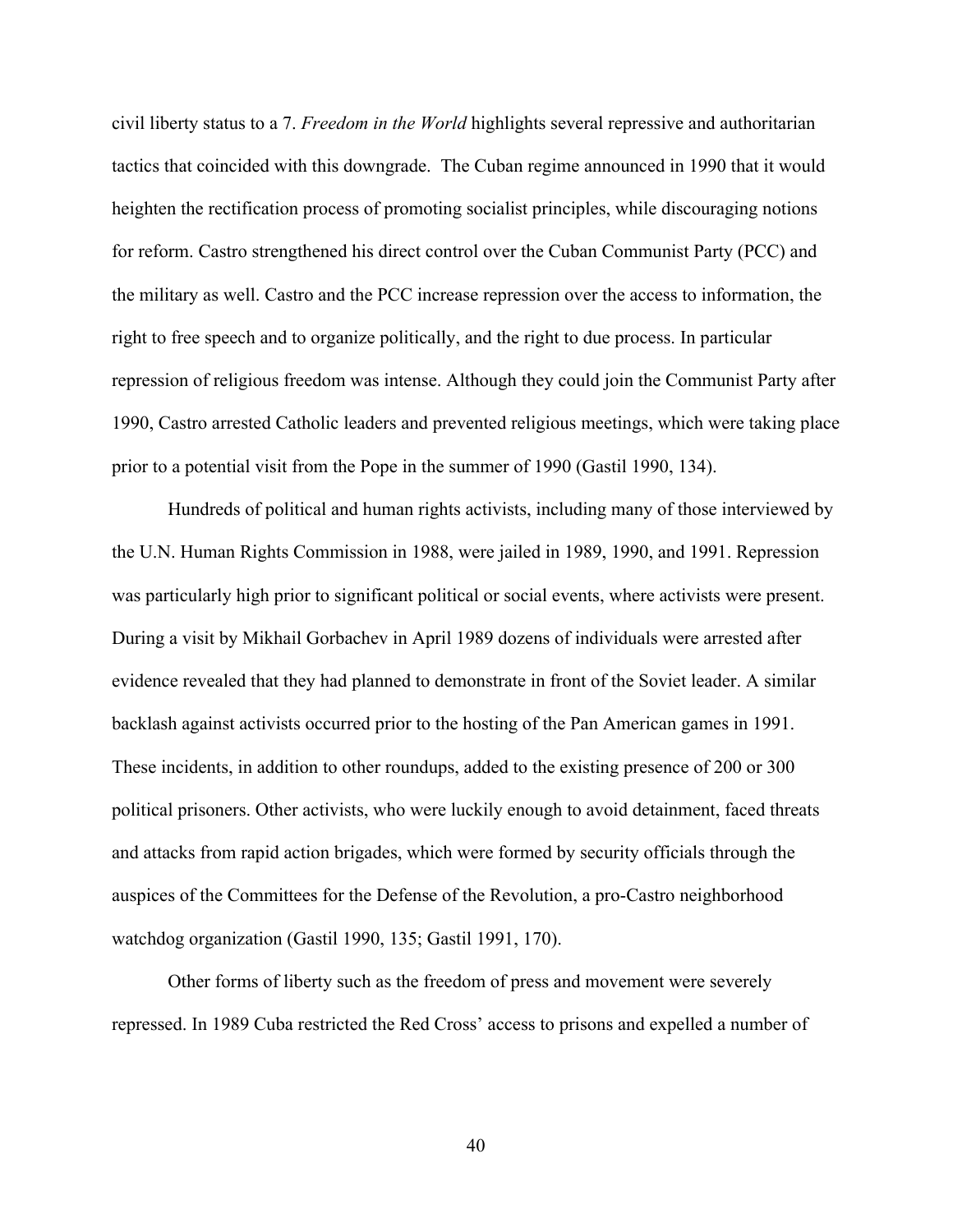civil liberty status to a 7. *Freedom in the World* highlights several repressive and authoritarian tactics that coincided with this downgrade. The Cuban regime announced in 1990 that it would heighten the rectification process of promoting socialist principles, while discouraging notions for reform. Castro strengthened his direct control over the Cuban Communist Party (PCC) and the military as well. Castro and the PCC increase repression over the access to information, the right to free speech and to organize politically, and the right to due process. In particular repression of religious freedom was intense. Although they could join the Communist Party after 1990, Castro arrested Catholic leaders and prevented religious meetings, which were taking place prior to a potential visit from the Pope in the summer of 1990 (Gastil 1990, 134).

Hundreds of political and human rights activists, including many of those interviewed by the U.N. Human Rights Commission in 1988, were jailed in 1989, 1990, and 1991. Repression was particularly high prior to significant political or social events, where activists were present. During a visit by Mikhail Gorbachev in April 1989 dozens of individuals were arrested after evidence revealed that they had planned to demonstrate in front of the Soviet leader. A similar backlash against activists occurred prior to the hosting of the Pan American games in 1991. These incidents, in addition to other roundups, added to the existing presence of 200 or 300 political prisoners. Other activists, who were luckily enough to avoid detainment, faced threats and attacks from rapid action brigades, which were formed by security officials through the auspices of the Committees for the Defense of the Revolution, a pro-Castro neighborhood watchdog organization (Gastil 1990, 135; Gastil 1991, 170).

Other forms of liberty such as the freedom of press and movement were severely repressed. In 1989 Cuba restricted the Red Cross' access to prisons and expelled a number of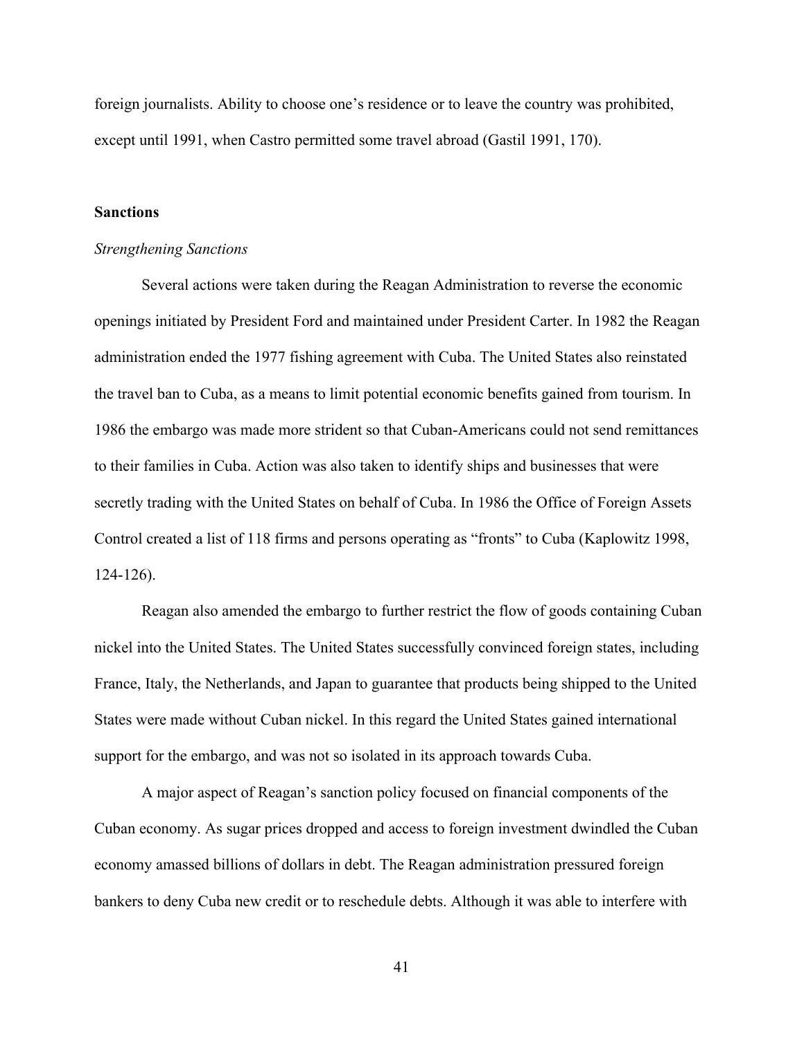foreign journalists. Ability to choose one's residence or to leave the country was prohibited, except until 1991, when Castro permitted some travel abroad (Gastil 1991, 170).

## Sanctions

### *Strengthening Sanctions*

Several actions were taken during the Reagan Administration to reverse the economic openings initiated by President Ford and maintained under President Carter. In 1982 the Reagan administration ended the 1977 fishing agreement with Cuba. The United States also reinstated the travel ban to Cuba, as a means to limit potential economic benefits gained from tourism. In 1986 the embargo was made more strident so that Cuban-Americans could not send remittances to their families in Cuba. Action was also taken to identify ships and businesses that were secretly trading with the United States on behalf of Cuba. In 1986 the Office of Foreign Assets Control created a list of 118 firms and persons operating as "fronts" to Cuba (Kaplowitz 1998, 124-126).

Reagan also amended the embargo to further restrict the flow of goods containing Cuban nickel into the United States. The United States successfully convinced foreign states, including France, Italy, the Netherlands, and Japan to guarantee that products being shipped to the United States were made without Cuban nickel. In this regard the United States gained international support for the embargo, and was not so isolated in its approach towards Cuba.

A major aspect of Reagan's sanction policy focused on financial components of the Cuban economy. As sugar prices dropped and access to foreign investment dwindled the Cuban economy amassed billions of dollars in debt. The Reagan administration pressured foreign bankers to deny Cuba new credit or to reschedule debts. Although it was able to interfere with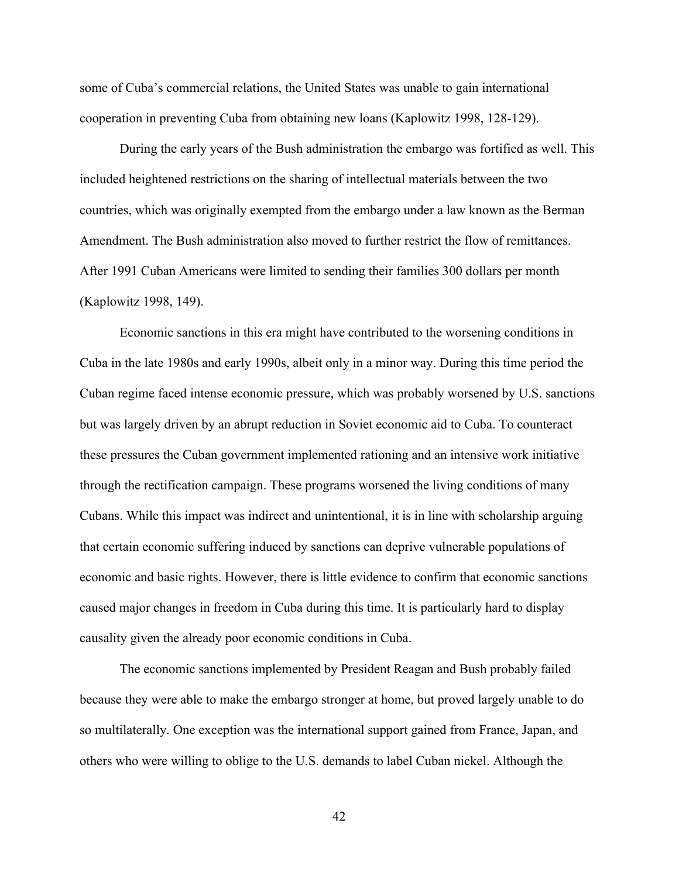some of Cuba's commercial relations, the United States was unable to gain international cooperation in preventing Cuba from obtaining new loans (Kaplowitz 1998, 128-129).

During the early years of the Bush administration the embargo was fortified as well. This included heightened restrictions on the sharing of intellectual materials between the two countries, which was originally exempted from the embargo under a law known as the Berman Amendment. The Bush administration also moved to further restrict the flow of remittances. After 1991 Cuban Americans were limited to sending their families 300 dollars per month (Kaplowitz 1998, 149).

Economic sanctions in this era might have contributed to the worsening conditions in Cuba in the late 1980s and early 1990s, albeit only in a minor way. During this time period the Cuban regime faced intense economic pressure, which was probably worsened by U.S. sanctions but was largely driven by an abrupt reduction in Soviet economic aid to Cuba. To counteract these pressures the Cuban government implemented rationing and an intensive work initiative through the rectification campaign. These programs worsened the living conditions of many Cubans. While this impact was indirect and unintentional, it is in line with scholarship arguing that certain economic suffering induced by sanctions can deprive vulnerable populations of economic and basic rights. However, there is little evidence to confirm that economic sanctions caused major changes in freedom in Cuba during this time. It is particularly hard to display causality given the already poor economic conditions in Cuba.

The economic sanctions implemented by President Reagan and Bush probably failed because they were able to make the embargo stronger at home, but proved largely unable to do so multilaterally. One exception was the international support gained from France, Japan, and others who were willing to oblige to the U.S. demands to label Cuban nickel. Although the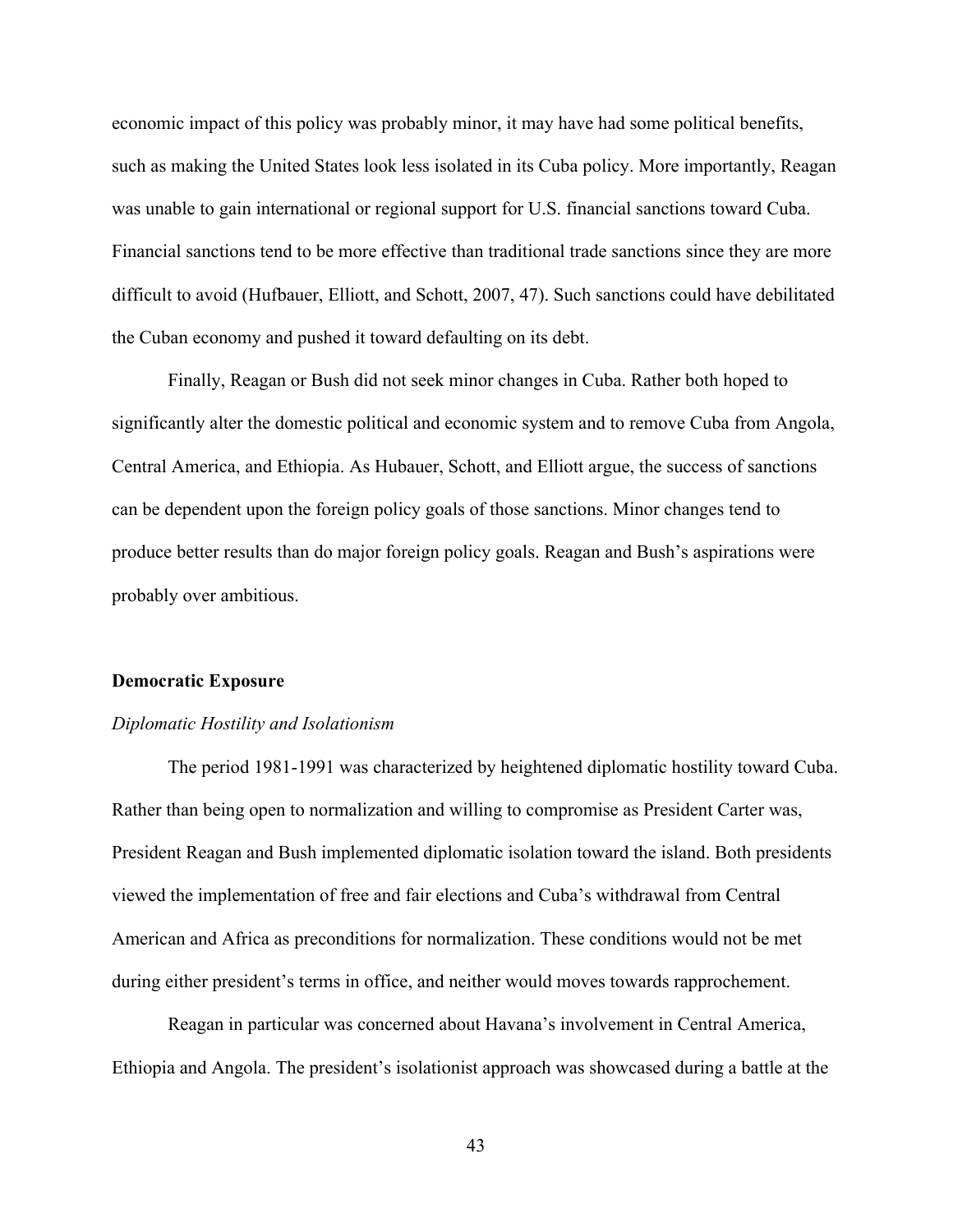economic impact of this policy was probably minor, it may have had some political benefits, such as making the United States look less isolated in its Cuba policy. More importantly, Reagan was unable to gain international or regional support for U.S. financial sanctions toward Cuba. Financial sanctions tend to be more effective than traditional trade sanctions since they are more difficult to avoid (Hufbauer, Elliott, and Schott, 2007, 47). Such sanctions could have debilitated the Cuban economy and pushed it toward defaulting on its debt.

Finally, Reagan or Bush did not seek minor changes in Cuba. Rather both hoped to significantly alter the domestic political and economic system and to remove Cuba from Angola, Central America, and Ethiopia. As Hubauer, Schott, and Elliott argue, the success of sanctions can be dependent upon the foreign policy goals of those sanctions. Minor changes tend to produce better results than do major foreign policy goals. Reagan and Bush's aspirations were probably over ambitious.

**Democratic Exposure**

*Diplomatic Hostility and Isolationism*

The period 1981-1991 was characterized by heightened diplomatic hostility toward Cuba. Rather than being open to normalization and willing to compromise as President Carter was, President Reagan and Bush implemented diplomatic isolation toward the island. Both presidents viewed the implementation of free and fair elections and Cuba's withdrawal from Central American and Africa as preconditions for normalization. These conditions would not be met during either president's terms in office, and neither would moves towards rapprochement.

Reagan in particular was concerned about Havana's involvement in Central America, Ethiopia and Angola. The president's isolationist approach was showcased during a battle at the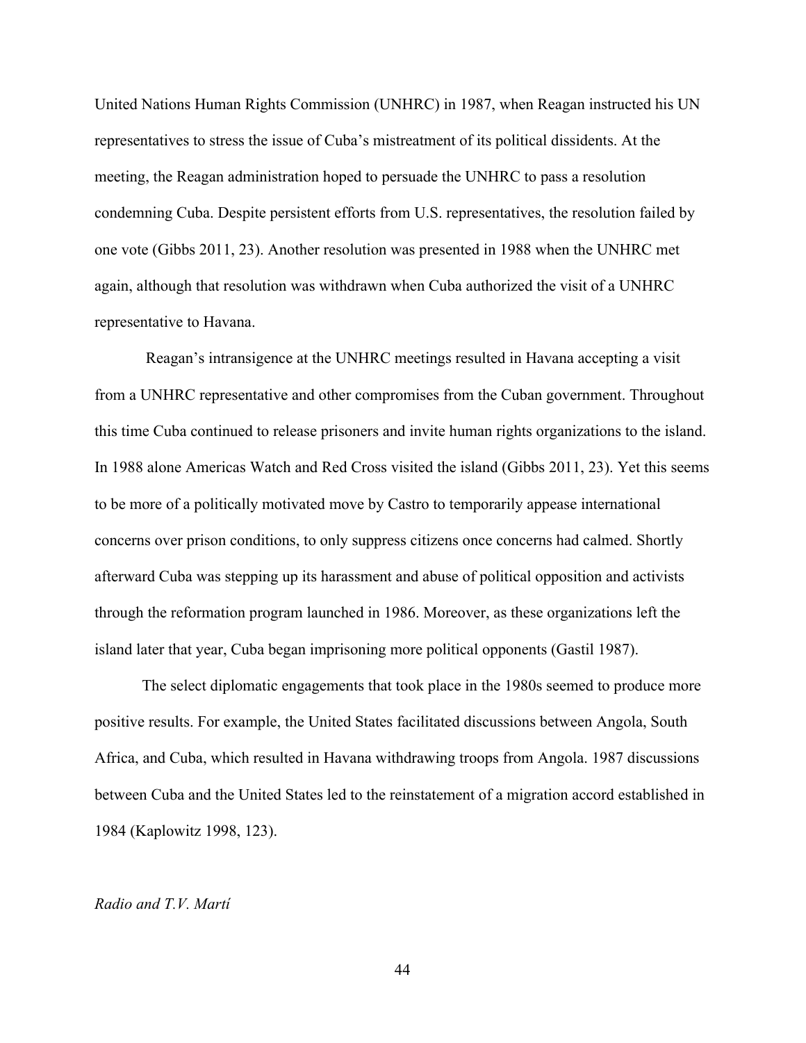United Nations Human Rights Commission (UNHRC) in 1987, when Reagan instructed his UN representatives to stress the issue of Cuba's mistreatment of its political dissidents. At the meeting, the Reagan administration hoped to persuade the UNHRC to pass a resolution condemning Cuba. Despite persistent efforts from U.S. representatives, the resolution failed by one vote (Gibbs 2011, 23). Another resolution was presented in 1988 when the UNHRC met again, although that resolution was withdrawn when Cuba authorized the visit of a UNHRC representative to Havana.

Reagan's intransigence at the UNHRC meetings resulted in Havana accepting a visit from a UNHRC representative and other compromises from the Cuban government. Throughout this time Cuba continued to release prisoners and invite human rights organizations to the island. In 1988 alone Americas Watch and Red Cross visited the island (Gibbs 2011, 23). Yet this seems to be more of a politically motivated move by Castro to temporarily appease international concerns over prison conditions, to only suppress citizens once concerns had calmed. Shortly afterward Cuba was stepping up its harassment and abuse of political opposition and activists through the reformation program launched in 1986. Moreover, as these organizations left the island later that year, Cuba began imprisoning more political opponents (Gastil 1987).

The select diplomatic engagements that took place in the 1980s seemed to produce more positive results. For example, the United States facilitated discussions between Angola, South Africa, and Cuba, which resulted in Havana withdrawing troops from Angola. 1987 discussions between Cuba and the United States led to the reinstatement of a migration accord established in 1984 (Kaplowitz 1998, 123).

*Radio and T.V. Martí*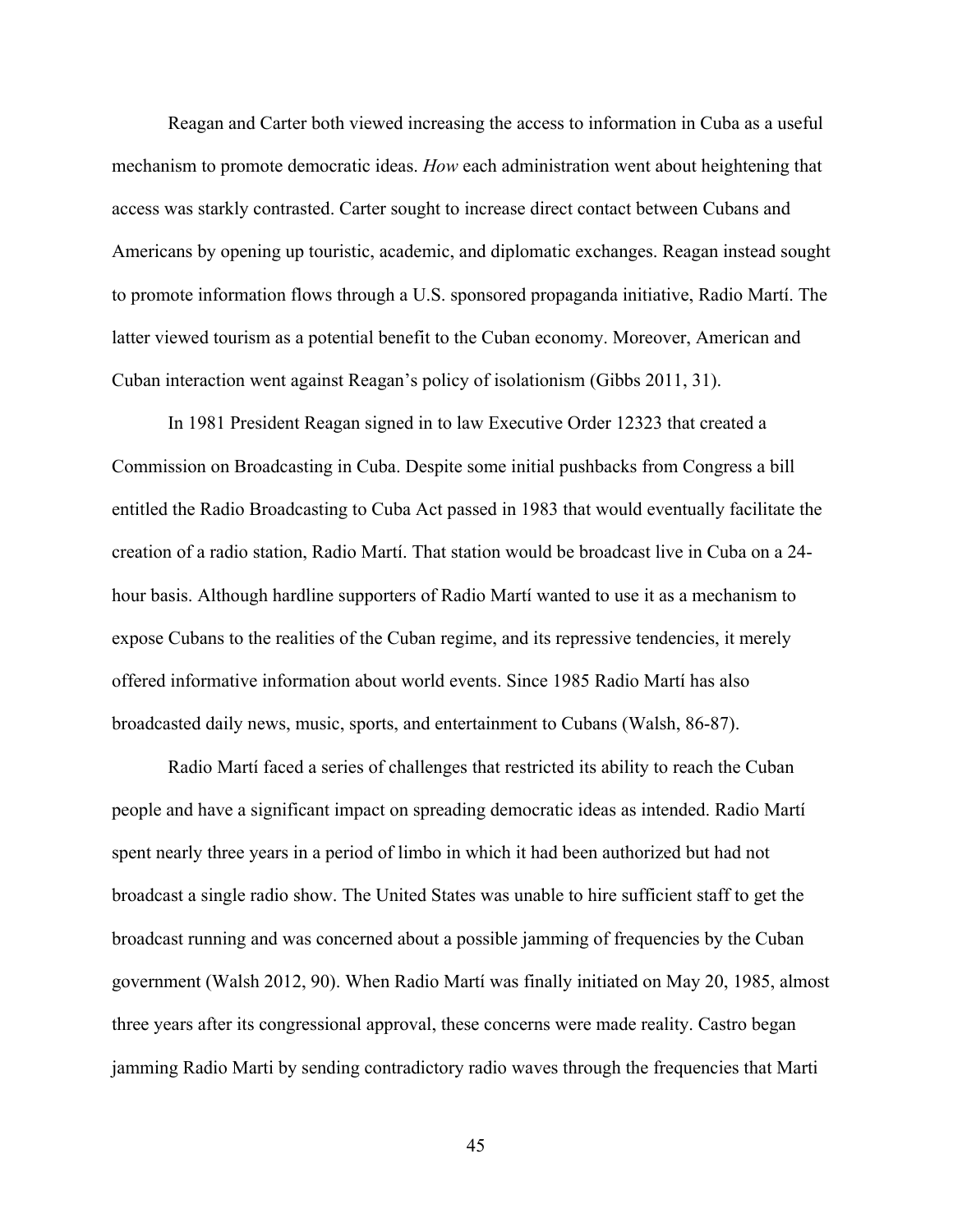Reagan and Carter both viewed increasing the access to information in Cuba as a useful mechanism to promote democratic ideas. *How* each administration went about heightening that access was starkly contrasted. Carter sought to increase direct contact between Cubans and Americans by opening up touristic, academic, and diplomatic exchanges. Reagan instead sought to promote information flows through a U.S. sponsored propaganda initiative, Radio Martí. The latter viewed tourism as a potential benefit to the Cuban economy. Moreover, American and Cuban interaction went against Reagan's policy of isolationism (Gibbs 2011, 31).

In 1981 President Reagan signed in to law Executive Order 12323 that created a Commission on Broadcasting in Cuba. Despite some initial pushbacks from Congress a bill entitled the Radio Broadcasting to Cuba Act passed in 1983 that would eventually facilitate the creation of a radio station, Radio Martí. That station would be broadcast live in Cuba on a 24-hour basis. Although hardline supporters of Radio Martí wanted to use it as a mechanism to expose Cubans to the realities of the Cuban regime, and its repressive tendencies, it merely offered informative information about world events. Since 1985 Radio Martí has also broadcasted daily news, music, sports, and entertainment to Cubans (Walsh, 86-87).

Radio Martí faced a series of challenges that restricted its ability to reach the Cuban people and have a significant impact on spreading democratic ideas as intended. Radio Martí spent nearly three years in a period of limbo in which it had been authorized but had not broadcast a single radio show. The United States was unable to hire sufficient staff to get the broadcast running and was concerned about a possible jamming of frequencies by the Cuban government (Walsh 2012, 90). When Radio Martí was finally initiated on May 20, 1985, almost three years after its congressional approval, these concerns were made reality. Castro began jamming Radio Marti by sending contradictory radio waves through the frequencies that Marti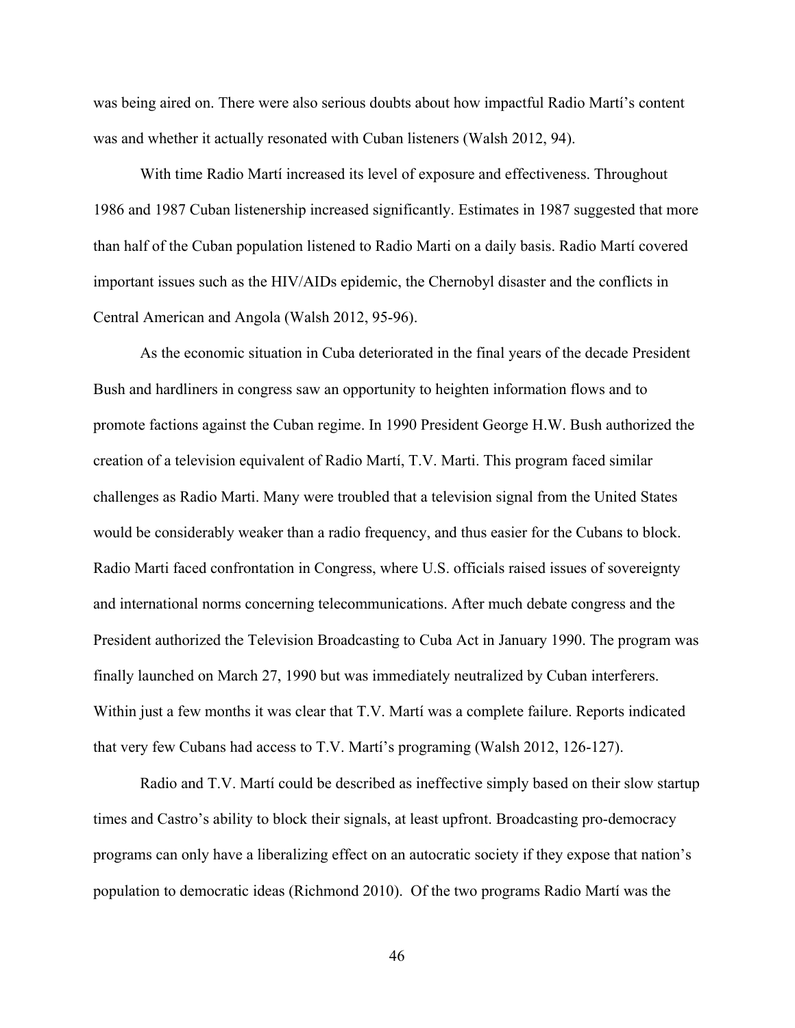was being aired on. There were also serious doubts about how impactful Radio Martí's content was and whether it actually resonated with Cuban listeners (Walsh 2012, 94).

With time Radio Martí increased its level of exposure and effectiveness. Throughout 1986 and 1987 Cuban listenership increased significantly. Estimates in 1987 suggested that more than half of the Cuban population listened to Radio Marti on a daily basis. Radio Martí covered important issues such as the HIV/AIDs epidemic, the Chernobyl disaster and the conflicts in Central American and Angola (Walsh 2012, 95-96).

As the economic situation in Cuba deteriorated in the final years of the decade President Bush and hardliners in congress saw an opportunity to heighten information flows and to promote factions against the Cuban regime. In 1990 President George H.W. Bush authorized the creation of a television equivalent of Radio Martí, T.V. Marti. This program faced similar challenges as Radio Marti. Many were troubled that a television signal from the United States would be considerably weaker than a radio frequency, and thus easier for the Cubans to block. Radio Marti faced confrontation in Congress, where U.S. officials raised issues of sovereignty and international norms concerning telecommunications. After much debate congress and the President authorized the Television Broadcasting to Cuba Act in January 1990. The program was finally launched on March 27, 1990 but was immediately neutralized by Cuban interferers. Within just a few months it was clear that T.V. Martí was a complete failure. Reports indicated that very few Cubans had access to T.V. Martí's programing (Walsh 2012, 126-127).

Radio and T.V. Martí could be described as ineffective simply based on their slow startup times and Castro's ability to block their signals, at least upfront. Broadcasting pro-democracy programs can only have a liberalizing effect on an autocratic society if they expose that nation's population to democratic ideas (Richmond 2010). Of the two programs Radio Martí was the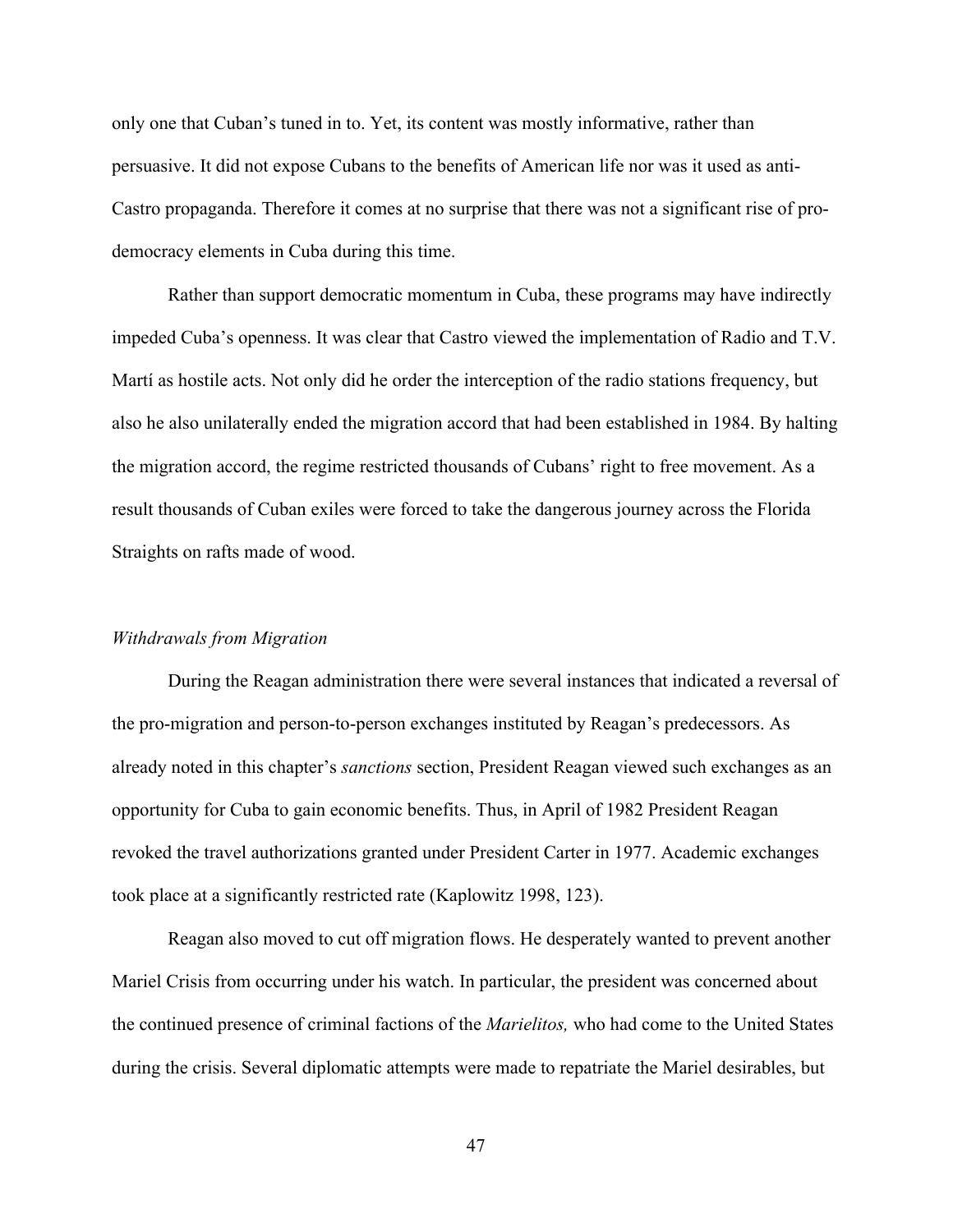only one that Cuban's tuned in to. Yet, its content was mostly informative, rather than persuasive. It did not expose Cubans to the benefits of American life nor was it used as anti-Castro propaganda. Therefore it comes at no surprise that there was not a significant rise of pro-democracy elements in Cuba during this time.

Rather than support democratic momentum in Cuba, these programs may have indirectly impeded Cuba's openness. It was clear that Castro viewed the implementation of Radio and T.V. Martí as hostile acts. Not only did he order the interception of the radio stations frequency, but also he also unilaterally ended the migration accord that had been established in 1984. By halting the migration accord, the regime restricted thousands of Cubans' right to free movement. As a result thousands of Cuban exiles were forced to take the dangerous journey across the Florida Straights on rafts made of wood.

*Withdrawals from Migration*

During the Reagan administration there were several instances that indicated a reversal of the pro-migration and person-to-person exchanges instituted by Reagan's predecessors. As already noted in this chapter's *sanctions* section, President Reagan viewed such exchanges as an opportunity for Cuba to gain economic benefits. Thus, in April of 1982 President Reagan revoked the travel authorizations granted under President Carter in 1977. Academic exchanges took place at a significantly restricted rate (Kaplowitz 1998, 123).

Reagan also moved to cut off migration flows. He desperately wanted to prevent another Mariel Crisis from occurring under his watch. In particular, the president was concerned about the continued presence of criminal factions of the *Marielitos,* who had come to the United States during the crisis. Several diplomatic attempts were made to repatriate the Mariel desirables, but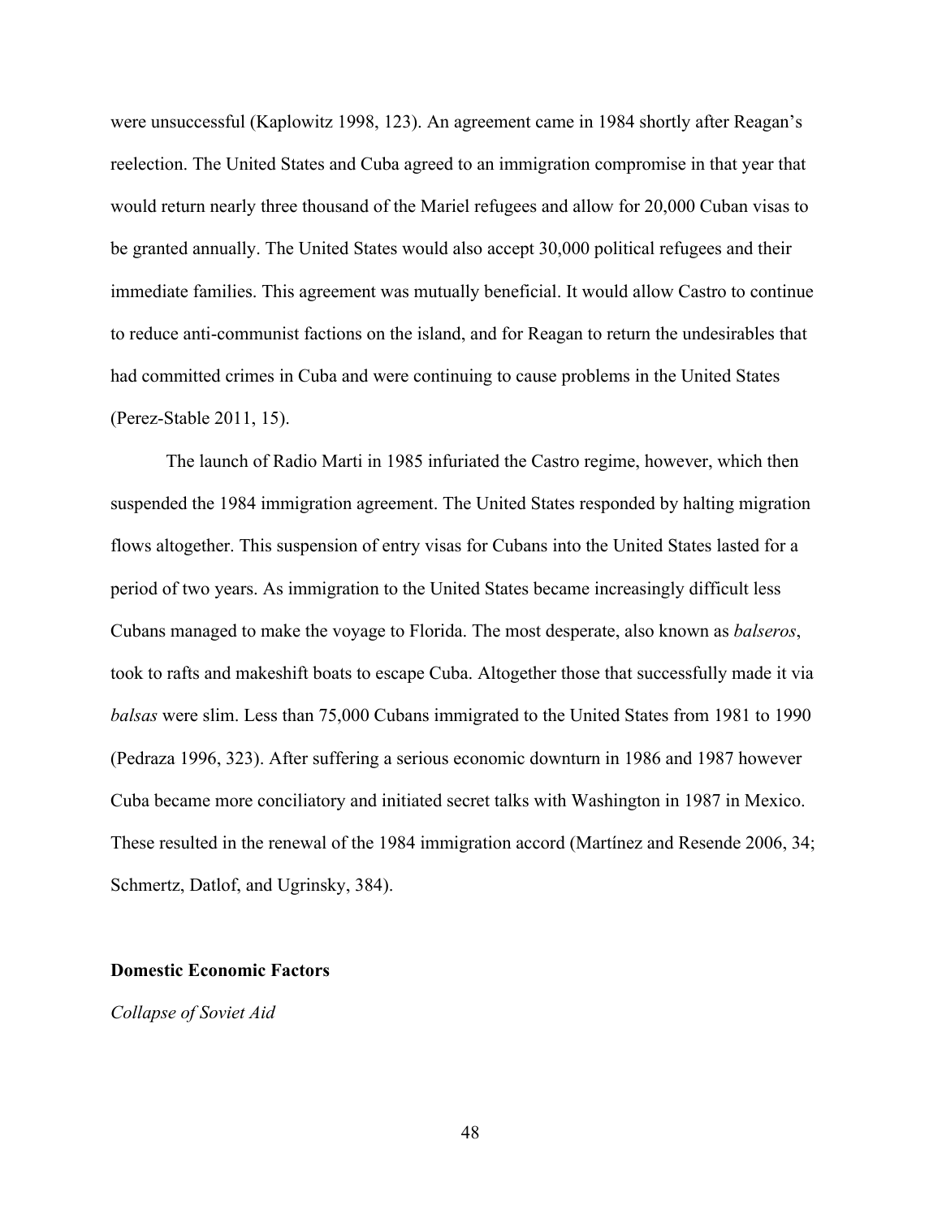were unsuccessful (Kaplowitz 1998, 123). An agreement came in 1984 shortly after Reagan's reelection. The United States and Cuba agreed to an immigration compromise in that year that would return nearly three thousand of the Mariel refugees and allow for 20,000 Cuban visas to be granted annually. The United States would also accept 30,000 political refugees and their immediate families. This agreement was mutually beneficial. It would allow Castro to continue to reduce anti-communist factions on the island, and for Reagan to return the undesirables that had committed crimes in Cuba and were continuing to cause problems in the United States (Perez-Stable 2011, 15).

The launch of Radio Marti in 1985 infuriated the Castro regime, however, which then suspended the 1984 immigration agreement. The United States responded by halting migration flows altogether. This suspension of entry visas for Cubans into the United States lasted for a period of two years. As immigration to the United States became increasingly difficult less Cubans managed to make the voyage to Florida. The most desperate, also known as *balseros*, took to rafts and makeshift boats to escape Cuba. Altogether those that successfully made it via *balsas* were slim. Less than 75,000 Cubans immigrated to the United States from 1981 to 1990 (Pedraza 1996, 323). After suffering a serious economic downturn in 1986 and 1987 however Cuba became more conciliatory and initiated secret talks with Washington in 1987 in Mexico. These resulted in the renewal of the 1984 immigration accord (Martínez and Resende 2006, 34; Schmertz, Datlof, and Ugrinsky, 384).

### Domestic Economic Factors

#### *Collapse of Soviet Aid*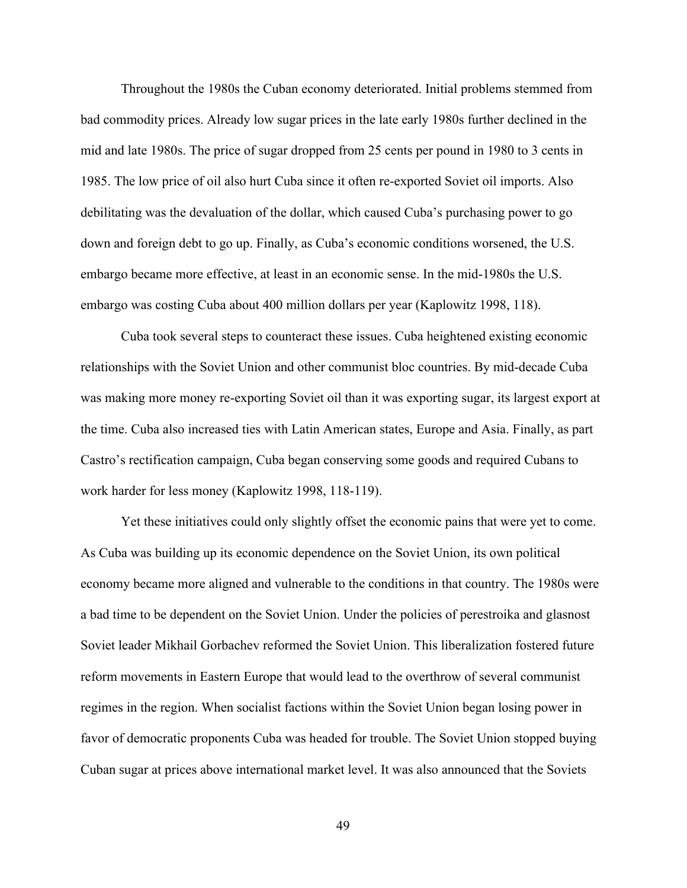Throughout the 1980s the Cuban economy deteriorated. Initial problems stemmed from bad commodity prices. Already low sugar prices in the late early 1980s further declined in the mid and late 1980s. The price of sugar dropped from 25 cents per pound in 1980 to 3 cents in 1985. The low price of oil also hurt Cuba since it often re-exported Soviet oil imports. Also debilitating was the devaluation of the dollar, which caused Cuba's purchasing power to go down and foreign debt to go up. Finally, as Cuba's economic conditions worsened, the U.S. embargo became more effective, at least in an economic sense. In the mid-1980s the U.S. embargo was costing Cuba about 400 million dollars per year (Kaplowitz 1998, 118).

Cuba took several steps to counteract these issues. Cuba heightened existing economic relationships with the Soviet Union and other communist bloc countries. By mid-decade Cuba was making more money re-exporting Soviet oil than it was exporting sugar, its largest export at the time. Cuba also increased ties with Latin American states, Europe and Asia. Finally, as part Castro's rectification campaign, Cuba began conserving some goods and required Cubans to work harder for less money (Kaplowitz 1998, 118-119).

Yet these initiatives could only slightly offset the economic pains that were yet to come. As Cuba was building up its economic dependence on the Soviet Union, its own political economy became more aligned and vulnerable to the conditions in that country. The 1980s were a bad time to be dependent on the Soviet Union. Under the policies of perestroika and glasnost Soviet leader Mikhail Gorbachev reformed the Soviet Union. This liberalization fostered future reform movements in Eastern Europe that would lead to the overthrow of several communist regimes in the region. When socialist factions within the Soviet Union began losing power in favor of democratic proponents Cuba was headed for trouble. The Soviet Union stopped buying Cuban sugar at prices above international market level. It was also announced that the Soviets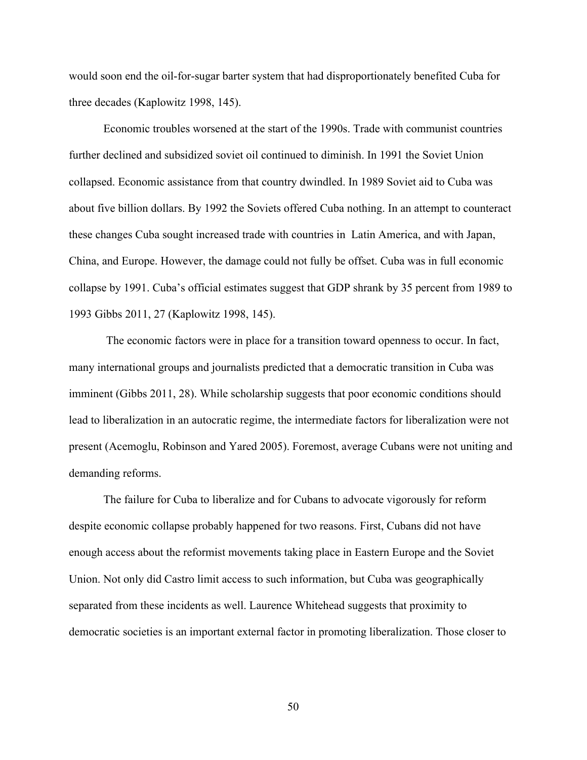would soon end the oil-for-sugar barter system that had disproportionately benefited Cuba for three decades (Kaplowitz 1998, 145).

Economic troubles worsened at the start of the 1990s. Trade with communist countries further declined and subsidized soviet oil continued to diminish. In 1991 the Soviet Union collapsed. Economic assistance from that country dwindled. In 1989 Soviet aid to Cuba was about five billion dollars. By 1992 the Soviets offered Cuba nothing. In an attempt to counteract these changes Cuba sought increased trade with countries in  Latin America, and with Japan, China, and Europe. However, the damage could not fully be offset. Cuba was in full economic collapse by 1991. Cuba's official estimates suggest that GDP shrank by 35 percent from 1989 to 1993 Gibbs 2011, 27 (Kaplowitz 1998, 145).

The economic factors were in place for a transition toward openness to occur. In fact, many international groups and journalists predicted that a democratic transition in Cuba was imminent (Gibbs 2011, 28). While scholarship suggests that poor economic conditions should lead to liberalization in an autocratic regime, the intermediate factors for liberalization were not present (Acemoglu, Robinson and Yared 2005). Foremost, average Cubans were not uniting and demanding reforms.

The failure for Cuba to liberalize and for Cubans to advocate vigorously for reform despite economic collapse probably happened for two reasons. First, Cubans did not have enough access about the reformist movements taking place in Eastern Europe and the Soviet Union. Not only did Castro limit access to such information, but Cuba was geographically separated from these incidents as well. Laurence Whitehead suggests that proximity to democratic societies is an important external factor in promoting liberalization. Those closer to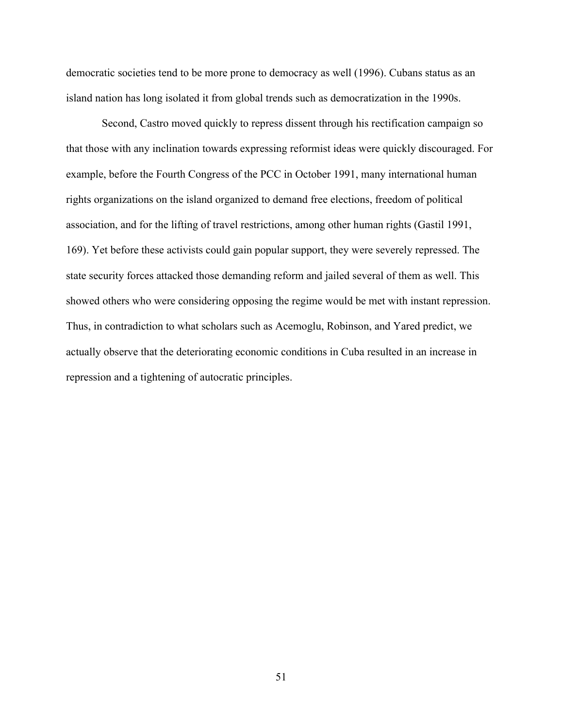democratic societies tend to be more prone to democracy as well (1996). Cubans status as an island nation has long isolated it from global trends such as democratization in the 1990s.

Second, Castro moved quickly to repress dissent through his rectification campaign so that those with any inclination towards expressing reformist ideas were quickly discouraged. For example, before the Fourth Congress of the PCC in October 1991, many international human rights organizations on the island organized to demand free elections, freedom of political association, and for the lifting of travel restrictions, among other human rights (Gastil 1991, 169). Yet before these activists could gain popular support, they were severely repressed. The state security forces attacked those demanding reform and jailed several of them as well. This showed others who were considering opposing the regime would be met with instant repression. Thus, in contradiction to what scholars such as Acemoglu, Robinson, and Yared predict, we actually observe that the deteriorating economic conditions in Cuba resulted in an increase in repression and a tightening of autocratic principles.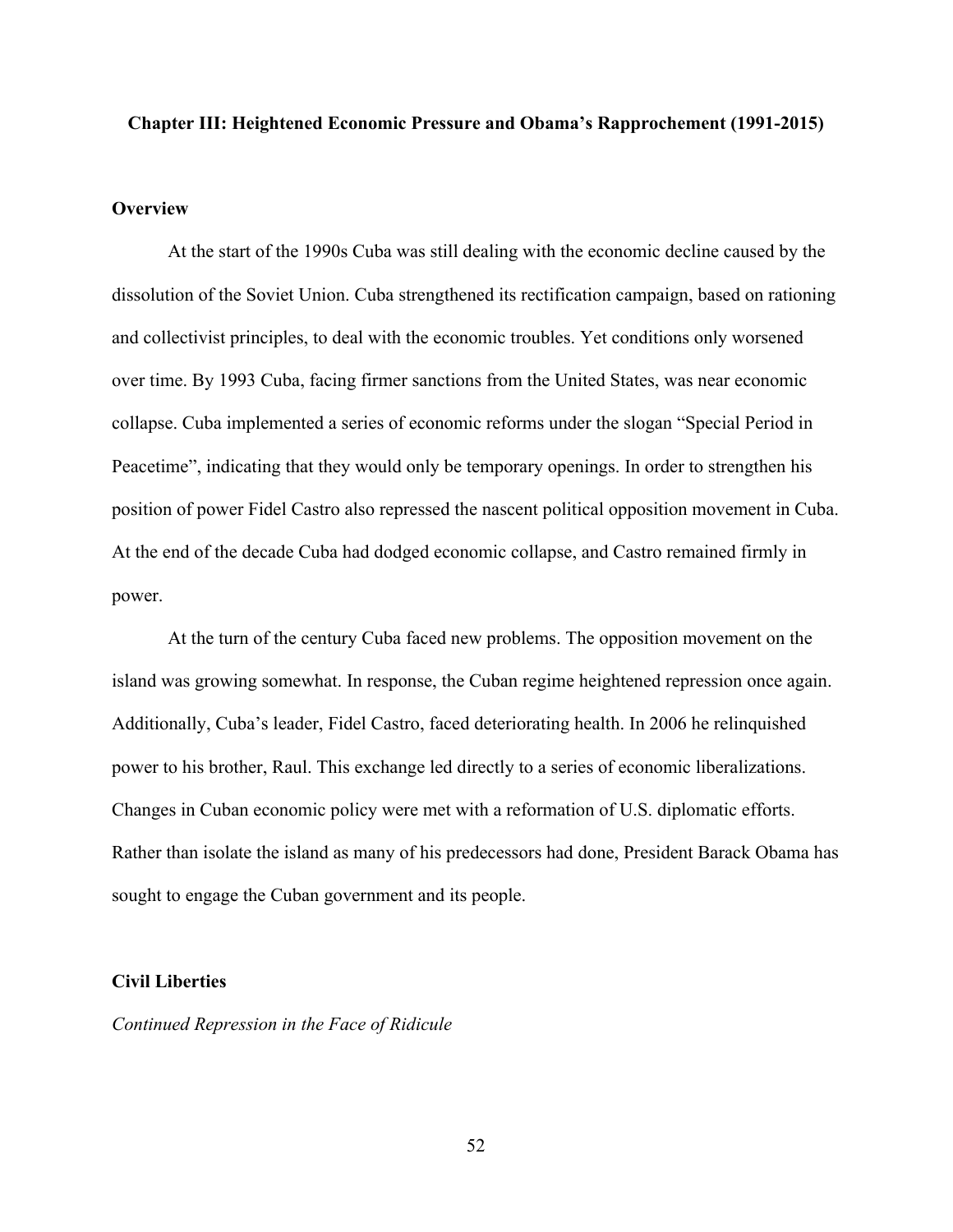# Chapter III: Heightened Economic Pressure and Obama's Rapprochement (1991-2015)

## Overview

At the start of the 1990s Cuba was still dealing with the economic decline caused by the dissolution of the Soviet Union. Cuba strengthened its rectification campaign, based on rationing and collectivist principles, to deal with the economic troubles. Yet conditions only worsened over time. By 1993 Cuba, facing firmer sanctions from the United States, was near economic collapse. Cuba implemented a series of economic reforms under the slogan "Special Period in Peacetime", indicating that they would only be temporary openings. In order to strengthen his position of power Fidel Castro also repressed the nascent political opposition movement in Cuba. At the end of the decade Cuba had dodged economic collapse, and Castro remained firmly in power.

At the turn of the century Cuba faced new problems. The opposition movement on the island was growing somewhat. In response, the Cuban regime heightened repression once again. Additionally, Cuba's leader, Fidel Castro, faced deteriorating health. In 2006 he relinquished power to his brother, Raul. This exchange led directly to a series of economic liberalizations. Changes in Cuban economic policy were met with a reformation of U.S. diplomatic efforts. Rather than isolate the island as many of his predecessors had done, President Barack Obama has sought to engage the Cuban government and its people.

## Civil Liberties

### *Continued Repression in the Face of Ridicule*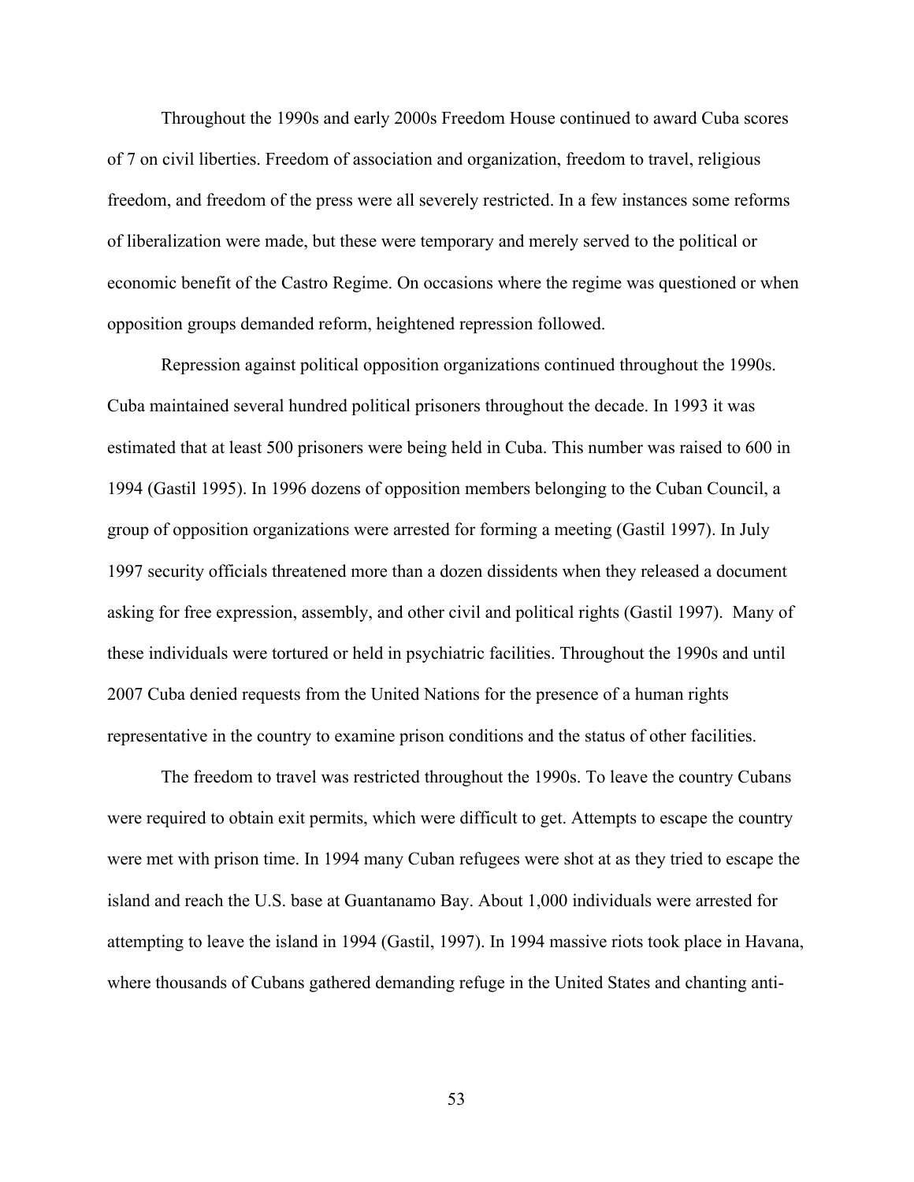Throughout the 1990s and early 2000s Freedom House continued to award Cuba scores of 7 on civil liberties. Freedom of association and organization, freedom to travel, religious freedom, and freedom of the press were all severely restricted. In a few instances some reforms of liberalization were made, but these were temporary and merely served to the political or economic benefit of the Castro Regime. On occasions where the regime was questioned or when opposition groups demanded reform, heightened repression followed.

Repression against political opposition organizations continued throughout the 1990s. Cuba maintained several hundred political prisoners throughout the decade. In 1993 it was estimated that at least 500 prisoners were being held in Cuba. This number was raised to 600 in 1994 (Gastil 1995). In 1996 dozens of opposition members belonging to the Cuban Council, a group of opposition organizations were arrested for forming a meeting (Gastil 1997). In July 1997 security officials threatened more than a dozen dissidents when they released a document asking for free expression, assembly, and other civil and political rights (Gastil 1997). Many of these individuals were tortured or held in psychiatric facilities. Throughout the 1990s and until 2007 Cuba denied requests from the United Nations for the presence of a human rights representative in the country to examine prison conditions and the status of other facilities.

The freedom to travel was restricted throughout the 1990s. To leave the country Cubans were required to obtain exit permits, which were difficult to get. Attempts to escape the country were met with prison time. In 1994 many Cuban refugees were shot at as they tried to escape the island and reach the U.S. base at Guantanamo Bay. About 1,000 individuals were arrested for attempting to leave the island in 1994 (Gastil, 1997). In 1994 massive riots took place in Havana, where thousands of Cubans gathered demanding refuge in the United States and chanting anti-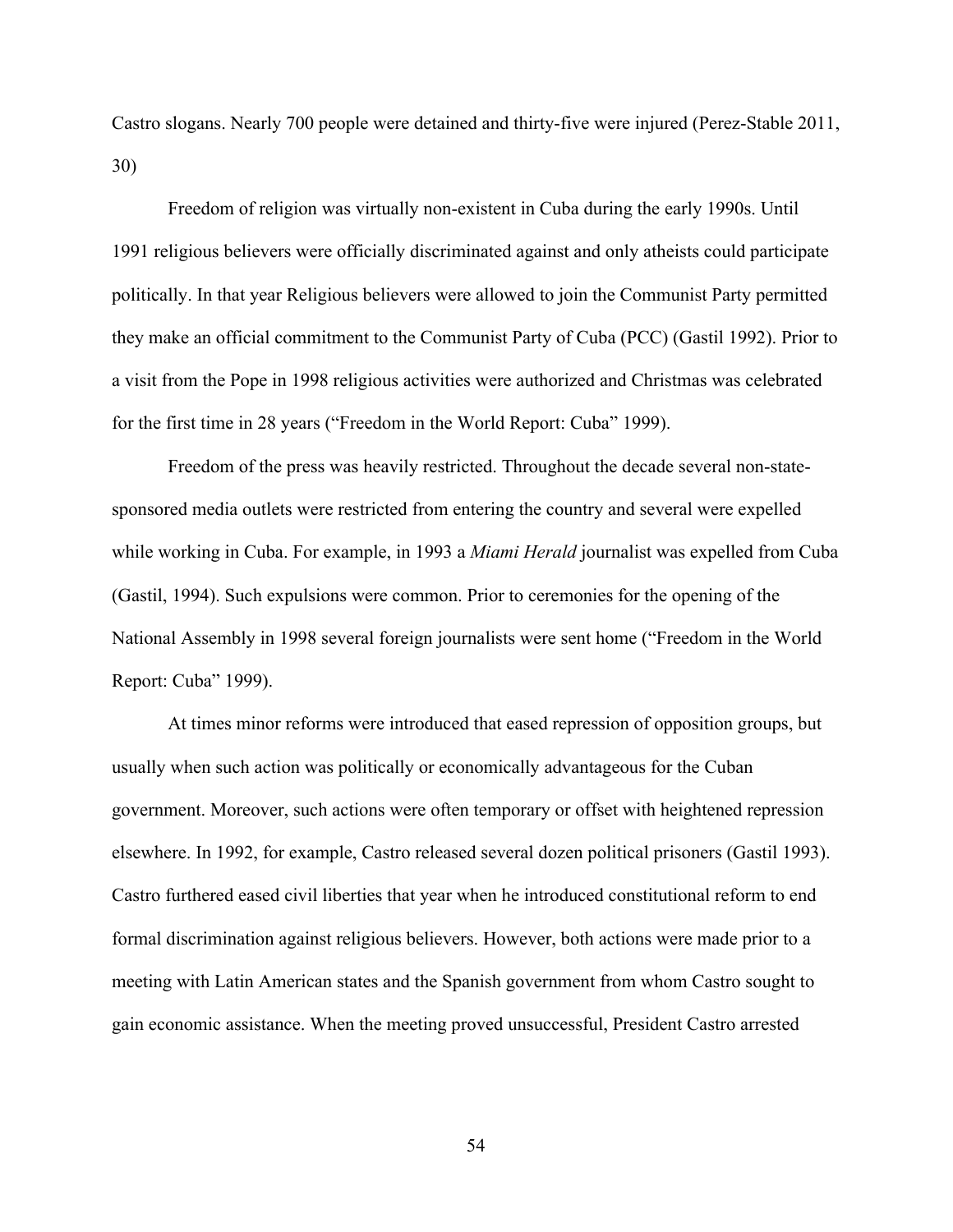Castro slogans. Nearly 700 people were detained and thirty-five were injured (Perez-Stable 2011, 30)

Freedom of religion was virtually non-existent in Cuba during the early 1990s. Until 1991 religious believers were officially discriminated against and only atheists could participate politically. In that year Religious believers were allowed to join the Communist Party permitted they make an official commitment to the Communist Party of Cuba (PCC) (Gastil 1992). Prior to a visit from the Pope in 1998 religious activities were authorized and Christmas was celebrated for the first time in 28 years ("Freedom in the World Report: Cuba" 1999).

Freedom of the press was heavily restricted. Throughout the decade several non-state-sponsored media outlets were restricted from entering the country and several were expelled while working in Cuba. For example, in 1993 a *Miami Herald* journalist was expelled from Cuba (Gastil, 1994). Such expulsions were common. Prior to ceremonies for the opening of the National Assembly in 1998 several foreign journalists were sent home ("Freedom in the World Report: Cuba" 1999).

At times minor reforms were introduced that eased repression of opposition groups, but usually when such action was politically or economically advantageous for the Cuban government. Moreover, such actions were often temporary or offset with heightened repression elsewhere. In 1992, for example, Castro released several dozen political prisoners (Gastil 1993). Castro furthered eased civil liberties that year when he introduced constitutional reform to end formal discrimination against religious believers. However, both actions were made prior to a meeting with Latin American states and the Spanish government from whom Castro sought to gain economic assistance. When the meeting proved unsuccessful, President Castro arrested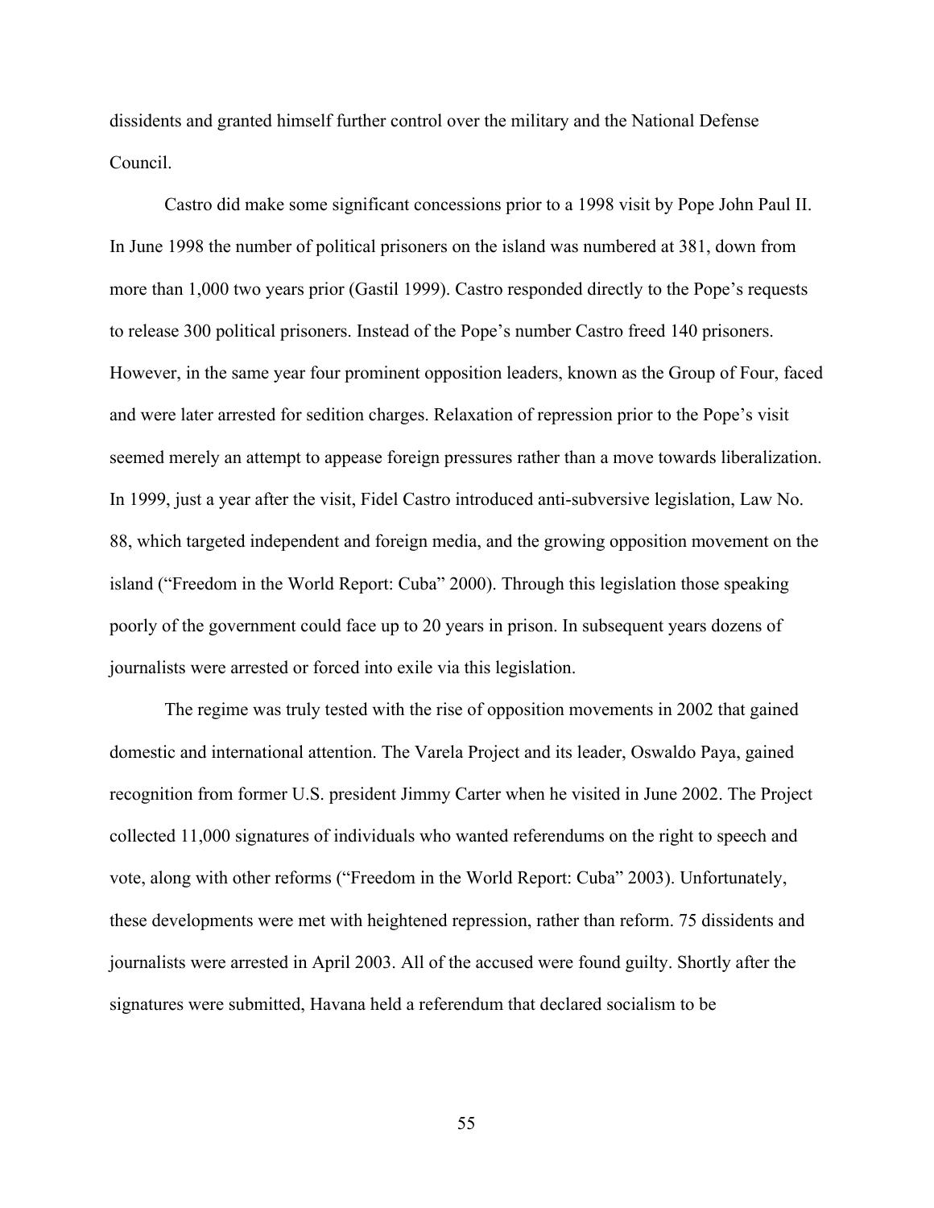dissidents and granted himself further control over the military and the National Defense Council.

Castro did make some significant concessions prior to a 1998 visit by Pope John Paul II. In June 1998 the number of political prisoners on the island was numbered at 381, down from more than 1,000 two years prior (Gastil 1999). Castro responded directly to the Pope's requests to release 300 political prisoners. Instead of the Pope's number Castro freed 140 prisoners. However, in the same year four prominent opposition leaders, known as the Group of Four, faced and were later arrested for sedition charges. Relaxation of repression prior to the Pope's visit seemed merely an attempt to appease foreign pressures rather than a move towards liberalization. In 1999, just a year after the visit, Fidel Castro introduced anti-subversive legislation, Law No. 88, which targeted independent and foreign media, and the growing opposition movement on the island ("Freedom in the World Report: Cuba" 2000). Through this legislation those speaking poorly of the government could face up to 20 years in prison. In subsequent years dozens of journalists were arrested or forced into exile via this legislation.

The regime was truly tested with the rise of opposition movements in 2002 that gained domestic and international attention. The Varela Project and its leader, Oswaldo Paya, gained recognition from former U.S. president Jimmy Carter when he visited in June 2002. The Project collected 11,000 signatures of individuals who wanted referendums on the right to speech and vote, along with other reforms ("Freedom in the World Report: Cuba" 2003). Unfortunately, these developments were met with heightened repression, rather than reform. 75 dissidents and journalists were arrested in April 2003. All of the accused were found guilty. Shortly after the signatures were submitted, Havana held a referendum that declared socialism to be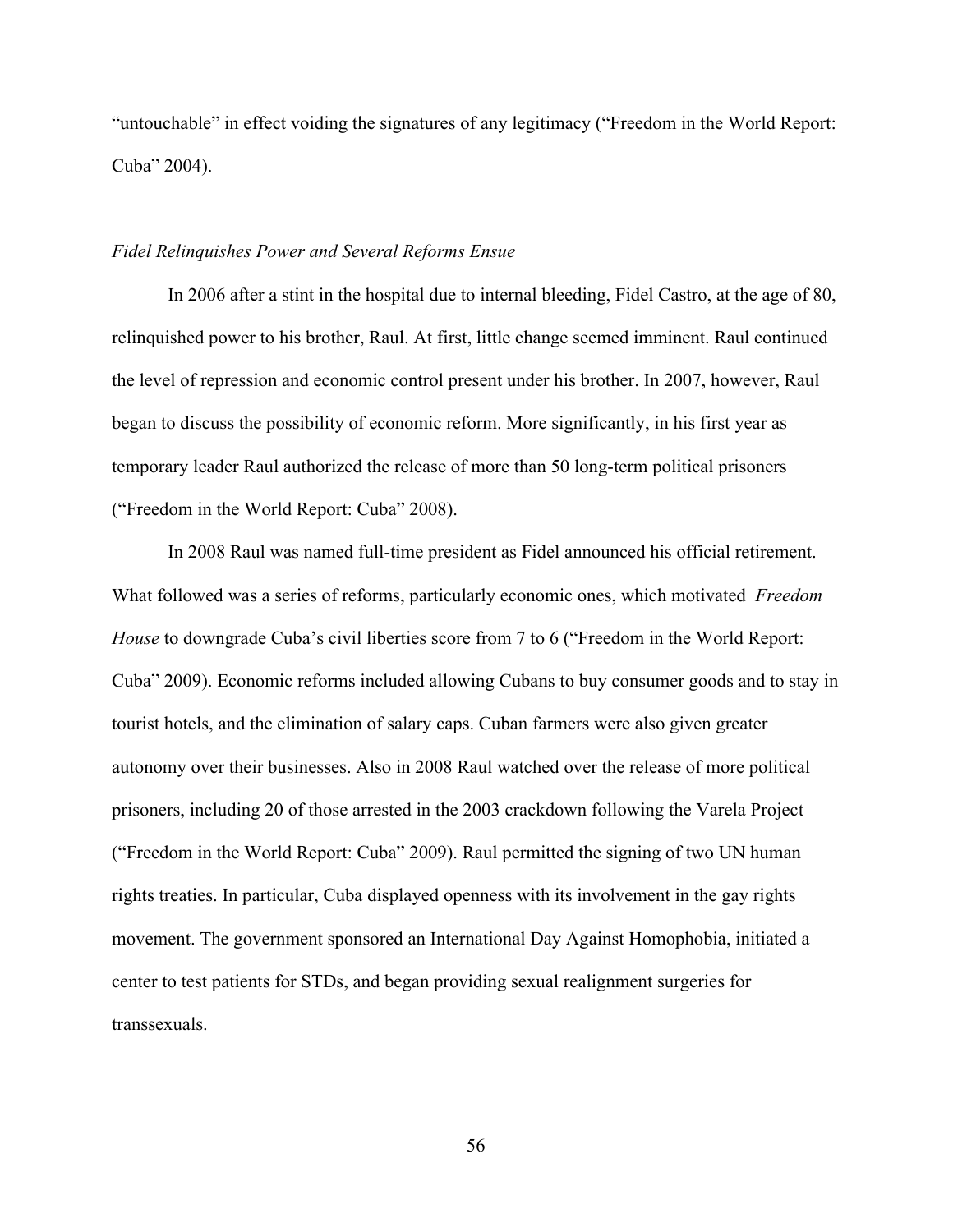"untouchable" in effect voiding the signatures of any legitimacy ("Freedom in the World Report: Cuba" 2004).

*Fidel Relinquishes Power and Several Reforms Ensue*

In 2006 after a stint in the hospital due to internal bleeding, Fidel Castro, at the age of 80, relinquished power to his brother, Raul. At first, little change seemed imminent. Raul continued the level of repression and economic control present under his brother. In 2007, however, Raul began to discuss the possibility of economic reform. More significantly, in his first year as temporary leader Raul authorized the release of more than 50 long-term political prisoners ("Freedom in the World Report: Cuba" 2008).

In 2008 Raul was named full-time president as Fidel announced his official retirement. What followed was a series of reforms, particularly economic ones, which motivated *Freedom House* to downgrade Cuba's civil liberties score from 7 to 6 ("Freedom in the World Report: Cuba" 2009). Economic reforms included allowing Cubans to buy consumer goods and to stay in tourist hotels, and the elimination of salary caps. Cuban farmers were also given greater autonomy over their businesses. Also in 2008 Raul watched over the release of more political prisoners, including 20 of those arrested in the 2003 crackdown following the Varela Project ("Freedom in the World Report: Cuba" 2009). Raul permitted the signing of two UN human rights treaties. In particular, Cuba displayed openness with its involvement in the gay rights movement. The government sponsored an International Day Against Homophobia, initiated a center to test patients for STDs, and began providing sexual realignment surgeries for transsexuals.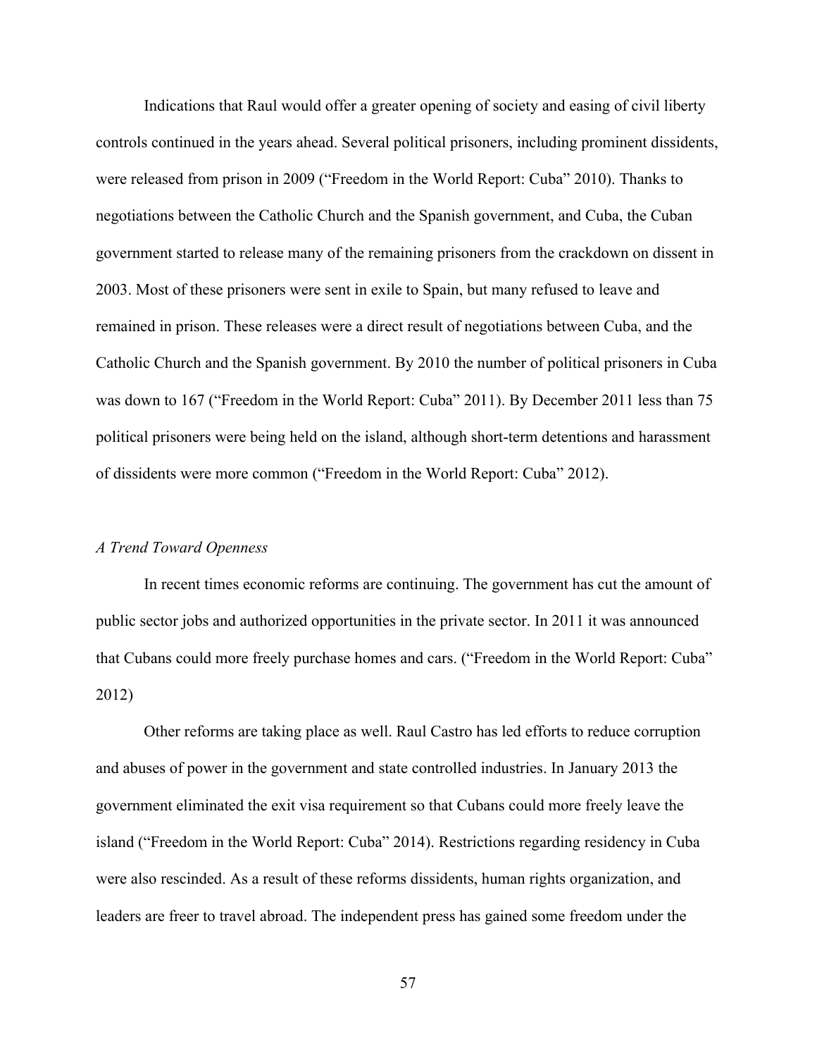Indications that Raul would offer a greater opening of society and easing of civil liberty controls continued in the years ahead. Several political prisoners, including prominent dissidents, were released from prison in 2009 ("Freedom in the World Report: Cuba" 2010). Thanks to negotiations between the Catholic Church and the Spanish government, and Cuba, the Cuban government started to release many of the remaining prisoners from the crackdown on dissent in 2003. Most of these prisoners were sent in exile to Spain, but many refused to leave and remained in prison. These releases were a direct result of negotiations between Cuba, and the Catholic Church and the Spanish government. By 2010 the number of political prisoners in Cuba was down to 167 ("Freedom in the World Report: Cuba" 2011). By December 2011 less than 75 political prisoners were being held on the island, although short-term detentions and harassment of dissidents were more common ("Freedom in the World Report: Cuba" 2012).

*A Trend Toward Openness*

In recent times economic reforms are continuing. The government has cut the amount of public sector jobs and authorized opportunities in the private sector. In 2011 it was announced that Cubans could more freely purchase homes and cars. ("Freedom in the World Report: Cuba" 2012)

Other reforms are taking place as well. Raul Castro has led efforts to reduce corruption and abuses of power in the government and state controlled industries. In January 2013 the government eliminated the exit visa requirement so that Cubans could more freely leave the island ("Freedom in the World Report: Cuba" 2014). Restrictions regarding residency in Cuba were also rescinded. As a result of these reforms dissidents, human rights organization, and leaders are freer to travel abroad. The independent press has gained some freedom under the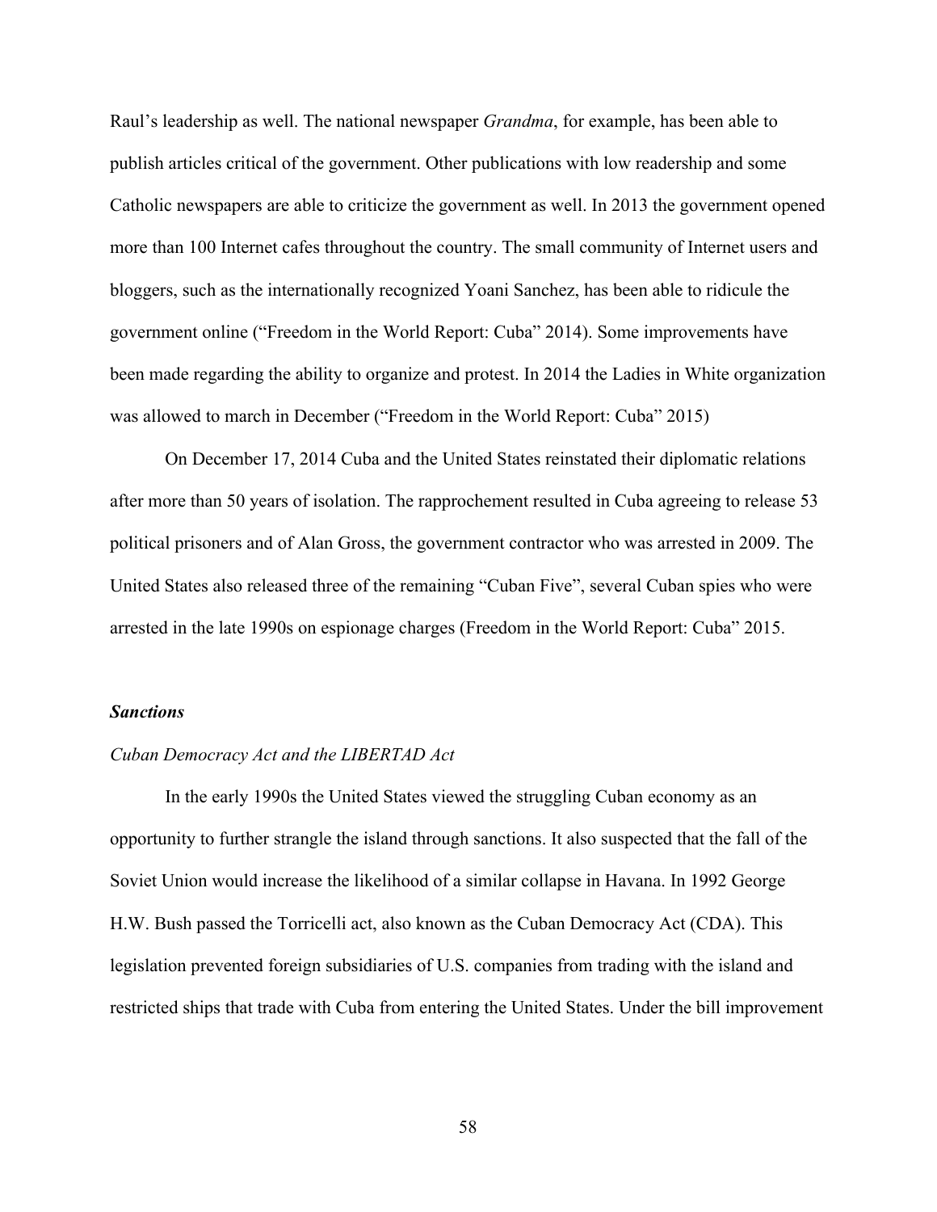Raul's leadership as well. The national newspaper *Grandma*, for example, has been able to publish articles critical of the government. Other publications with low readership and some Catholic newspapers are able to criticize the government as well. In 2013 the government opened more than 100 Internet cafes throughout the country. The small community of Internet users and bloggers, such as the internationally recognized Yoani Sanchez, has been able to ridicule the government online ("Freedom in the World Report: Cuba" 2014). Some improvements have been made regarding the ability to organize and protest. In 2014 the Ladies in White organization was allowed to march in December ("Freedom in the World Report: Cuba" 2015)

On December 17, 2014 Cuba and the United States reinstated their diplomatic relations after more than 50 years of isolation. The rapprochement resulted in Cuba agreeing to release 53 political prisoners and of Alan Gross, the government contractor who was arrested in 2009. The United States also released three of the remaining "Cuban Five", several Cuban spies who were arrested in the late 1990s on espionage charges (Freedom in the World Report: Cuba" 2015.

### *Sanctions*

#### *Cuban Democracy Act and the LIBERTAD Act*

In the early 1990s the United States viewed the struggling Cuban economy as an opportunity to further strangle the island through sanctions. It also suspected that the fall of the Soviet Union would increase the likelihood of a similar collapse in Havana. In 1992 George H.W. Bush passed the Torricelli act, also known as the Cuban Democracy Act (CDA). This legislation prevented foreign subsidiaries of U.S. companies from trading with the island and restricted ships that trade with Cuba from entering the United States. Under the bill improvement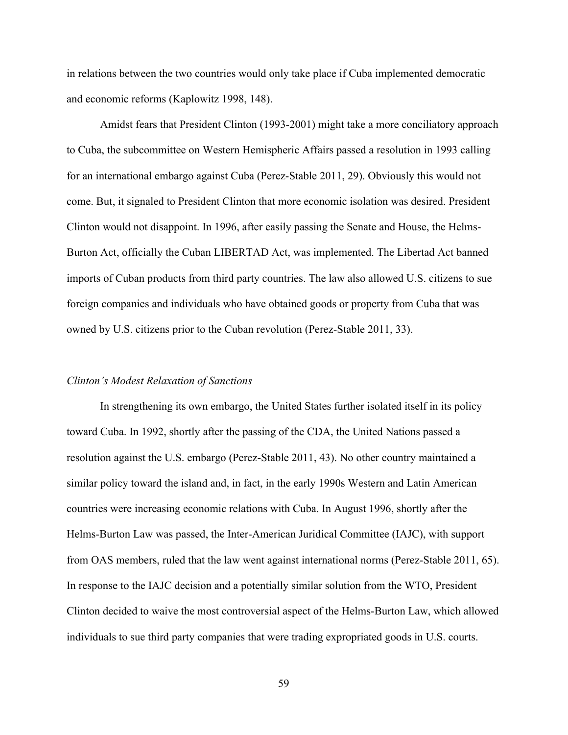in relations between the two countries would only take place if Cuba implemented democratic and economic reforms (Kaplowitz 1998, 148).

Amidst fears that President Clinton (1993-2001) might take a more conciliatory approach to Cuba, the subcommittee on Western Hemispheric Affairs passed a resolution in 1993 calling for an international embargo against Cuba (Perez-Stable 2011, 29). Obviously this would not come. But, it signaled to President Clinton that more economic isolation was desired. President Clinton would not disappoint. In 1996, after easily passing the Senate and House, the Helms-Burton Act, officially the Cuban LIBERTAD Act, was implemented. The Libertad Act banned imports of Cuban products from third party countries. The law also allowed U.S. citizens to sue foreign companies and individuals who have obtained goods or property from Cuba that was owned by U.S. citizens prior to the Cuban revolution (Perez-Stable 2011, 33).

*Clinton's Modest Relaxation of Sanctions*

In strengthening its own embargo, the United States further isolated itself in its policy toward Cuba. In 1992, shortly after the passing of the CDA, the United Nations passed a resolution against the U.S. embargo (Perez-Stable 2011, 43). No other country maintained a similar policy toward the island and, in fact, in the early 1990s Western and Latin American countries were increasing economic relations with Cuba. In August 1996, shortly after the Helms-Burton Law was passed, the Inter-American Juridical Committee (IAJC), with support from OAS members, ruled that the law went against international norms (Perez-Stable 2011, 65). In response to the IAJC decision and a potentially similar solution from the WTO, President Clinton decided to waive the most controversial aspect of the Helms-Burton Law, which allowed individuals to sue third party companies that were trading expropriated goods in U.S. courts.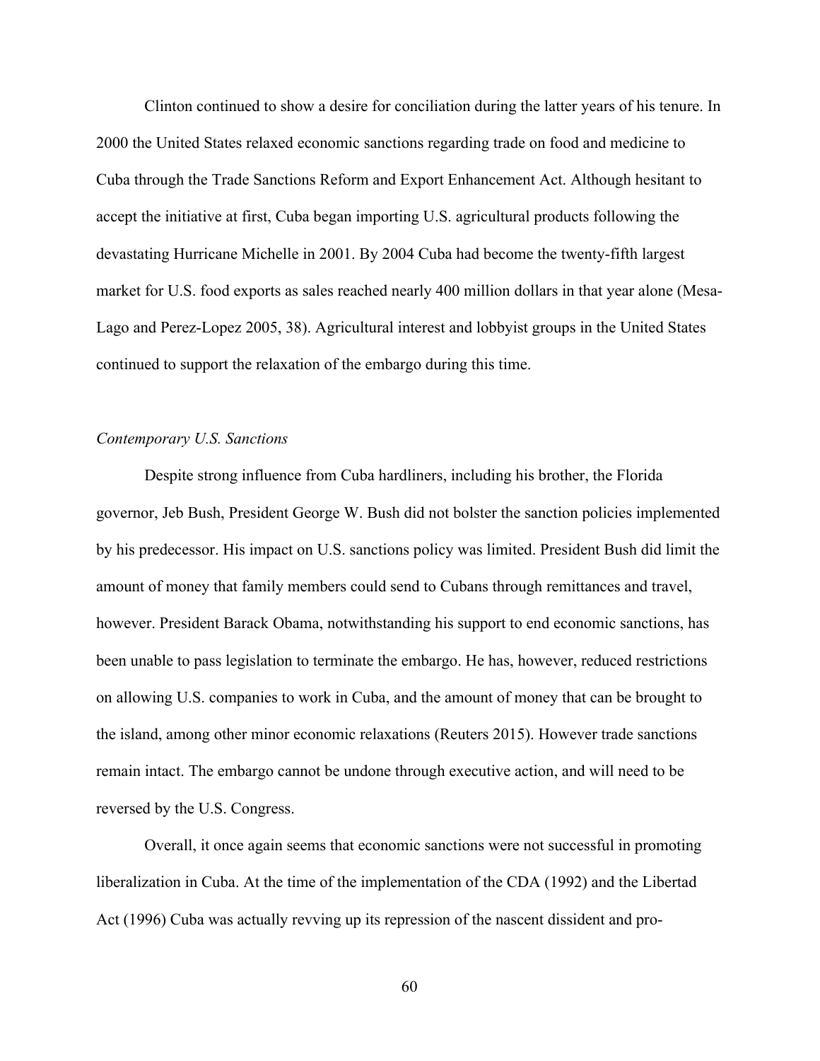Clinton continued to show a desire for conciliation during the latter years of his tenure. In 2000 the United States relaxed economic sanctions regarding trade on food and medicine to Cuba through the Trade Sanctions Reform and Export Enhancement Act. Although hesitant to accept the initiative at first, Cuba began importing U.S. agricultural products following the devastating Hurricane Michelle in 2001. By 2004 Cuba had become the twenty-fifth largest market for U.S. food exports as sales reached nearly 400 million dollars in that year alone (Mesa-Lago and Perez-Lopez 2005, 38). Agricultural interest and lobbyist groups in the United States continued to support the relaxation of the embargo during this time.

*Contemporary U.S. Sanctions*

Despite strong influence from Cuba hardliners, including his brother, the Florida governor, Jeb Bush, President George W. Bush did not bolster the sanction policies implemented by his predecessor. His impact on U.S. sanctions policy was limited. President Bush did limit the amount of money that family members could send to Cubans through remittances and travel, however. President Barack Obama, notwithstanding his support to end economic sanctions, has been unable to pass legislation to terminate the embargo. He has, however, reduced restrictions on allowing U.S. companies to work in Cuba, and the amount of money that can be brought to the island, among other minor economic relaxations (Reuters 2015). However trade sanctions remain intact. The embargo cannot be undone through executive action, and will need to be reversed by the U.S. Congress.

Overall, it once again seems that economic sanctions were not successful in promoting liberalization in Cuba. At the time of the implementation of the CDA (1992) and the Libertad Act (1996) Cuba was actually revving up its repression of the nascent dissident and pro-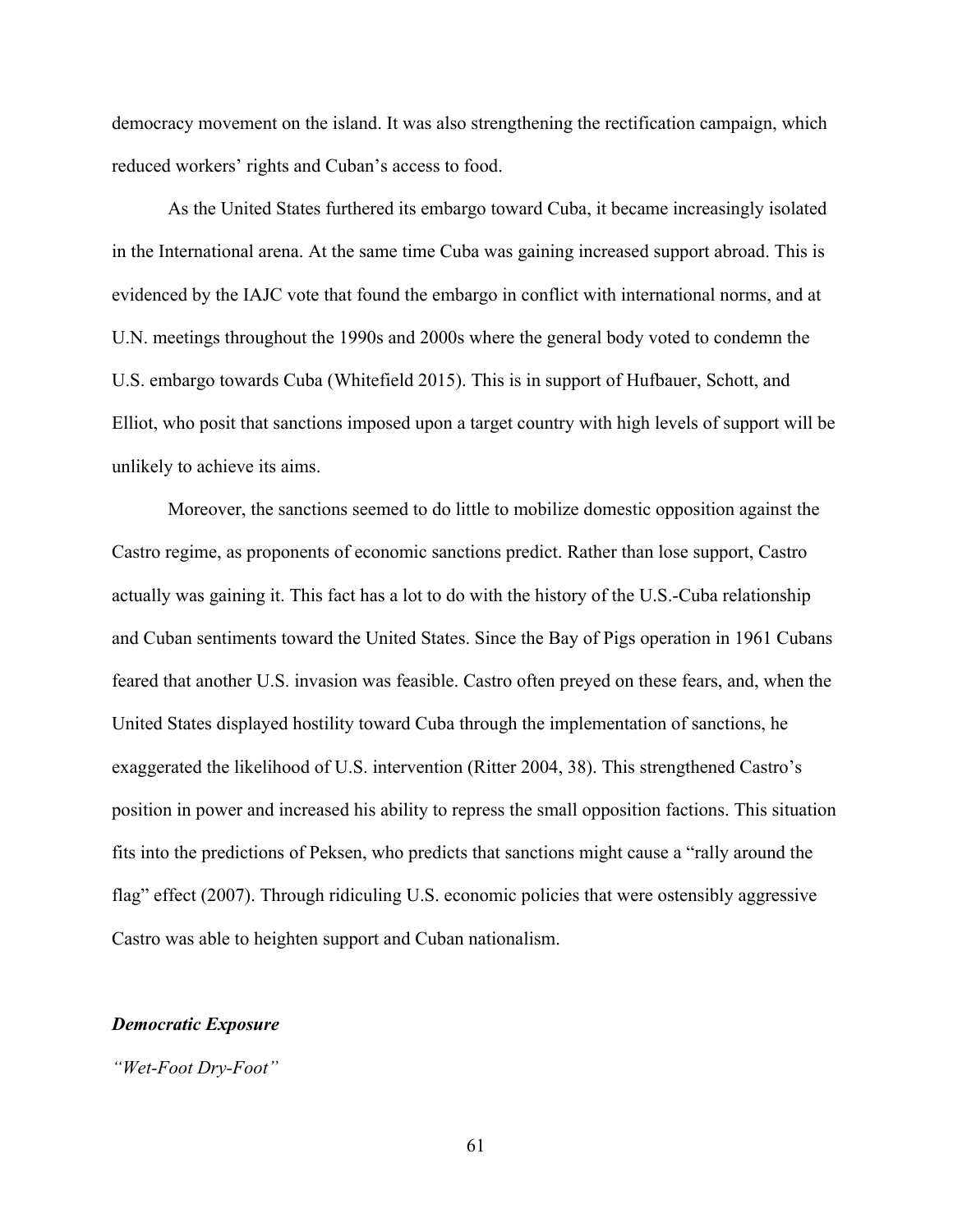democracy movement on the island. It was also strengthening the rectification campaign, which reduced workers' rights and Cuban's access to food.

As the United States furthered its embargo toward Cuba, it became increasingly isolated in the International arena. At the same time Cuba was gaining increased support abroad. This is evidenced by the IAJC vote that found the embargo in conflict with international norms, and at U.N. meetings throughout the 1990s and 2000s where the general body voted to condemn the U.S. embargo towards Cuba (Whitefield 2015). This is in support of Hufbauer, Schott, and Elliot, who posit that sanctions imposed upon a target country with high levels of support will be unlikely to achieve its aims.

Moreover, the sanctions seemed to do little to mobilize domestic opposition against the Castro regime, as proponents of economic sanctions predict. Rather than lose support, Castro actually was gaining it. This fact has a lot to do with the history of the U.S.-Cuba relationship and Cuban sentiments toward the United States. Since the Bay of Pigs operation in 1961 Cubans feared that another U.S. invasion was feasible. Castro often preyed on these fears, and, when the United States displayed hostility toward Cuba through the implementation of sanctions, he exaggerated the likelihood of U.S. intervention (Ritter 2004, 38). This strengthened Castro's position in power and increased his ability to repress the small opposition factions. This situation fits into the predictions of Peksen, who predicts that sanctions might cause a "rally around the flag" effect (2007). Through ridiculing U.S. economic policies that were ostensibly aggressive Castro was able to heighten support and Cuban nationalism.

***Democratic Exposure***

*"Wet-Foot Dry-Foot"*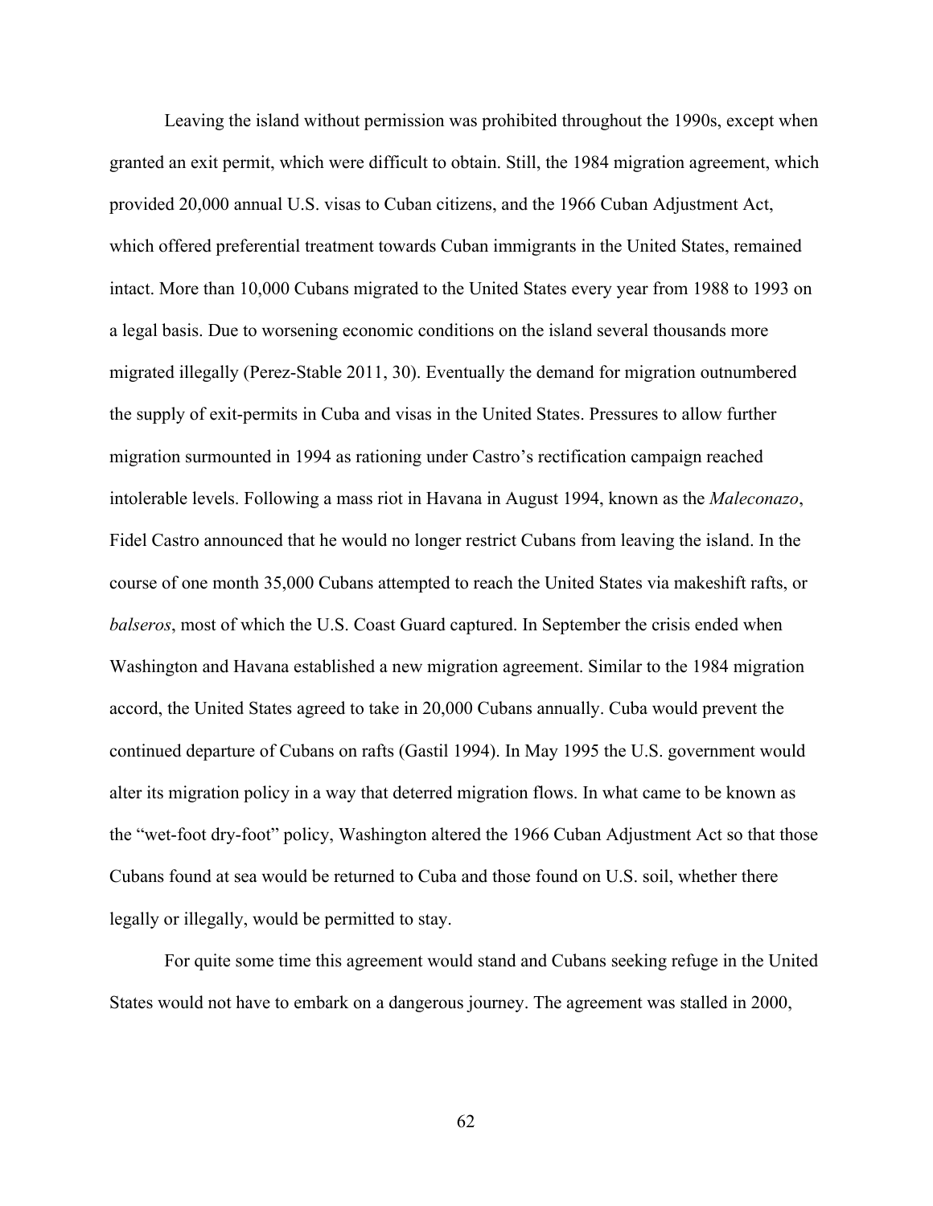Leaving the island without permission was prohibited throughout the 1990s, except when granted an exit permit, which were difficult to obtain. Still, the 1984 migration agreement, which provided 20,000 annual U.S. visas to Cuban citizens, and the 1966 Cuban Adjustment Act, which offered preferential treatment towards Cuban immigrants in the United States, remained intact. More than 10,000 Cubans migrated to the United States every year from 1988 to 1993 on a legal basis. Due to worsening economic conditions on the island several thousands more migrated illegally (Perez-Stable 2011, 30). Eventually the demand for migration outnumbered the supply of exit-permits in Cuba and visas in the United States. Pressures to allow further migration surmounted in 1994 as rationing under Castro's rectification campaign reached intolerable levels. Following a mass riot in Havana in August 1994, known as the *Maleconazo*, Fidel Castro announced that he would no longer restrict Cubans from leaving the island. In the course of one month 35,000 Cubans attempted to reach the United States via makeshift rafts, or *balseros*, most of which the U.S. Coast Guard captured. In September the crisis ended when Washington and Havana established a new migration agreement. Similar to the 1984 migration accord, the United States agreed to take in 20,000 Cubans annually. Cuba would prevent the continued departure of Cubans on rafts (Gastil 1994). In May 1995 the U.S. government would alter its migration policy in a way that deterred migration flows. In what came to be known as the "wet-foot dry-foot" policy, Washington altered the 1966 Cuban Adjustment Act so that those Cubans found at sea would be returned to Cuba and those found on U.S. soil, whether there legally or illegally, would be permitted to stay.

For quite some time this agreement would stand and Cubans seeking refuge in the United States would not have to embark on a dangerous journey. The agreement was stalled in 2000,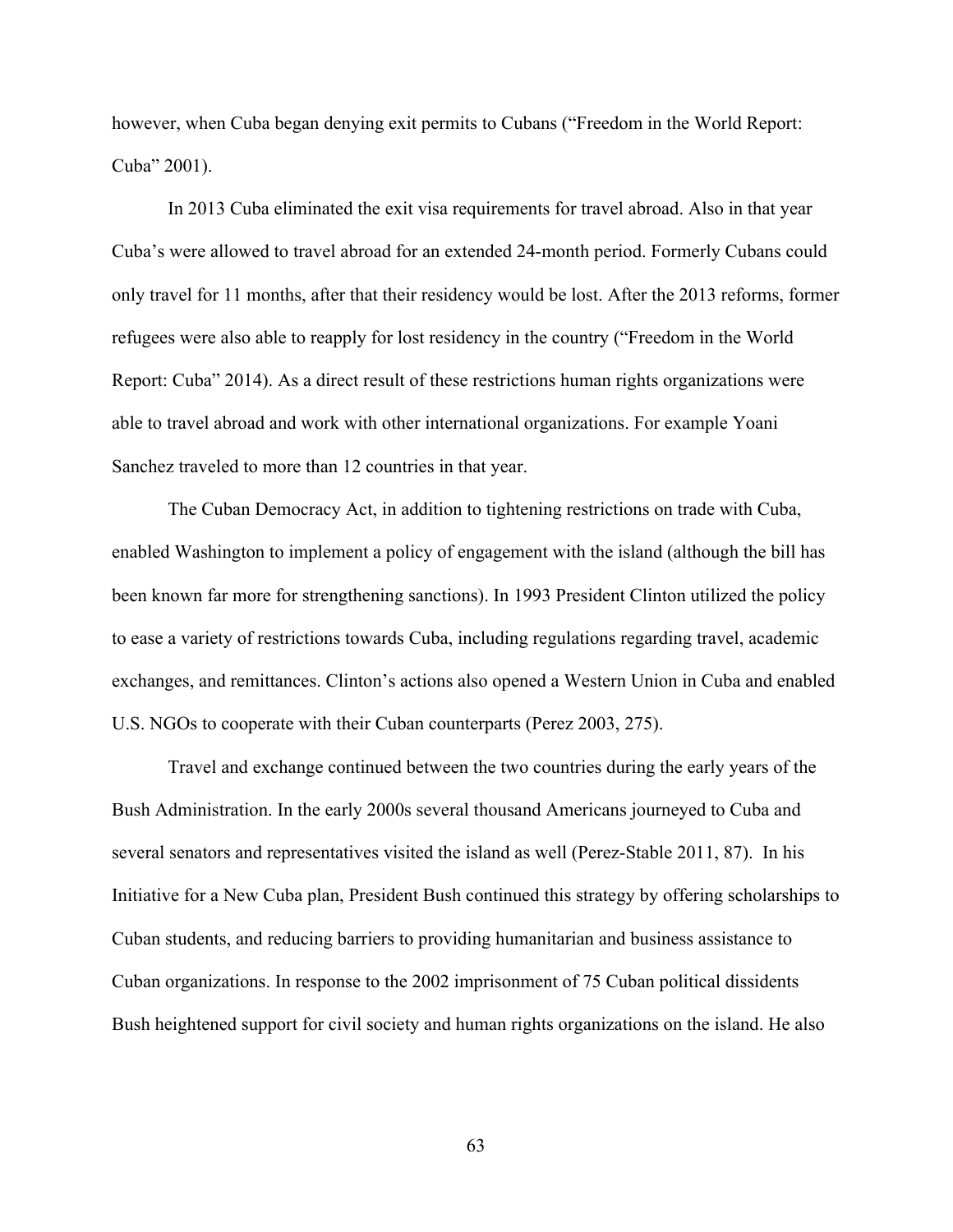however, when Cuba began denying exit permits to Cubans ("Freedom in the World Report: Cuba" 2001).

In 2013 Cuba eliminated the exit visa requirements for travel abroad. Also in that year Cuba's were allowed to travel abroad for an extended 24-month period. Formerly Cubans could only travel for 11 months, after that their residency would be lost. After the 2013 reforms, former refugees were also able to reapply for lost residency in the country ("Freedom in the World Report: Cuba" 2014). As a direct result of these restrictions human rights organizations were able to travel abroad and work with other international organizations. For example Yoani Sanchez traveled to more than 12 countries in that year.

The Cuban Democracy Act, in addition to tightening restrictions on trade with Cuba, enabled Washington to implement a policy of engagement with the island (although the bill has been known far more for strengthening sanctions). In 1993 President Clinton utilized the policy to ease a variety of restrictions towards Cuba, including regulations regarding travel, academic exchanges, and remittances. Clinton's actions also opened a Western Union in Cuba and enabled U.S. NGOs to cooperate with their Cuban counterparts (Perez 2003, 275).

Travel and exchange continued between the two countries during the early years of the Bush Administration. In the early 2000s several thousand Americans journeyed to Cuba and several senators and representatives visited the island as well (Perez-Stable 2011, 87). In his Initiative for a New Cuba plan, President Bush continued this strategy by offering scholarships to Cuban students, and reducing barriers to providing humanitarian and business assistance to Cuban organizations. In response to the 2002 imprisonment of 75 Cuban political dissidents Bush heightened support for civil society and human rights organizations on the island. He also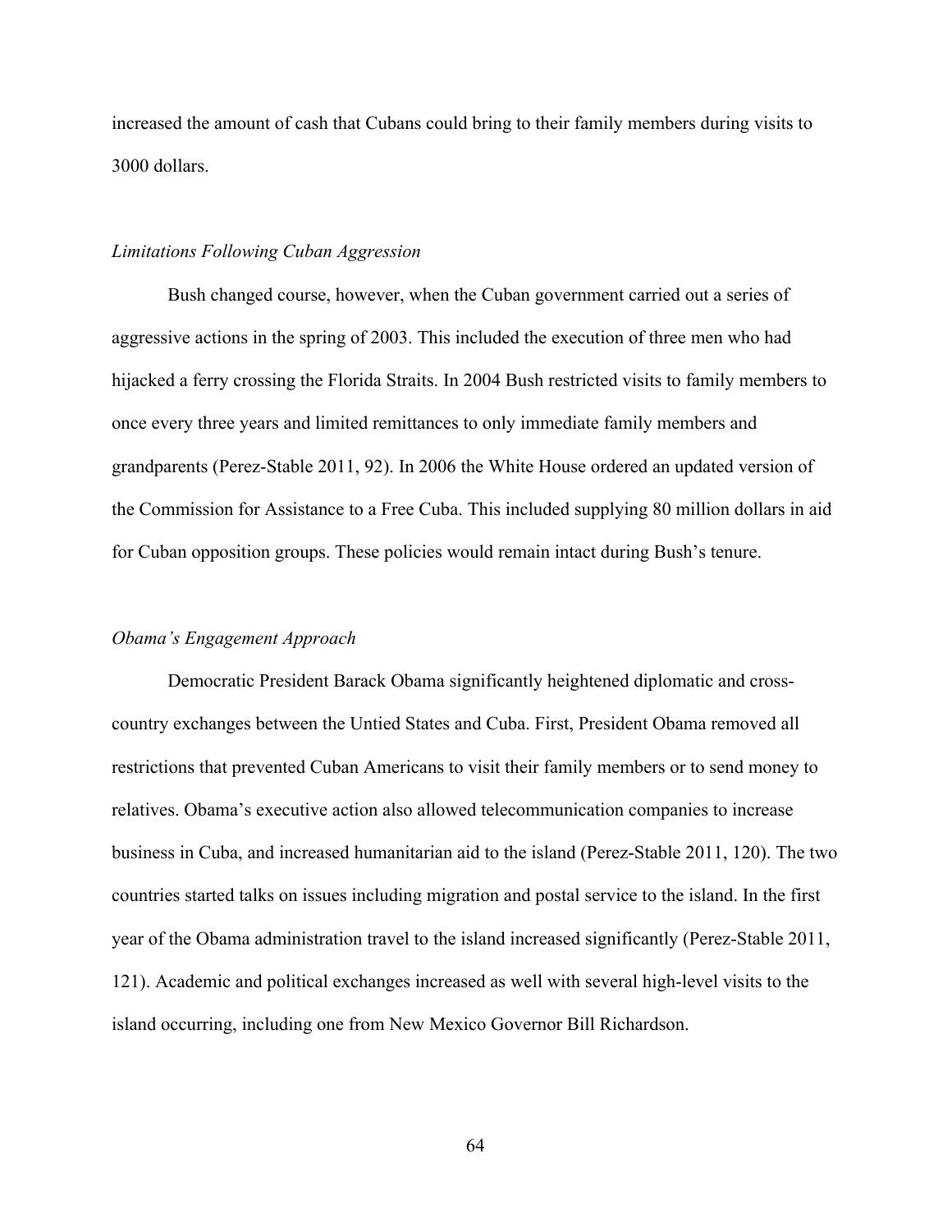increased the amount of cash that Cubans could bring to their family members during visits to 3000 dollars.

*Limitations Following Cuban Aggression*

Bush changed course, however, when the Cuban government carried out a series of aggressive actions in the spring of 2003. This included the execution of three men who had hijacked a ferry crossing the Florida Straits. In 2004 Bush restricted visits to family members to once every three years and limited remittances to only immediate family members and grandparents (Perez-Stable 2011, 92). In 2006 the White House ordered an updated version of the Commission for Assistance to a Free Cuba. This included supplying 80 million dollars in aid for Cuban opposition groups. These policies would remain intact during Bush's tenure.

*Obama's Engagement Approach*

Democratic President Barack Obama significantly heightened diplomatic and cross-country exchanges between the Untied States and Cuba. First, President Obama removed all restrictions that prevented Cuban Americans to visit their family members or to send money to relatives. Obama's executive action also allowed telecommunication companies to increase business in Cuba, and increased humanitarian aid to the island (Perez-Stable 2011, 120). The two countries started talks on issues including migration and postal service to the island. In the first year of the Obama administration travel to the island increased significantly (Perez-Stable 2011, 121). Academic and political exchanges increased as well with several high-level visits to the island occurring, including one from New Mexico Governor Bill Richardson.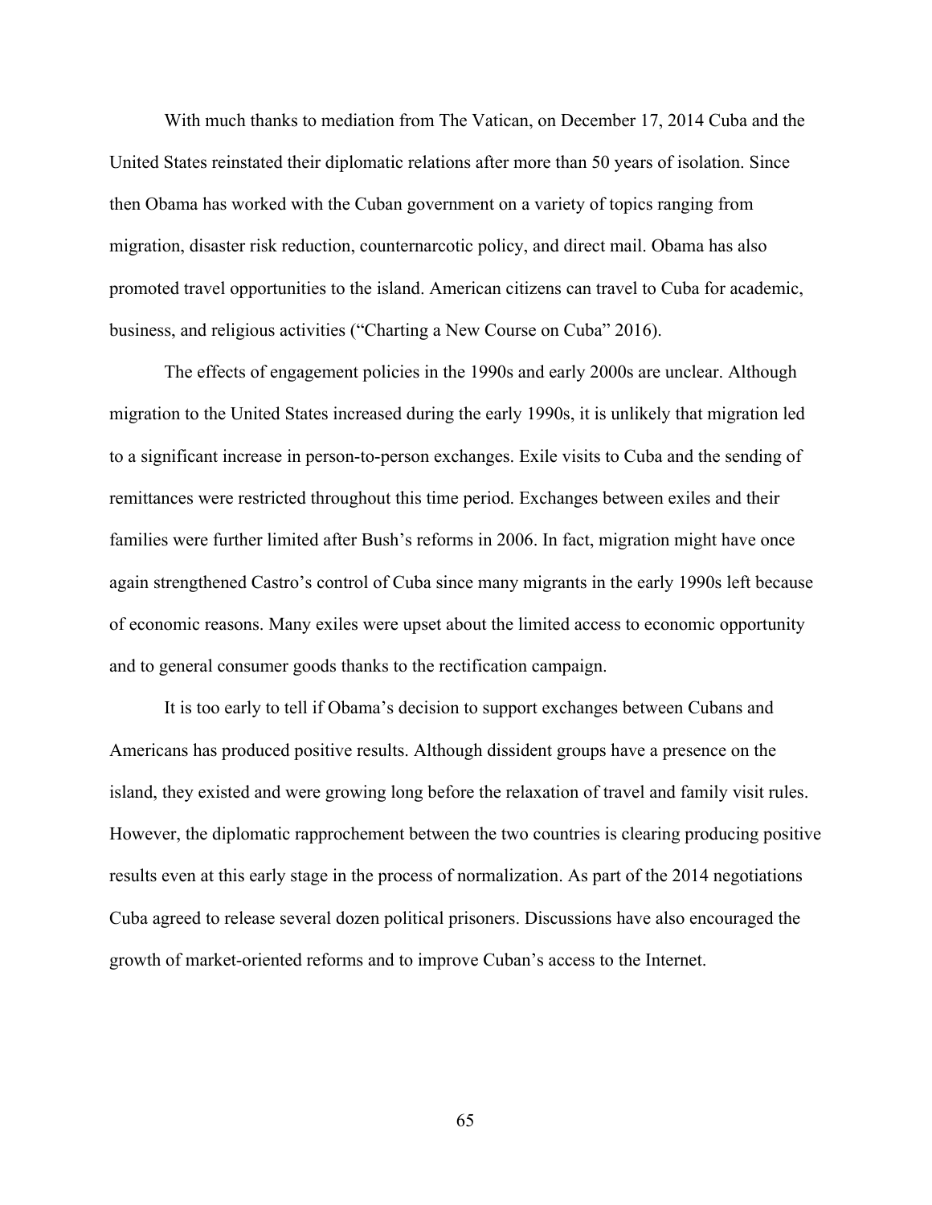With much thanks to mediation from The Vatican, on December 17, 2014 Cuba and the United States reinstated their diplomatic relations after more than 50 years of isolation. Since then Obama has worked with the Cuban government on a variety of topics ranging from migration, disaster risk reduction, counternarcotic policy, and direct mail. Obama has also promoted travel opportunities to the island. American citizens can travel to Cuba for academic, business, and religious activities ("Charting a New Course on Cuba" 2016).

The effects of engagement policies in the 1990s and early 2000s are unclear. Although migration to the United States increased during the early 1990s, it is unlikely that migration led to a significant increase in person-to-person exchanges. Exile visits to Cuba and the sending of remittances were restricted throughout this time period. Exchanges between exiles and their families were further limited after Bush's reforms in 2006. In fact, migration might have once again strengthened Castro's control of Cuba since many migrants in the early 1990s left because of economic reasons. Many exiles were upset about the limited access to economic opportunity and to general consumer goods thanks to the rectification campaign.

It is too early to tell if Obama's decision to support exchanges between Cubans and Americans has produced positive results. Although dissident groups have a presence on the island, they existed and were growing long before the relaxation of travel and family visit rules. However, the diplomatic rapprochement between the two countries is clearing producing positive results even at this early stage in the process of normalization. As part of the 2014 negotiations Cuba agreed to release several dozen political prisoners. Discussions have also encouraged the growth of market-oriented reforms and to improve Cuban's access to the Internet.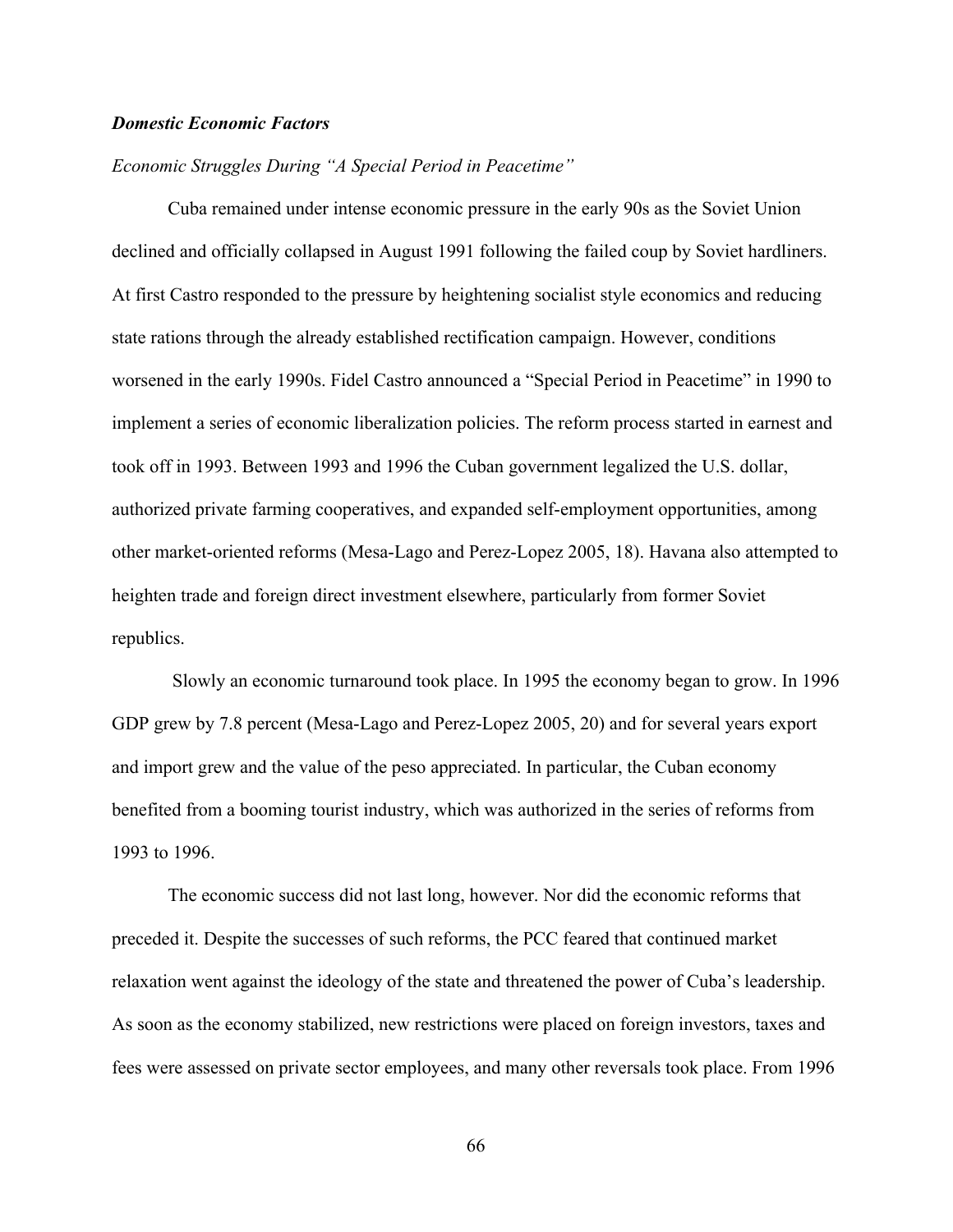***Domestic Economic Factors***

*Economic Struggles During "A Special Period in Peacetime"*

Cuba remained under intense economic pressure in the early 90s as the Soviet Union declined and officially collapsed in August 1991 following the failed coup by Soviet hardliners. At first Castro responded to the pressure by heightening socialist style economics and reducing state rations through the already established rectification campaign. However, conditions worsened in the early 1990s. Fidel Castro announced a "Special Period in Peacetime" in 1990 to implement a series of economic liberalization policies. The reform process started in earnest and took off in 1993. Between 1993 and 1996 the Cuban government legalized the U.S. dollar, authorized private farming cooperatives, and expanded self-employment opportunities, among other market-oriented reforms (Mesa-Lago and Perez-Lopez 2005, 18). Havana also attempted to heighten trade and foreign direct investment elsewhere, particularly from former Soviet republics.

Slowly an economic turnaround took place. In 1995 the economy began to grow. In 1996 GDP grew by 7.8 percent (Mesa-Lago and Perez-Lopez 2005, 20) and for several years export and import grew and the value of the peso appreciated. In particular, the Cuban economy benefited from a booming tourist industry, which was authorized in the series of reforms from 1993 to 1996.

The economic success did not last long, however. Nor did the economic reforms that preceded it. Despite the successes of such reforms, the PCC feared that continued market relaxation went against the ideology of the state and threatened the power of Cuba's leadership. As soon as the economy stabilized, new restrictions were placed on foreign investors, taxes and fees were assessed on private sector employees, and many other reversals took place. From 1996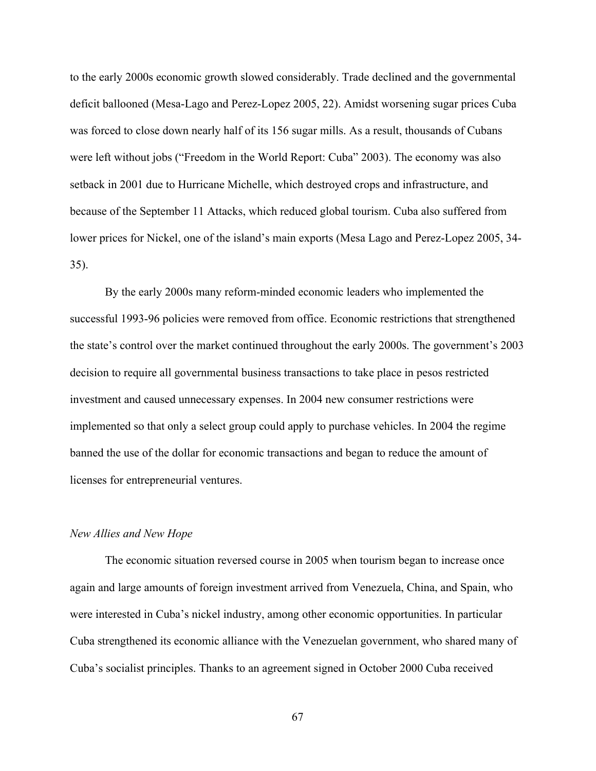to the early 2000s economic growth slowed considerably. Trade declined and the governmental deficit ballooned (Mesa-Lago and Perez-Lopez 2005, 22). Amidst worsening sugar prices Cuba was forced to close down nearly half of its 156 sugar mills. As a result, thousands of Cubans were left without jobs ("Freedom in the World Report: Cuba" 2003). The economy was also setback in 2001 due to Hurricane Michelle, which destroyed crops and infrastructure, and because of the September 11 Attacks, which reduced global tourism. Cuba also suffered from lower prices for Nickel, one of the island's main exports (Mesa Lago and Perez-Lopez 2005, 34-35).

By the early 2000s many reform-minded economic leaders who implemented the successful 1993-96 policies were removed from office. Economic restrictions that strengthened the state's control over the market continued throughout the early 2000s. The government's 2003 decision to require all governmental business transactions to take place in pesos restricted investment and caused unnecessary expenses. In 2004 new consumer restrictions were implemented so that only a select group could apply to purchase vehicles. In 2004 the regime banned the use of the dollar for economic transactions and began to reduce the amount of licenses for entrepreneurial ventures.

*New Allies and New Hope*

The economic situation reversed course in 2005 when tourism began to increase once again and large amounts of foreign investment arrived from Venezuela, China, and Spain, who were interested in Cuba's nickel industry, among other economic opportunities. In particular Cuba strengthened its economic alliance with the Venezuelan government, who shared many of Cuba's socialist principles. Thanks to an agreement signed in October 2000 Cuba received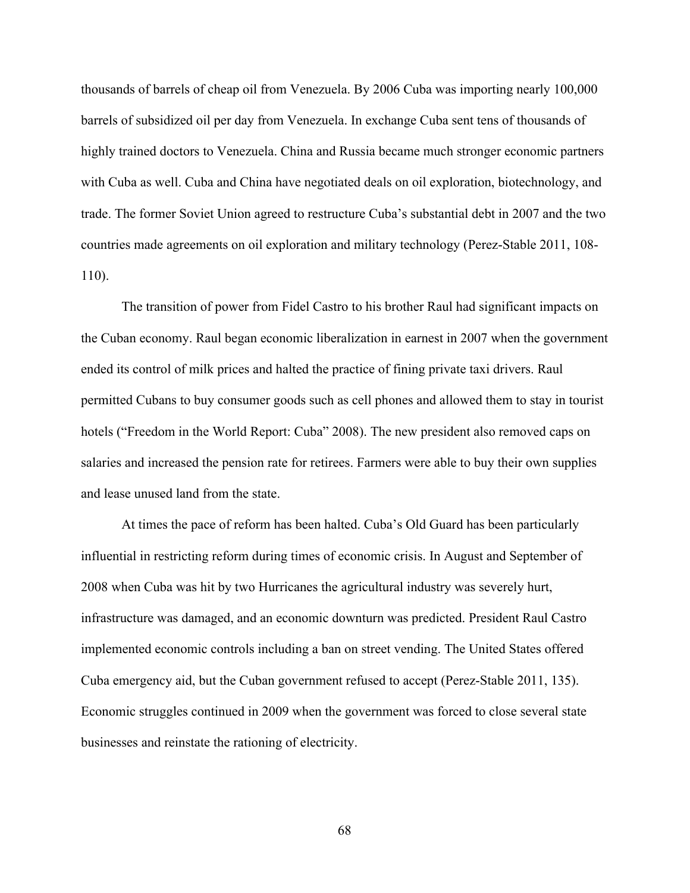thousands of barrels of cheap oil from Venezuela. By 2006 Cuba was importing nearly 100,000 barrels of subsidized oil per day from Venezuela. In exchange Cuba sent tens of thousands of highly trained doctors to Venezuela. China and Russia became much stronger economic partners with Cuba as well. Cuba and China have negotiated deals on oil exploration, biotechnology, and trade. The former Soviet Union agreed to restructure Cuba's substantial debt in 2007 and the two countries made agreements on oil exploration and military technology (Perez-Stable 2011, 108-110).

The transition of power from Fidel Castro to his brother Raul had significant impacts on the Cuban economy. Raul began economic liberalization in earnest in 2007 when the government ended its control of milk prices and halted the practice of fining private taxi drivers. Raul permitted Cubans to buy consumer goods such as cell phones and allowed them to stay in tourist hotels ("Freedom in the World Report: Cuba" 2008). The new president also removed caps on salaries and increased the pension rate for retirees. Farmers were able to buy their own supplies and lease unused land from the state.

At times the pace of reform has been halted. Cuba's Old Guard has been particularly influential in restricting reform during times of economic crisis. In August and September of 2008 when Cuba was hit by two Hurricanes the agricultural industry was severely hurt, infrastructure was damaged, and an economic downturn was predicted. President Raul Castro implemented economic controls including a ban on street vending. The United States offered Cuba emergency aid, but the Cuban government refused to accept (Perez-Stable 2011, 135). Economic struggles continued in 2009 when the government was forced to close several state businesses and reinstate the rationing of electricity.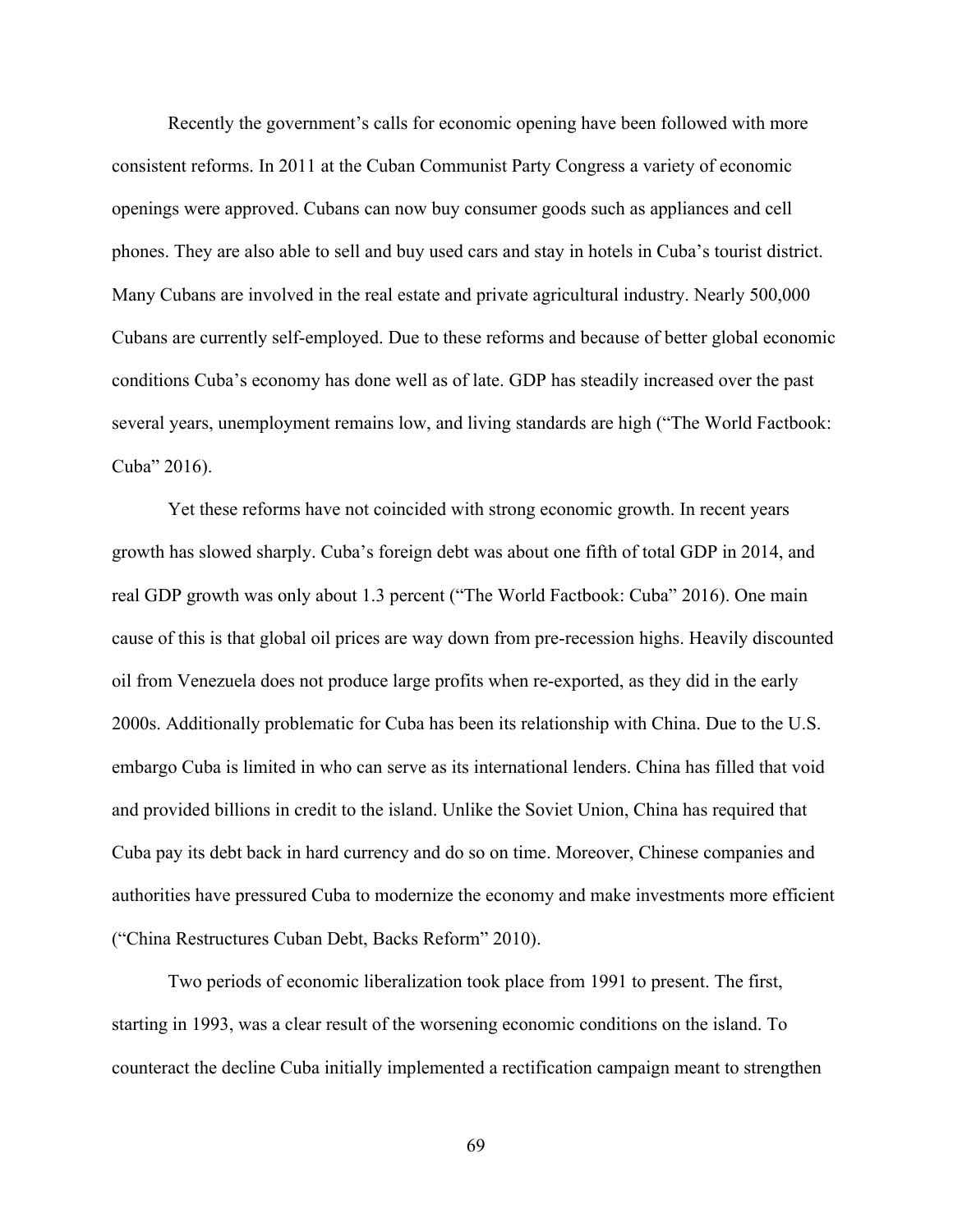Recently the government's calls for economic opening have been followed with more consistent reforms. In 2011 at the Cuban Communist Party Congress a variety of economic openings were approved. Cubans can now buy consumer goods such as appliances and cell phones. They are also able to sell and buy used cars and stay in hotels in Cuba's tourist district. Many Cubans are involved in the real estate and private agricultural industry. Nearly 500,000 Cubans are currently self-employed. Due to these reforms and because of better global economic conditions Cuba's economy has done well as of late. GDP has steadily increased over the past several years, unemployment remains low, and living standards are high ("The World Factbook: Cuba" 2016).

Yet these reforms have not coincided with strong economic growth. In recent years growth has slowed sharply. Cuba's foreign debt was about one fifth of total GDP in 2014, and real GDP growth was only about 1.3 percent ("The World Factbook: Cuba" 2016). One main cause of this is that global oil prices are way down from pre-recession highs. Heavily discounted oil from Venezuela does not produce large profits when re-exported, as they did in the early 2000s. Additionally problematic for Cuba has been its relationship with China. Due to the U.S. embargo Cuba is limited in who can serve as its international lenders. China has filled that void and provided billions in credit to the island. Unlike the Soviet Union, China has required that Cuba pay its debt back in hard currency and do so on time. Moreover, Chinese companies and authorities have pressured Cuba to modernize the economy and make investments more efficient ("China Restructures Cuban Debt, Backs Reform" 2010).

Two periods of economic liberalization took place from 1991 to present. The first, starting in 1993, was a clear result of the worsening economic conditions on the island. To counteract the decline Cuba initially implemented a rectification campaign meant to strengthen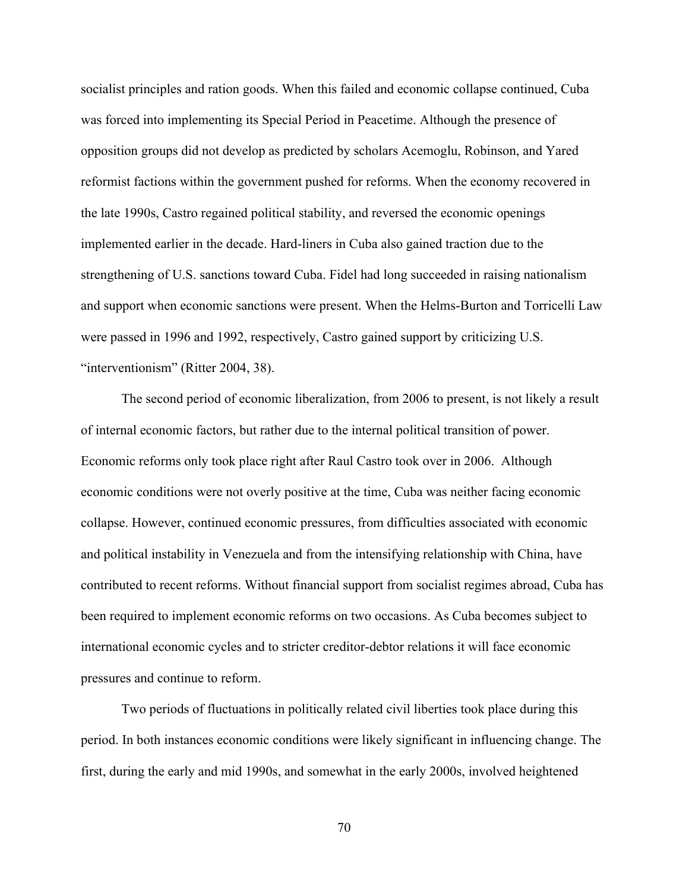socialist principles and ration goods. When this failed and economic collapse continued, Cuba was forced into implementing its Special Period in Peacetime. Although the presence of opposition groups did not develop as predicted by scholars Acemoglu, Robinson, and Yared reformist factions within the government pushed for reforms. When the economy recovered in the late 1990s, Castro regained political stability, and reversed the economic openings implemented earlier in the decade. Hard-liners in Cuba also gained traction due to the strengthening of U.S. sanctions toward Cuba. Fidel had long succeeded in raising nationalism and support when economic sanctions were present. When the Helms-Burton and Torricelli Law were passed in 1996 and 1992, respectively, Castro gained support by criticizing U.S. "interventionism" (Ritter 2004, 38).

The second period of economic liberalization, from 2006 to present, is not likely a result of internal economic factors, but rather due to the internal political transition of power. Economic reforms only took place right after Raul Castro took over in 2006. Although economic conditions were not overly positive at the time, Cuba was neither facing economic collapse. However, continued economic pressures, from difficulties associated with economic and political instability in Venezuela and from the intensifying relationship with China, have contributed to recent reforms. Without financial support from socialist regimes abroad, Cuba has been required to implement economic reforms on two occasions. As Cuba becomes subject to international economic cycles and to stricter creditor-debtor relations it will face economic pressures and continue to reform.

Two periods of fluctuations in politically related civil liberties took place during this period. In both instances economic conditions were likely significant in influencing change. The first, during the early and mid 1990s, and somewhat in the early 2000s, involved heightened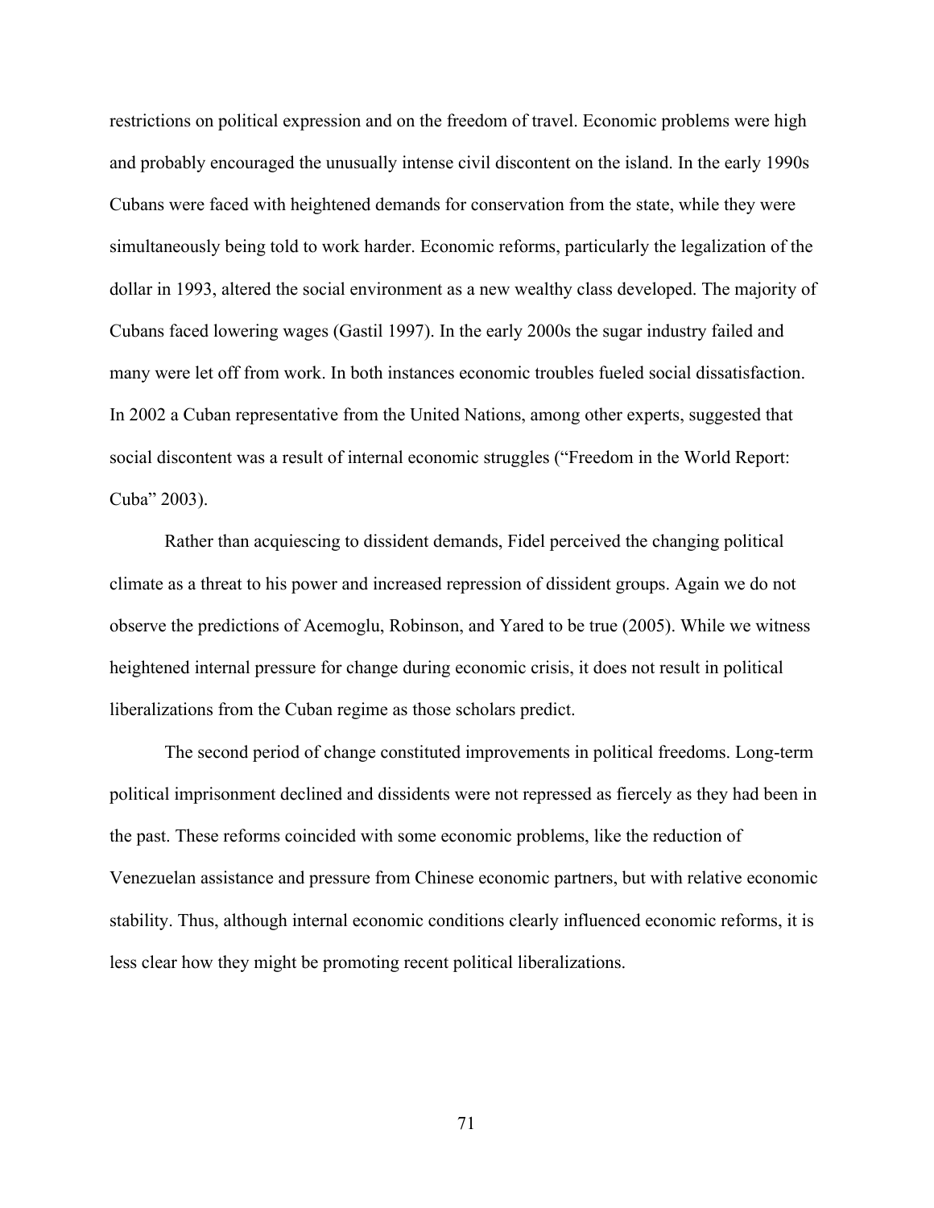restrictions on political expression and on the freedom of travel. Economic problems were high and probably encouraged the unusually intense civil discontent on the island. In the early 1990s Cubans were faced with heightened demands for conservation from the state, while they were simultaneously being told to work harder. Economic reforms, particularly the legalization of the dollar in 1993, altered the social environment as a new wealthy class developed. The majority of Cubans faced lowering wages (Gastil 1997). In the early 2000s the sugar industry failed and many were let off from work. In both instances economic troubles fueled social dissatisfaction. In 2002 a Cuban representative from the United Nations, among other experts, suggested that social discontent was a result of internal economic struggles ("Freedom in the World Report: Cuba" 2003).

Rather than acquiescing to dissident demands, Fidel perceived the changing political climate as a threat to his power and increased repression of dissident groups. Again we do not observe the predictions of Acemoglu, Robinson, and Yared to be true (2005). While we witness heightened internal pressure for change during economic crisis, it does not result in political liberalizations from the Cuban regime as those scholars predict.

The second period of change constituted improvements in political freedoms. Long-term political imprisonment declined and dissidents were not repressed as fiercely as they had been in the past. These reforms coincided with some economic problems, like the reduction of Venezuelan assistance and pressure from Chinese economic partners, but with relative economic stability. Thus, although internal economic conditions clearly influenced economic reforms, it is less clear how they might be promoting recent political liberalizations.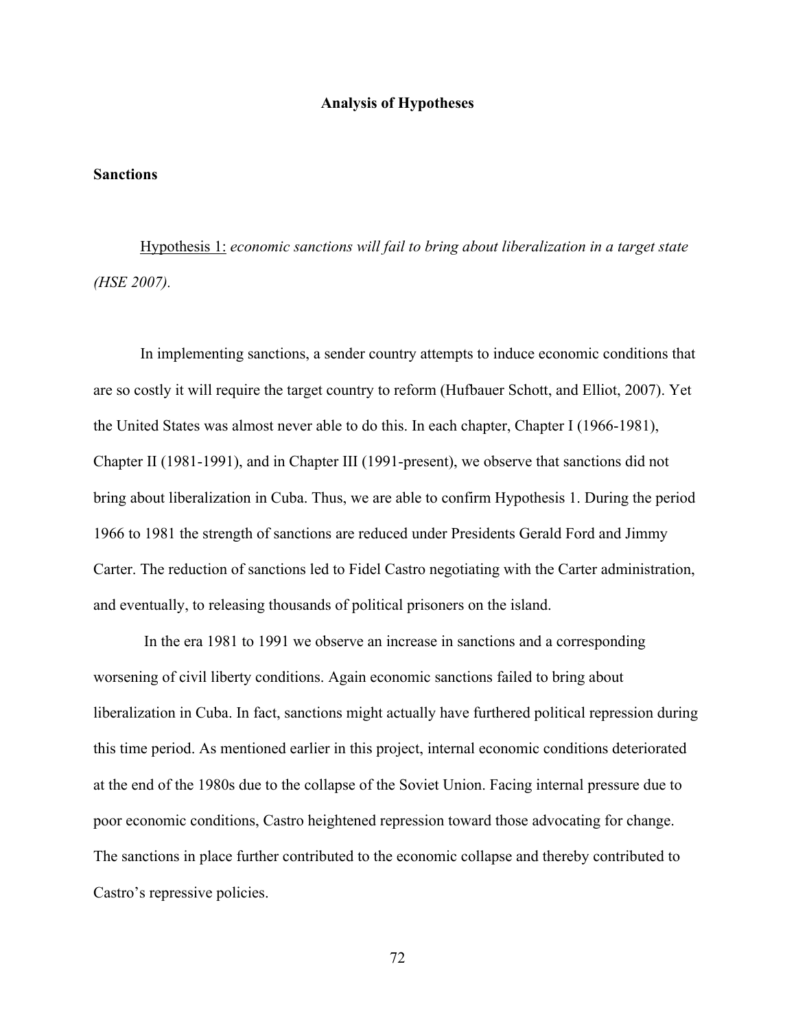## Analysis of Hypotheses

### Sanctions

Hypothesis 1: *economic sanctions will fail to bring about liberalization in a target state (HSE 2007).*

In implementing sanctions, a sender country attempts to induce economic conditions that are so costly it will require the target country to reform (Hufbauer Schott, and Elliot, 2007). Yet the United States was almost never able to do this. In each chapter, Chapter I (1966-1981), Chapter II (1981-1991), and in Chapter III (1991-present), we observe that sanctions did not bring about liberalization in Cuba. Thus, we are able to confirm Hypothesis 1. During the period 1966 to 1981 the strength of sanctions are reduced under Presidents Gerald Ford and Jimmy Carter. The reduction of sanctions led to Fidel Castro negotiating with the Carter administration, and eventually, to releasing thousands of political prisoners on the island.

In the era 1981 to 1991 we observe an increase in sanctions and a corresponding worsening of civil liberty conditions. Again economic sanctions failed to bring about liberalization in Cuba. In fact, sanctions might actually have furthered political repression during this time period. As mentioned earlier in this project, internal economic conditions deteriorated at the end of the 1980s due to the collapse of the Soviet Union. Facing internal pressure due to poor economic conditions, Castro heightened repression toward those advocating for change. The sanctions in place further contributed to the economic collapse and thereby contributed to Castro's repressive policies.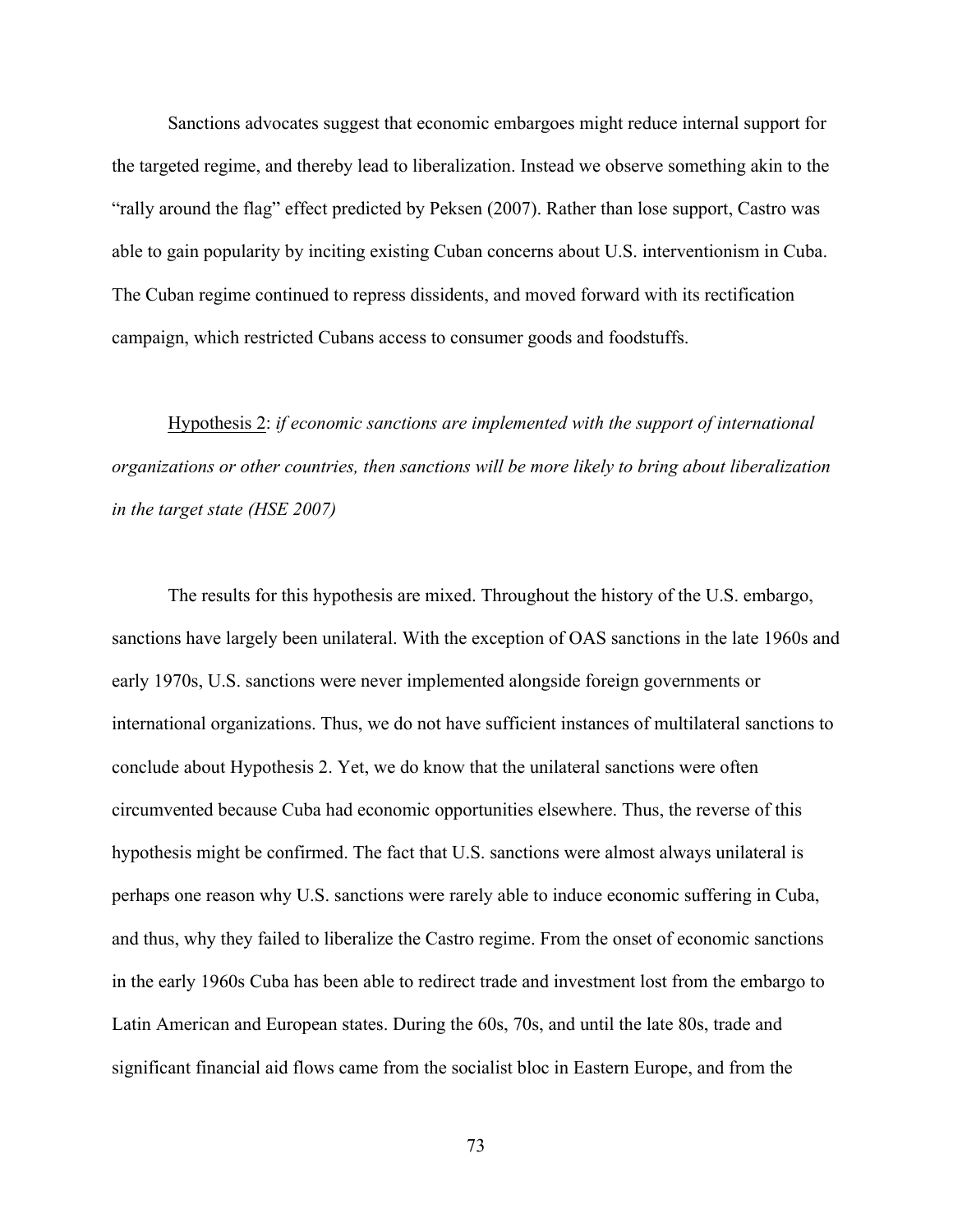Sanctions advocates suggest that economic embargoes might reduce internal support for the targeted regime, and thereby lead to liberalization. Instead we observe something akin to the "rally around the flag" effect predicted by Peksen (2007). Rather than lose support, Castro was able to gain popularity by inciting existing Cuban concerns about U.S. interventionism in Cuba. The Cuban regime continued to repress dissidents, and moved forward with its rectification campaign, which restricted Cubans access to consumer goods and foodstuffs.

Hypothesis 2: *if economic sanctions are implemented with the support of international organizations or other countries, then sanctions will be more likely to bring about liberalization in the target state (HSE 2007)*

The results for this hypothesis are mixed. Throughout the history of the U.S. embargo, sanctions have largely been unilateral. With the exception of OAS sanctions in the late 1960s and early 1970s, U.S. sanctions were never implemented alongside foreign governments or international organizations. Thus, we do not have sufficient instances of multilateral sanctions to conclude about Hypothesis 2. Yet, we do know that the unilateral sanctions were often circumvented because Cuba had economic opportunities elsewhere. Thus, the reverse of this hypothesis might be confirmed. The fact that U.S. sanctions were almost always unilateral is perhaps one reason why U.S. sanctions were rarely able to induce economic suffering in Cuba, and thus, why they failed to liberalize the Castro regime. From the onset of economic sanctions in the early 1960s Cuba has been able to redirect trade and investment lost from the embargo to Latin American and European states. During the 60s, 70s, and until the late 80s, trade and significant financial aid flows came from the socialist bloc in Eastern Europe, and from the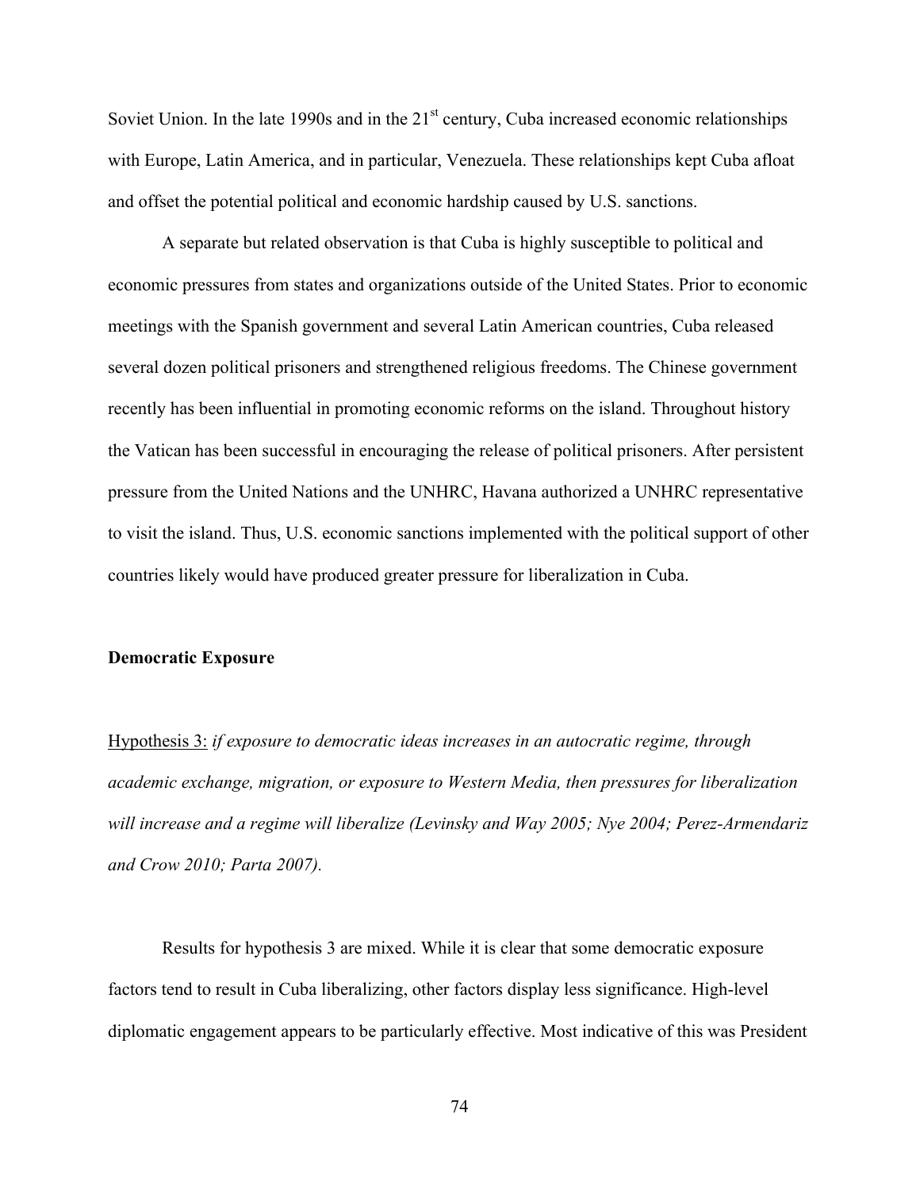Soviet Union. In the late 1990s and in the 21st century, Cuba increased economic relationships with Europe, Latin America, and in particular, Venezuela. These relationships kept Cuba afloat and offset the potential political and economic hardship caused by U.S. sanctions.

A separate but related observation is that Cuba is highly susceptible to political and economic pressures from states and organizations outside of the United States. Prior to economic meetings with the Spanish government and several Latin American countries, Cuba released several dozen political prisoners and strengthened religious freedoms. The Chinese government recently has been influential in promoting economic reforms on the island. Throughout history the Vatican has been successful in encouraging the release of political prisoners. After persistent pressure from the United Nations and the UNHRC, Havana authorized a UNHRC representative to visit the island. Thus, U.S. economic sanctions implemented with the political support of other countries likely would have produced greater pressure for liberalization in Cuba.

**Democratic Exposure**

Hypothesis 3: *if exposure to democratic ideas increases in an autocratic regime, through academic exchange, migration, or exposure to Western Media, then pressures for liberalization will increase and a regime will liberalize (Levinsky and Way 2005; Nye 2004; Perez-Armendariz and Crow 2010; Parta 2007).*

Results for hypothesis 3 are mixed. While it is clear that some democratic exposure factors tend to result in Cuba liberalizing, other factors display less significance. High-level diplomatic engagement appears to be particularly effective. Most indicative of this was President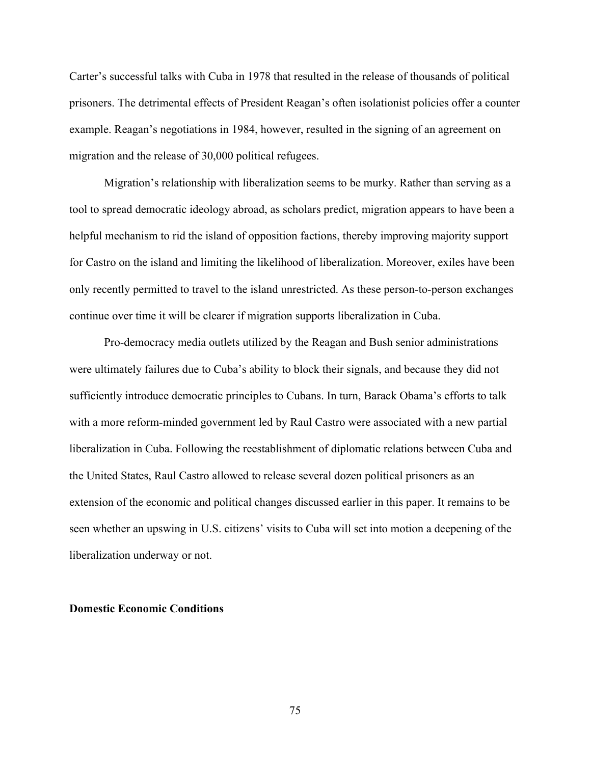Carter's successful talks with Cuba in 1978 that resulted in the release of thousands of political prisoners. The detrimental effects of President Reagan's often isolationist policies offer a counter example. Reagan's negotiations in 1984, however, resulted in the signing of an agreement on migration and the release of 30,000 political refugees.

Migration's relationship with liberalization seems to be murky. Rather than serving as a tool to spread democratic ideology abroad, as scholars predict, migration appears to have been a helpful mechanism to rid the island of opposition factions, thereby improving majority support for Castro on the island and limiting the likelihood of liberalization. Moreover, exiles have been only recently permitted to travel to the island unrestricted. As these person-to-person exchanges continue over time it will be clearer if migration supports liberalization in Cuba.

Pro-democracy media outlets utilized by the Reagan and Bush senior administrations were ultimately failures due to Cuba's ability to block their signals, and because they did not sufficiently introduce democratic principles to Cubans. In turn, Barack Obama's efforts to talk with a more reform-minded government led by Raul Castro were associated with a new partial liberalization in Cuba. Following the reestablishment of diplomatic relations between Cuba and the United States, Raul Castro allowed to release several dozen political prisoners as an extension of the economic and political changes discussed earlier in this paper. It remains to be seen whether an upswing in U.S. citizens' visits to Cuba will set into motion a deepening of the liberalization underway or not.

**Domestic Economic Conditions**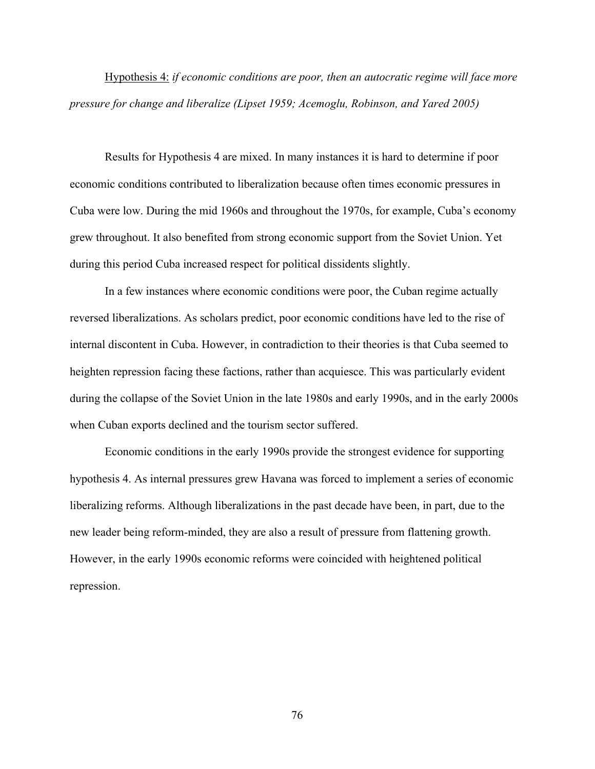Hypothesis 4: *if economic conditions are poor, then an autocratic regime will face more pressure for change and liberalize (Lipset 1959; Acemoglu, Robinson, and Yared 2005)*

Results for Hypothesis 4 are mixed. In many instances it is hard to determine if poor economic conditions contributed to liberalization because often times economic pressures in Cuba were low. During the mid 1960s and throughout the 1970s, for example, Cuba's economy grew throughout. It also benefited from strong economic support from the Soviet Union. Yet during this period Cuba increased respect for political dissidents slightly.

In a few instances where economic conditions were poor, the Cuban regime actually reversed liberalizations. As scholars predict, poor economic conditions have led to the rise of internal discontent in Cuba. However, in contradiction to their theories is that Cuba seemed to heighten repression facing these factions, rather than acquiesce. This was particularly evident during the collapse of the Soviet Union in the late 1980s and early 1990s, and in the early 2000s when Cuban exports declined and the tourism sector suffered.

Economic conditions in the early 1990s provide the strongest evidence for supporting hypothesis 4. As internal pressures grew Havana was forced to implement a series of economic liberalizing reforms. Although liberalizations in the past decade have been, in part, due to the new leader being reform-minded, they are also a result of pressure from flattening growth. However, in the early 1990s economic reforms were coincided with heightened political repression.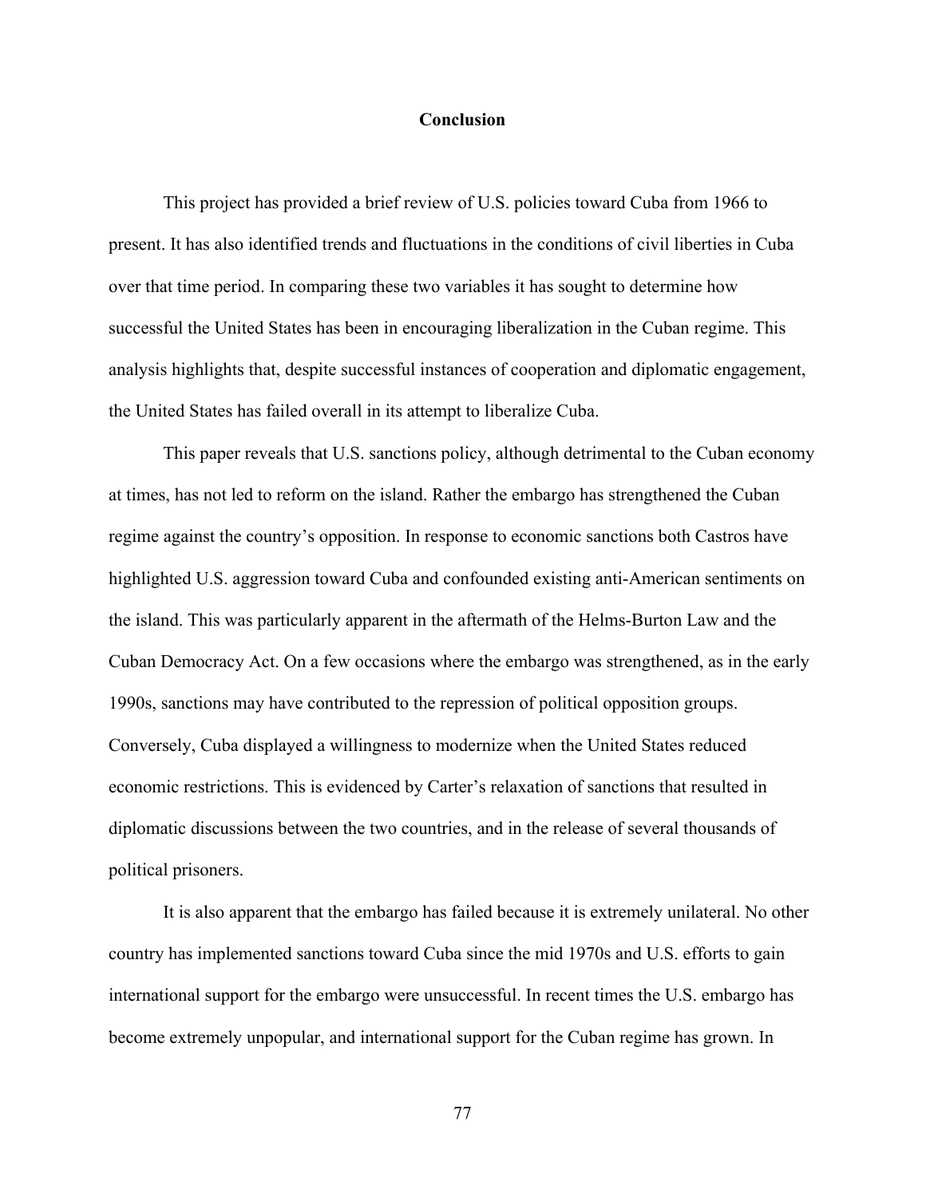# Conclusion

This project has provided a brief review of U.S. policies toward Cuba from 1966 to present. It has also identified trends and fluctuations in the conditions of civil liberties in Cuba over that time period. In comparing these two variables it has sought to determine how successful the United States has been in encouraging liberalization in the Cuban regime. This analysis highlights that, despite successful instances of cooperation and diplomatic engagement, the United States has failed overall in its attempt to liberalize Cuba.

This paper reveals that U.S. sanctions policy, although detrimental to the Cuban economy at times, has not led to reform on the island. Rather the embargo has strengthened the Cuban regime against the country's opposition. In response to economic sanctions both Castros have highlighted U.S. aggression toward Cuba and confounded existing anti-American sentiments on the island. This was particularly apparent in the aftermath of the Helms-Burton Law and the Cuban Democracy Act. On a few occasions where the embargo was strengthened, as in the early 1990s, sanctions may have contributed to the repression of political opposition groups. Conversely, Cuba displayed a willingness to modernize when the United States reduced economic restrictions. This is evidenced by Carter's relaxation of sanctions that resulted in diplomatic discussions between the two countries, and in the release of several thousands of political prisoners.

It is also apparent that the embargo has failed because it is extremely unilateral. No other country has implemented sanctions toward Cuba since the mid 1970s and U.S. efforts to gain international support for the embargo were unsuccessful. In recent times the U.S. embargo has become extremely unpopular, and international support for the Cuban regime has grown. In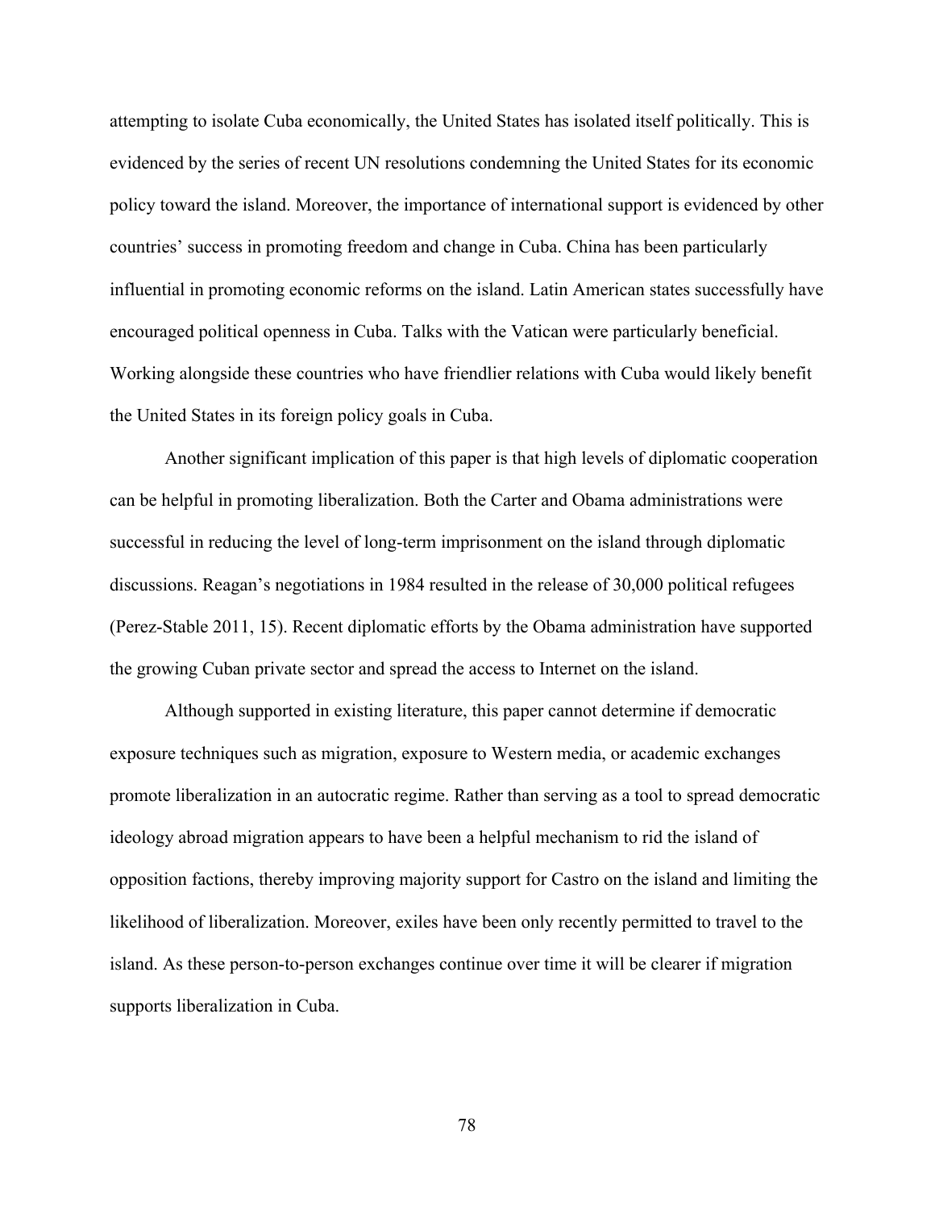attempting to isolate Cuba economically, the United States has isolated itself politically. This is evidenced by the series of recent UN resolutions condemning the United States for its economic policy toward the island. Moreover, the importance of international support is evidenced by other countries' success in promoting freedom and change in Cuba. China has been particularly influential in promoting economic reforms on the island. Latin American states successfully have encouraged political openness in Cuba. Talks with the Vatican were particularly beneficial. Working alongside these countries who have friendlier relations with Cuba would likely benefit the United States in its foreign policy goals in Cuba.

Another significant implication of this paper is that high levels of diplomatic cooperation can be helpful in promoting liberalization. Both the Carter and Obama administrations were successful in reducing the level of long-term imprisonment on the island through diplomatic discussions. Reagan's negotiations in 1984 resulted in the release of 30,000 political refugees (Perez-Stable 2011, 15). Recent diplomatic efforts by the Obama administration have supported the growing Cuban private sector and spread the access to Internet on the island.

Although supported in existing literature, this paper cannot determine if democratic exposure techniques such as migration, exposure to Western media, or academic exchanges promote liberalization in an autocratic regime. Rather than serving as a tool to spread democratic ideology abroad migration appears to have been a helpful mechanism to rid the island of opposition factions, thereby improving majority support for Castro on the island and limiting the likelihood of liberalization. Moreover, exiles have been only recently permitted to travel to the island. As these person-to-person exchanges continue over time it will be clearer if migration supports liberalization in Cuba.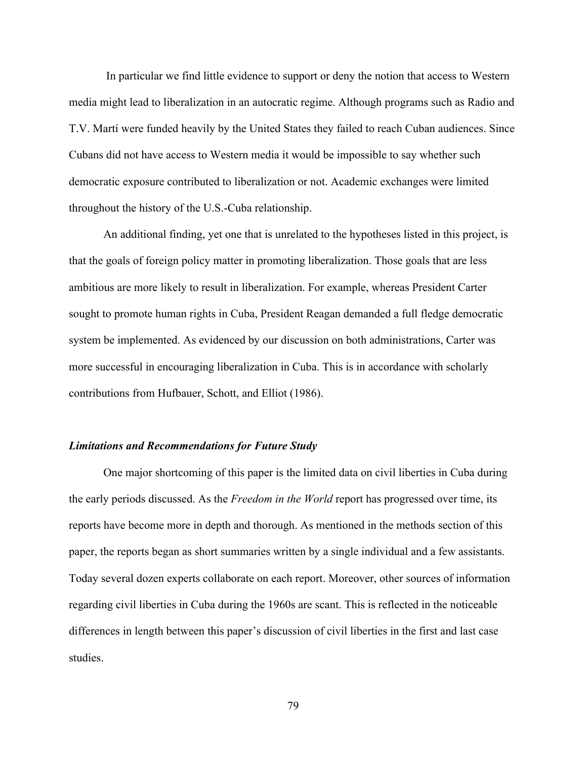In particular we find little evidence to support or deny the notion that access to Western media might lead to liberalization in an autocratic regime. Although programs such as Radio and T.V. Martí were funded heavily by the United States they failed to reach Cuban audiences. Since Cubans did not have access to Western media it would be impossible to say whether such democratic exposure contributed to liberalization or not. Academic exchanges were limited throughout the history of the U.S.-Cuba relationship.

An additional finding, yet one that is unrelated to the hypotheses listed in this project, is that the goals of foreign policy matter in promoting liberalization. Those goals that are less ambitious are more likely to result in liberalization. For example, whereas President Carter sought to promote human rights in Cuba, President Reagan demanded a full fledge democratic system be implemented. As evidenced by our discussion on both administrations, Carter was more successful in encouraging liberalization in Cuba. This is in accordance with scholarly contributions from Hufbauer, Schott, and Elliot (1986).

### *Limitations and Recommendations for Future Study*

One major shortcoming of this paper is the limited data on civil liberties in Cuba during the early periods discussed. As the *Freedom in the World* report has progressed over time, its reports have become more in depth and thorough. As mentioned in the methods section of this paper, the reports began as short summaries written by a single individual and a few assistants. Today several dozen experts collaborate on each report. Moreover, other sources of information regarding civil liberties in Cuba during the 1960s are scant. This is reflected in the noticeable differences in length between this paper's discussion of civil liberties in the first and last case studies.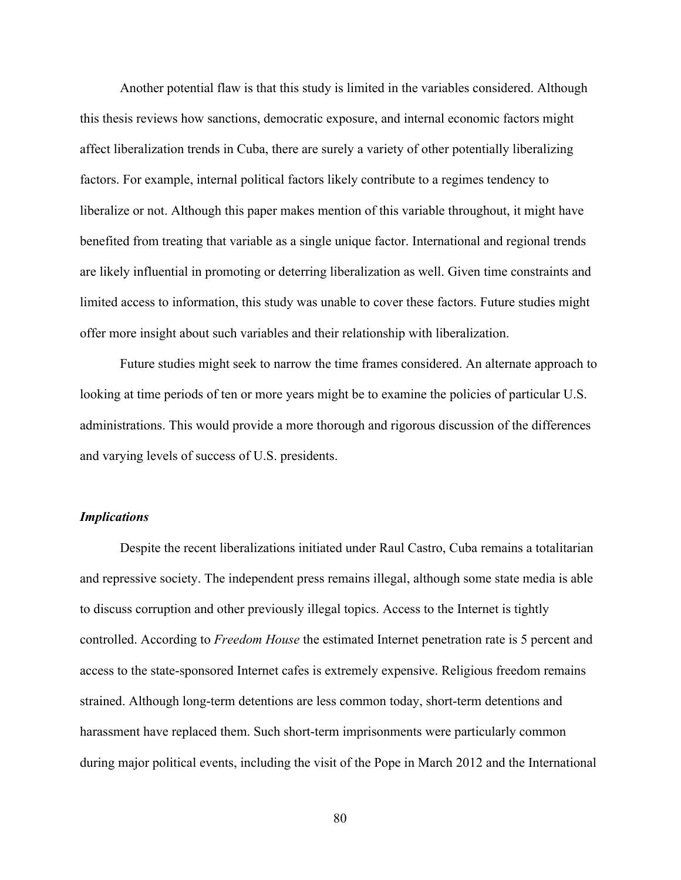Another potential flaw is that this study is limited in the variables considered. Although this thesis reviews how sanctions, democratic exposure, and internal economic factors might affect liberalization trends in Cuba, there are surely a variety of other potentially liberalizing factors. For example, internal political factors likely contribute to a regimes tendency to liberalize or not. Although this paper makes mention of this variable throughout, it might have benefited from treating that variable as a single unique factor. International and regional trends are likely influential in promoting or deterring liberalization as well. Given time constraints and limited access to information, this study was unable to cover these factors. Future studies might offer more insight about such variables and their relationship with liberalization.

Future studies might seek to narrow the time frames considered. An alternate approach to looking at time periods of ten or more years might be to examine the policies of particular U.S. administrations. This would provide a more thorough and rigorous discussion of the differences and varying levels of success of U.S. presidents.

### *Implications*

Despite the recent liberalizations initiated under Raul Castro, Cuba remains a totalitarian and repressive society. The independent press remains illegal, although some state media is able to discuss corruption and other previously illegal topics. Access to the Internet is tightly controlled. According to *Freedom House* the estimated Internet penetration rate is 5 percent and access to the state-sponsored Internet cafes is extremely expensive. Religious freedom remains strained. Although long-term detentions are less common today, short-term detentions and harassment have replaced them. Such short-term imprisonments were particularly common during major political events, including the visit of the Pope in March 2012 and the International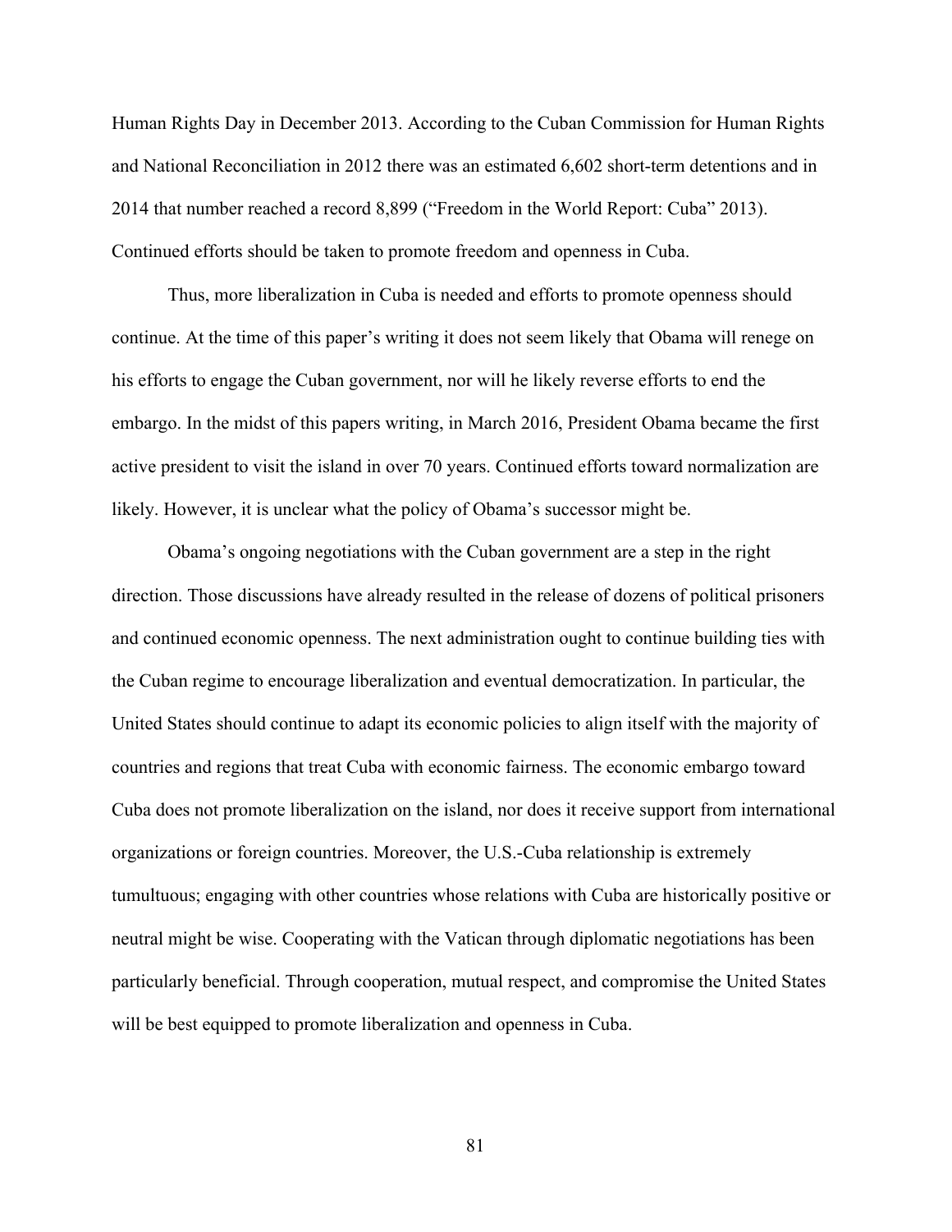Human Rights Day in December 2013. According to the Cuban Commission for Human Rights and National Reconciliation in 2012 there was an estimated 6,602 short-term detentions and in 2014 that number reached a record 8,899 ("Freedom in the World Report: Cuba" 2013). Continued efforts should be taken to promote freedom and openness in Cuba.

Thus, more liberalization in Cuba is needed and efforts to promote openness should continue. At the time of this paper's writing it does not seem likely that Obama will renege on his efforts to engage the Cuban government, nor will he likely reverse efforts to end the embargo. In the midst of this papers writing, in March 2016, President Obama became the first active president to visit the island in over 70 years. Continued efforts toward normalization are likely. However, it is unclear what the policy of Obama's successor might be.

Obama's ongoing negotiations with the Cuban government are a step in the right direction. Those discussions have already resulted in the release of dozens of political prisoners and continued economic openness. The next administration ought to continue building ties with the Cuban regime to encourage liberalization and eventual democratization. In particular, the United States should continue to adapt its economic policies to align itself with the majority of countries and regions that treat Cuba with economic fairness. The economic embargo toward Cuba does not promote liberalization on the island, nor does it receive support from international organizations or foreign countries. Moreover, the U.S.-Cuba relationship is extremely tumultuous; engaging with other countries whose relations with Cuba are historically positive or neutral might be wise. Cooperating with the Vatican through diplomatic negotiations has been particularly beneficial. Through cooperation, mutual respect, and compromise the United States will be best equipped to promote liberalization and openness in Cuba.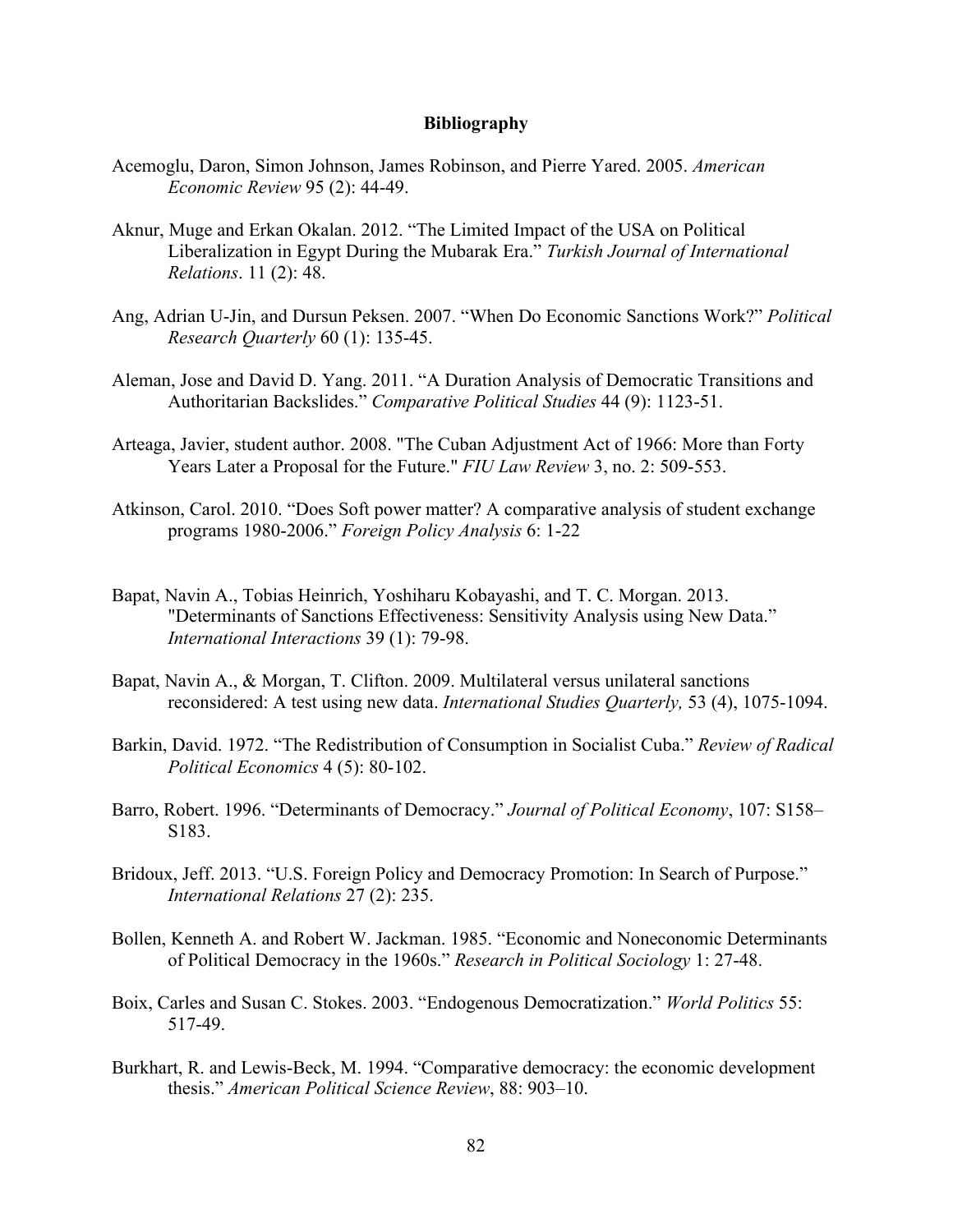# Bibliography

Acemoglu, Daron, Simon Johnson, James Robinson, and Pierre Yared. 2005. *American Economic Review* 95 (2): 44-49.

Aknur, Muge and Erkan Okalan. 2012. "The Limited Impact of the USA on Political Liberalization in Egypt During the Mubarak Era." *Turkish Journal of International Relations*. 11 (2): 48.

Ang, Adrian U-Jin, and Dursun Peksen. 2007. "When Do Economic Sanctions Work?" *Political Research Quarterly* 60 (1): 135-45.

Aleman, Jose and David D. Yang. 2011. "A Duration Analysis of Democratic Transitions and Authoritarian Backslides." *Comparative Political Studies* 44 (9): 1123-51.

Arteaga, Javier, student author. 2008. "The Cuban Adjustment Act of 1966: More than Forty Years Later a Proposal for the Future." *FIU Law Review* 3, no. 2: 509-553.

Atkinson, Carol. 2010. "Does Soft power matter? A comparative analysis of student exchange programs 1980-2006." *Foreign Policy Analysis* 6: 1-22

Bapat, Navin A., Tobias Heinrich, Yoshiharu Kobayashi, and T. C. Morgan. 2013. "Determinants of Sanctions Effectiveness: Sensitivity Analysis using New Data." *International Interactions* 39 (1): 79-98.

Bapat, Navin A., & Morgan, T. Clifton. 2009. Multilateral versus unilateral sanctions reconsidered: A test using new data. *International Studies Quarterly,* 53 (4), 1075-1094.

Barkin, David. 1972. "The Redistribution of Consumption in Socialist Cuba." *Review of Radical Political Economics* 4 (5): 80-102.

Barro, Robert. 1996. "Determinants of Democracy." *Journal of Political Economy*, 107: S158–S183.

Bridoux, Jeff. 2013. "U.S. Foreign Policy and Democracy Promotion: In Search of Purpose." *International Relations* 27 (2): 235.

Bollen, Kenneth A. and Robert W. Jackman. 1985. "Economic and Noneconomic Determinants of Political Democracy in the 1960s." *Research in Political Sociology* 1: 27-48.

Boix, Carles and Susan C. Stokes. 2003. "Endogenous Democratization." *World Politics* 55: 517-49.

Burkhart, R. and Lewis-Beck, M. 1994. "Comparative democracy: the economic development thesis." *American Political Science Review*, 88: 903–10.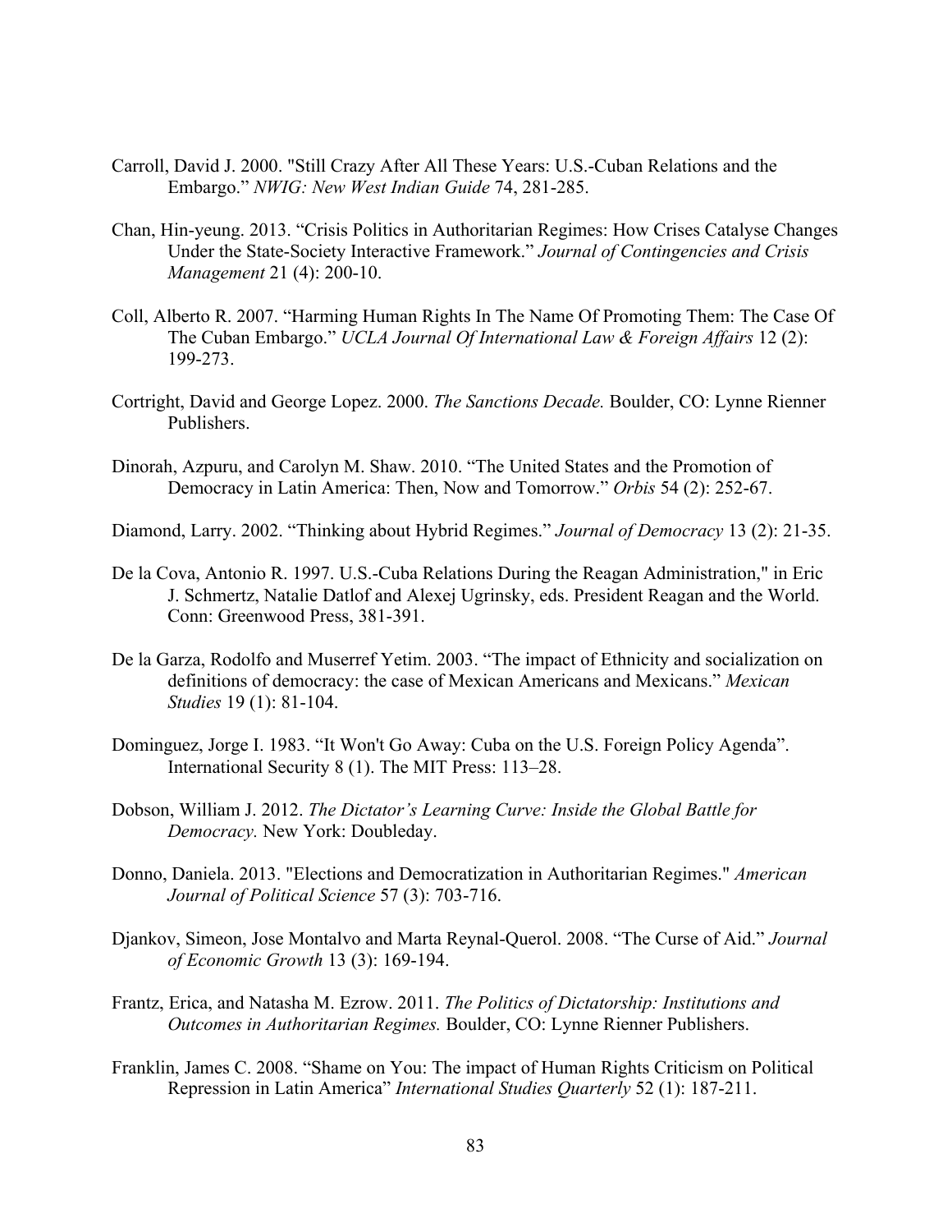Carroll, David J. 2000. "Still Crazy After All These Years: U.S.-Cuban Relations and the Embargo." *NWIG: New West Indian Guide* 74, 281-285.

Chan, Hin-yeung. 2013. "Crisis Politics in Authoritarian Regimes: How Crises Catalyse Changes Under the State-Society Interactive Framework." *Journal of Contingencies and Crisis Management* 21 (4): 200-10.

Coll, Alberto R. 2007. "Harming Human Rights In The Name Of Promoting Them: The Case Of The Cuban Embargo." *UCLA Journal Of International Law & Foreign Affairs* 12 (2): 199-273.

Cortright, David and George Lopez. 2000. *The Sanctions Decade.* Boulder, CO: Lynne Rienner Publishers.

Dinorah, Azpuru, and Carolyn M. Shaw. 2010. "The United States and the Promotion of Democracy in Latin America: Then, Now and Tomorrow." *Orbis* 54 (2): 252-67.

Diamond, Larry. 2002. "Thinking about Hybrid Regimes." *Journal of Democracy* 13 (2): 21-35.

De la Cova, Antonio R. 1997. U.S.-Cuba Relations During the Reagan Administration," in Eric J. Schmertz, Natalie Datlof and Alexej Ugrinsky, eds. President Reagan and the World. Conn: Greenwood Press, 381-391.

De la Garza, Rodolfo and Muserref Yetim. 2003. "The impact of Ethnicity and socialization on definitions of democracy: the case of Mexican Americans and Mexicans." *Mexican Studies* 19 (1): 81-104.

Dominguez, Jorge I. 1983. "It Won't Go Away: Cuba on the U.S. Foreign Policy Agenda". International Security 8 (1). The MIT Press: 113–28.

Dobson, William J. 2012. *The Dictator's Learning Curve: Inside the Global Battle for Democracy.* New York: Doubleday.

Donno, Daniela. 2013. "Elections and Democratization in Authoritarian Regimes." *American Journal of Political Science* 57 (3): 703-716.

Djankov, Simeon, Jose Montalvo and Marta Reynal-Querol. 2008. "The Curse of Aid." *Journal of Economic Growth* 13 (3): 169-194.

Frantz, Erica, and Natasha M. Ezrow. 2011. *The Politics of Dictatorship: Institutions and Outcomes in Authoritarian Regimes.* Boulder, CO: Lynne Rienner Publishers.

Franklin, James C. 2008. "Shame on You: The impact of Human Rights Criticism on Political Repression in Latin America" *International Studies Quarterly* 52 (1): 187-211.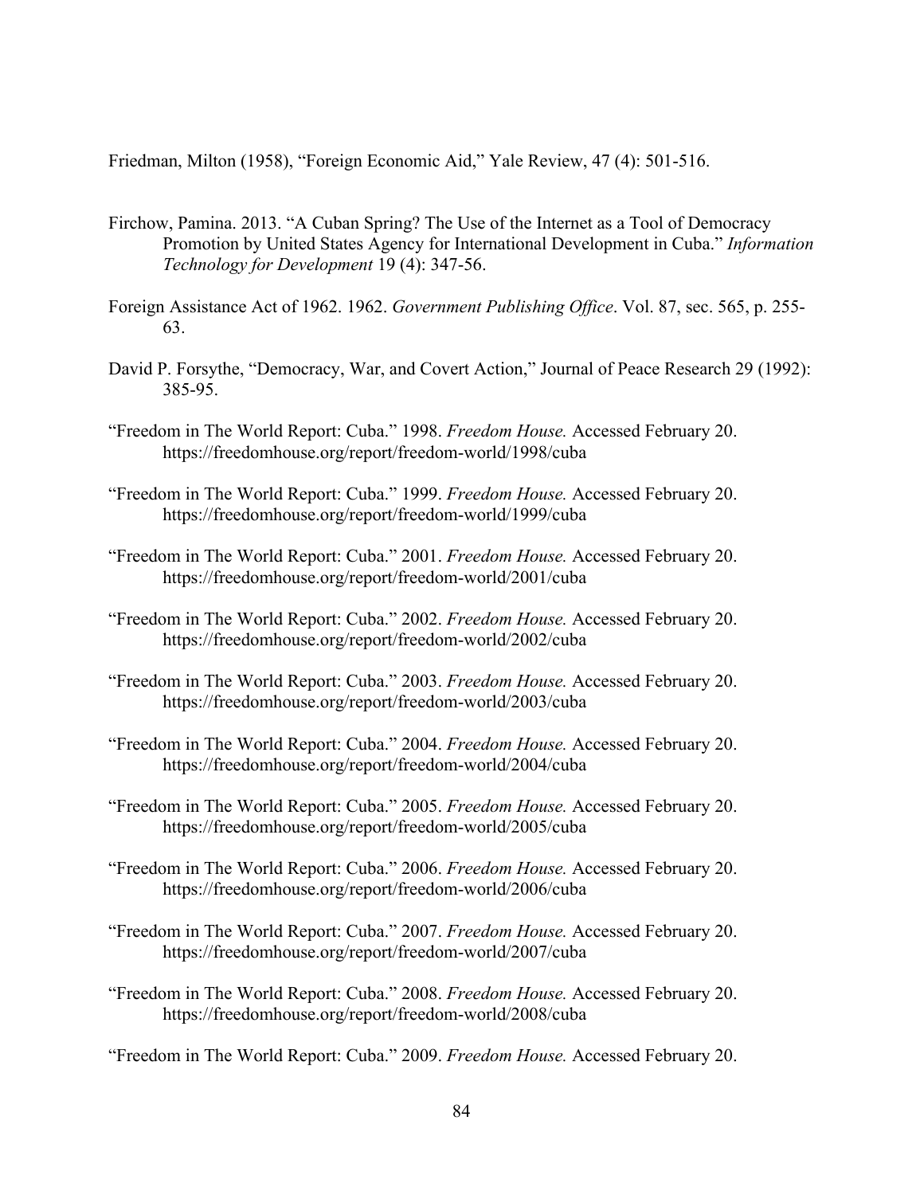Friedman, Milton (1958), "Foreign Economic Aid," Yale Review, 47 (4): 501-516.

Firchow, Pamina. 2013. "A Cuban Spring? The Use of the Internet as a Tool of Democracy Promotion by United States Agency for International Development in Cuba." *Information Technology for Development* 19 (4): 347-56.

Foreign Assistance Act of 1962. 1962. *Government Publishing Office*. Vol. 87, sec. 565, p. 255-63.

David P. Forsythe, "Democracy, War, and Covert Action," Journal of Peace Research 29 (1992): 385-95.

"Freedom in The World Report: Cuba." 1998. *Freedom House.* Accessed February 20. https://freedomhouse.org/report/freedom-world/1998/cuba

"Freedom in The World Report: Cuba." 1999. *Freedom House.* Accessed February 20. https://freedomhouse.org/report/freedom-world/1999/cuba

"Freedom in The World Report: Cuba." 2001. *Freedom House.* Accessed February 20. https://freedomhouse.org/report/freedom-world/2001/cuba

"Freedom in The World Report: Cuba." 2002. *Freedom House.* Accessed February 20. https://freedomhouse.org/report/freedom-world/2002/cuba

"Freedom in The World Report: Cuba." 2003. *Freedom House.* Accessed February 20. https://freedomhouse.org/report/freedom-world/2003/cuba

"Freedom in The World Report: Cuba." 2004. *Freedom House.* Accessed February 20. https://freedomhouse.org/report/freedom-world/2004/cuba

"Freedom in The World Report: Cuba." 2005. *Freedom House.* Accessed February 20. https://freedomhouse.org/report/freedom-world/2005/cuba

"Freedom in The World Report: Cuba." 2006. *Freedom House.* Accessed February 20. https://freedomhouse.org/report/freedom-world/2006/cuba

"Freedom in The World Report: Cuba." 2007. *Freedom House.* Accessed February 20. https://freedomhouse.org/report/freedom-world/2007/cuba

"Freedom in The World Report: Cuba." 2008. *Freedom House.* Accessed February 20. https://freedomhouse.org/report/freedom-world/2008/cuba

"Freedom in The World Report: Cuba." 2009. *Freedom House.* Accessed February 20.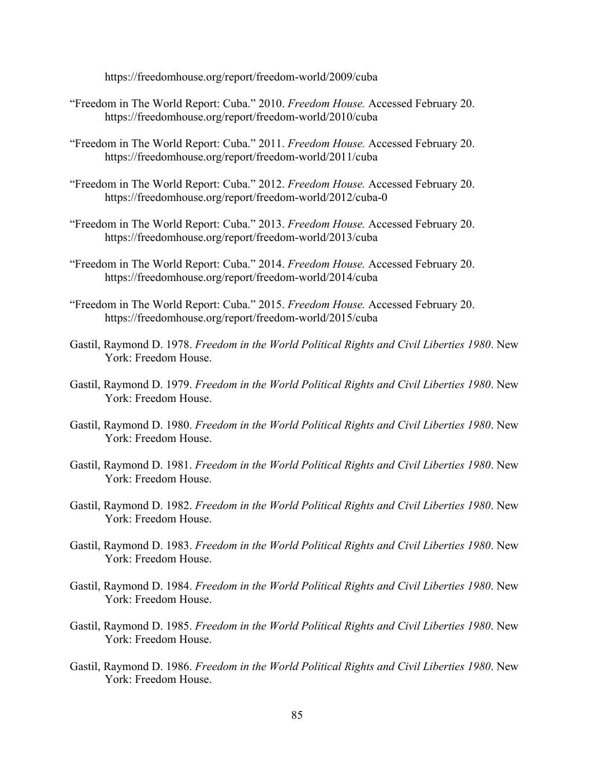https://freedomhouse.org/report/freedom-world/2009/cuba

"Freedom in The World Report: Cuba." 2010. *Freedom House.* Accessed February 20. https://freedomhouse.org/report/freedom-world/2010/cuba

"Freedom in The World Report: Cuba." 2011. *Freedom House.* Accessed February 20. https://freedomhouse.org/report/freedom-world/2011/cuba

"Freedom in The World Report: Cuba." 2012. *Freedom House.* Accessed February 20. https://freedomhouse.org/report/freedom-world/2012/cuba-0

"Freedom in The World Report: Cuba." 2013. *Freedom House.* Accessed February 20. https://freedomhouse.org/report/freedom-world/2013/cuba

"Freedom in The World Report: Cuba." 2014. *Freedom House.* Accessed February 20. https://freedomhouse.org/report/freedom-world/2014/cuba

"Freedom in The World Report: Cuba." 2015. *Freedom House.* Accessed February 20. https://freedomhouse.org/report/freedom-world/2015/cuba

Gastil, Raymond D. 1978. *Freedom in the World Political Rights and Civil Liberties 1980*. New York: Freedom House.

Gastil, Raymond D. 1979. *Freedom in the World Political Rights and Civil Liberties 1980*. New York: Freedom House.

Gastil, Raymond D. 1980. *Freedom in the World Political Rights and Civil Liberties 1980*. New York: Freedom House.

Gastil, Raymond D. 1981. *Freedom in the World Political Rights and Civil Liberties 1980*. New York: Freedom House.

Gastil, Raymond D. 1982. *Freedom in the World Political Rights and Civil Liberties 1980*. New York: Freedom House.

Gastil, Raymond D. 1983. *Freedom in the World Political Rights and Civil Liberties 1980*. New York: Freedom House.

Gastil, Raymond D. 1984. *Freedom in the World Political Rights and Civil Liberties 1980*. New York: Freedom House.

Gastil, Raymond D. 1985. *Freedom in the World Political Rights and Civil Liberties 1980*. New York: Freedom House.

Gastil, Raymond D. 1986. *Freedom in the World Political Rights and Civil Liberties 1980*. New York: Freedom House.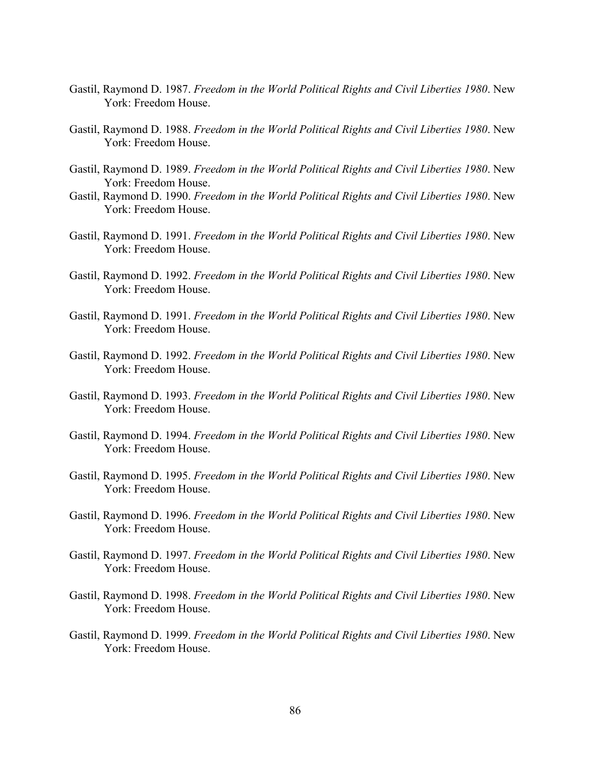Gastil, Raymond D. 1987. *Freedom in the World Political Rights and Civil Liberties 1980*. New York: Freedom House.

Gastil, Raymond D. 1988. *Freedom in the World Political Rights and Civil Liberties 1980*. New York: Freedom House.

Gastil, Raymond D. 1989. *Freedom in the World Political Rights and Civil Liberties 1980*. New York: Freedom House.

Gastil, Raymond D. 1990. *Freedom in the World Political Rights and Civil Liberties 1980*. New York: Freedom House.

Gastil, Raymond D. 1991. *Freedom in the World Political Rights and Civil Liberties 1980*. New York: Freedom House.

Gastil, Raymond D. 1992. *Freedom in the World Political Rights and Civil Liberties 1980*. New York: Freedom House.

Gastil, Raymond D. 1991. *Freedom in the World Political Rights and Civil Liberties 1980*. New York: Freedom House.

Gastil, Raymond D. 1992. *Freedom in the World Political Rights and Civil Liberties 1980*. New York: Freedom House.

Gastil, Raymond D. 1993. *Freedom in the World Political Rights and Civil Liberties 1980*. New York: Freedom House.

Gastil, Raymond D. 1994. *Freedom in the World Political Rights and Civil Liberties 1980*. New York: Freedom House.

Gastil, Raymond D. 1995. *Freedom in the World Political Rights and Civil Liberties 1980*. New York: Freedom House.

Gastil, Raymond D. 1996. *Freedom in the World Political Rights and Civil Liberties 1980*. New York: Freedom House.

Gastil, Raymond D. 1997. *Freedom in the World Political Rights and Civil Liberties 1980*. New York: Freedom House.

Gastil, Raymond D. 1998. *Freedom in the World Political Rights and Civil Liberties 1980*. New York: Freedom House.

Gastil, Raymond D. 1999. *Freedom in the World Political Rights and Civil Liberties 1980*. New York: Freedom House.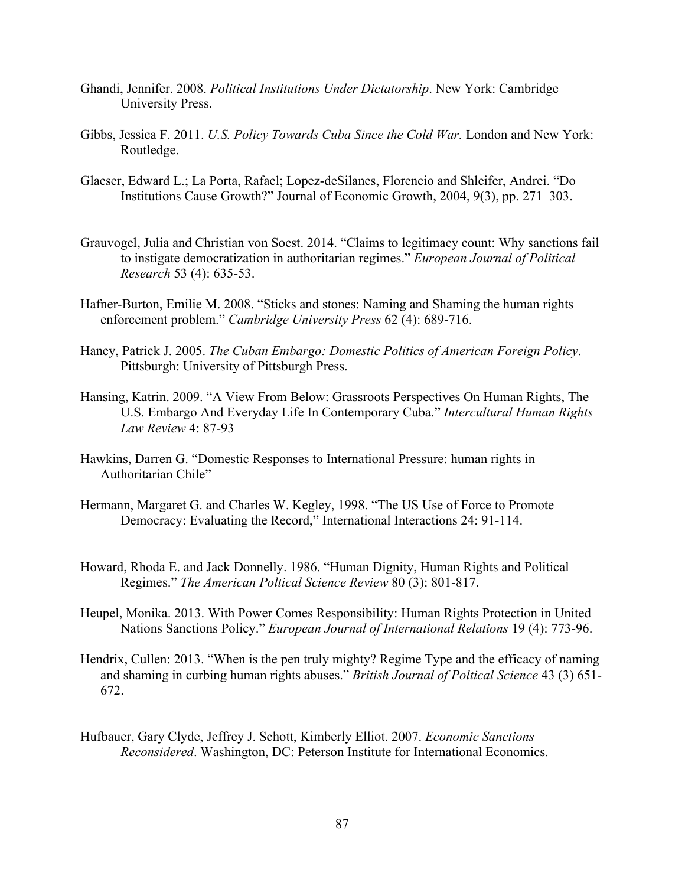Ghandi, Jennifer. 2008. *Political Institutions Under Dictatorship*. New York: Cambridge University Press.

Gibbs, Jessica F. 2011. *U.S. Policy Towards Cuba Since the Cold War.* London and New York: Routledge.

Glaeser, Edward L.; La Porta, Rafael; Lopez-deSilanes, Florencio and Shleifer, Andrei. "Do Institutions Cause Growth?" Journal of Economic Growth, 2004, 9(3), pp. 271–303.

Grauvogel, Julia and Christian von Soest. 2014. "Claims to legitimacy count: Why sanctions fail to instigate democratization in authoritarian regimes." *European Journal of Political Research* 53 (4): 635-53.

Hafner-Burton, Emilie M. 2008. "Sticks and stones: Naming and Shaming the human rights enforcement problem." *Cambridge University Press* 62 (4): 689-716.

Haney, Patrick J. 2005. *The Cuban Embargo: Domestic Politics of American Foreign Policy*. Pittsburgh: University of Pittsburgh Press.

Hansing, Katrin. 2009. "A View From Below: Grassroots Perspectives On Human Rights, The U.S. Embargo And Everyday Life In Contemporary Cuba." *Intercultural Human Rights Law Review* 4: 87-93

Hawkins, Darren G. "Domestic Responses to International Pressure: human rights in Authoritarian Chile"

Hermann, Margaret G. and Charles W. Kegley, 1998. "The US Use of Force to Promote Democracy: Evaluating the Record," International Interactions 24: 91-114.

Howard, Rhoda E. and Jack Donnelly. 1986. "Human Dignity, Human Rights and Political Regimes." *The American Poltical Science Review* 80 (3): 801-817.

Heupel, Monika. 2013. With Power Comes Responsibility: Human Rights Protection in United Nations Sanctions Policy." *European Journal of International Relations* 19 (4): 773-96.

Hendrix, Cullen: 2013. "When is the pen truly mighty? Regime Type and the efficacy of naming and shaming in curbing human rights abuses." *British Journal of Poltical Science* 43 (3) 651-672.

Hufbauer, Gary Clyde, Jeffrey J. Schott, Kimberly Elliot. 2007. *Economic Sanctions Reconsidered*. Washington, DC: Peterson Institute for International Economics.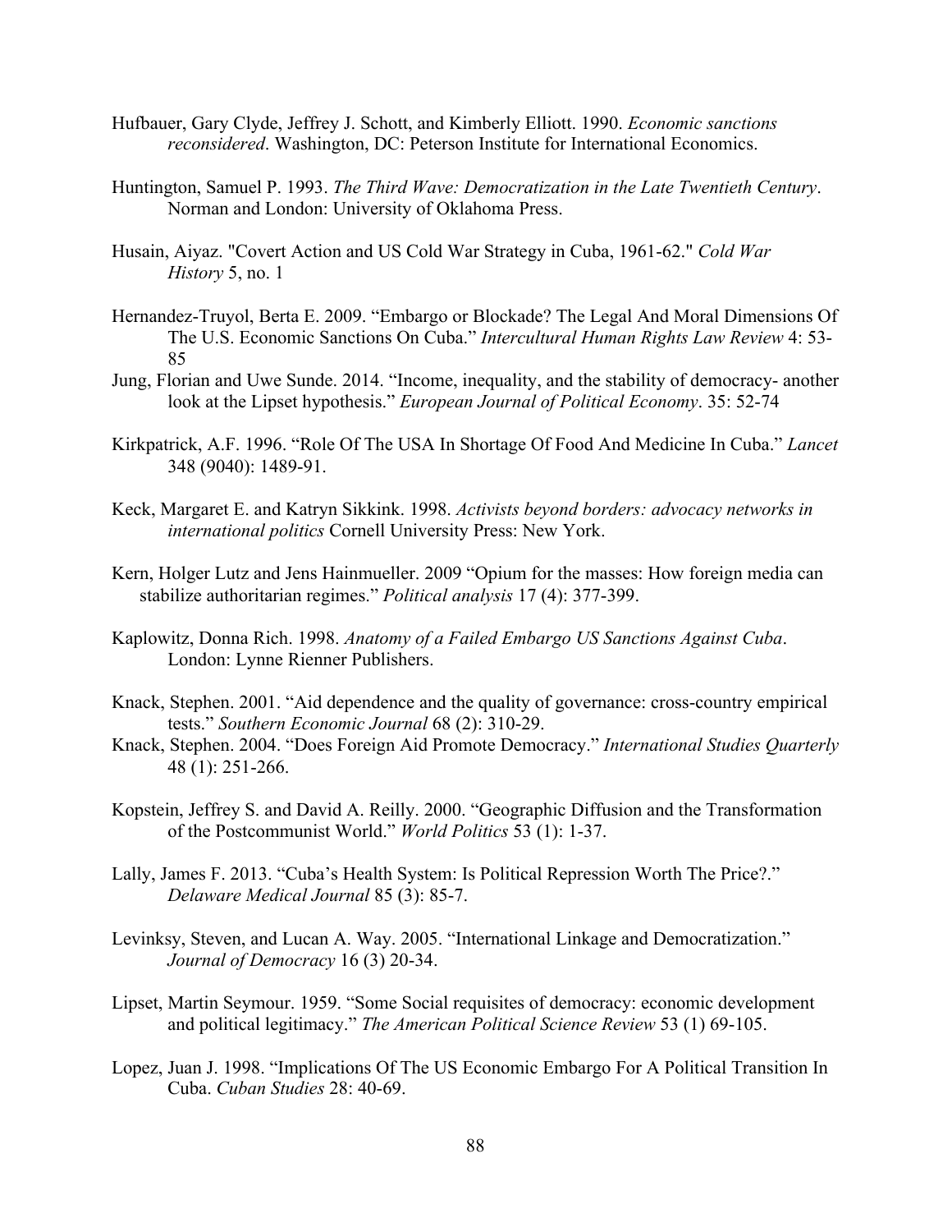Hufbauer, Gary Clyde, Jeffrey J. Schott, and Kimberly Elliott. 1990. *Economic sanctions reconsidered*. Washington, DC: Peterson Institute for International Economics.

Huntington, Samuel P. 1993. *The Third Wave: Democratization in the Late Twentieth Century*. Norman and London: University of Oklahoma Press.

Husain, Aiyaz. "Covert Action and US Cold War Strategy in Cuba, 1961-62." *Cold War History* 5, no. 1

Hernandez-Truyol, Berta E. 2009. "Embargo or Blockade? The Legal And Moral Dimensions Of The U.S. Economic Sanctions On Cuba." *Intercultural Human Rights Law Review* 4: 53-85

Jung, Florian and Uwe Sunde. 2014. "Income, inequality, and the stability of democracy- another look at the Lipset hypothesis." *European Journal of Political Economy*. 35: 52-74

Kirkpatrick, A.F. 1996. "Role Of The USA In Shortage Of Food And Medicine In Cuba." *Lancet* 348 (9040): 1489-91.

Keck, Margaret E. and Katryn Sikkink. 1998. *Activists beyond borders: advocacy networks in international politics* Cornell University Press: New York.

Kern, Holger Lutz and Jens Hainmueller. 2009 "Opium for the masses: How foreign media can stabilize authoritarian regimes." *Political analysis* 17 (4): 377-399.

Kaplowitz, Donna Rich. 1998. *Anatomy of a Failed Embargo US Sanctions Against Cuba*. London: Lynne Rienner Publishers.

Knack, Stephen. 2001. "Aid dependence and the quality of governance: cross-country empirical tests." *Southern Economic Journal* 68 (2): 310-29.

Knack, Stephen. 2004. "Does Foreign Aid Promote Democracy." *International Studies Quarterly* 48 (1): 251-266.

Kopstein, Jeffrey S. and David A. Reilly. 2000. "Geographic Diffusion and the Transformation of the Postcommunist World." *World Politics* 53 (1): 1-37.

Lally, James F. 2013. "Cuba's Health System: Is Political Repression Worth The Price?." *Delaware Medical Journal* 85 (3): 85-7.

Levinksy, Steven, and Lucan A. Way. 2005. "International Linkage and Democratization." *Journal of Democracy* 16 (3) 20-34.

Lipset, Martin Seymour. 1959. "Some Social requisites of democracy: economic development and political legitimacy." *The American Political Science Review* 53 (1) 69-105.

Lopez, Juan J. 1998. "Implications Of The US Economic Embargo For A Political Transition In Cuba. *Cuban Studies* 28: 40-69.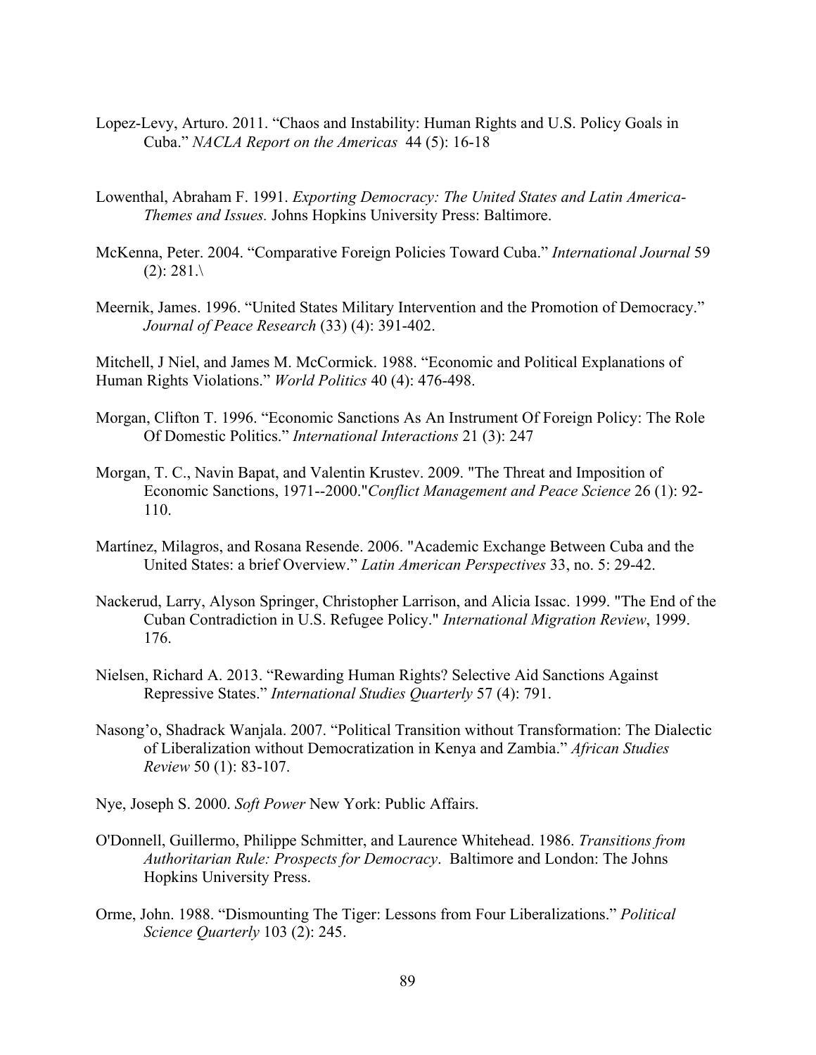Lopez-Levy, Arturo. 2011. "Chaos and Instability: Human Rights and U.S. Policy Goals in Cuba." *NACLA Report on the Americas* 44 (5): 16-18

Lowenthal, Abraham F. 1991. *Exporting Democracy: The United States and Latin America- Themes and Issues.* Johns Hopkins University Press: Baltimore.

McKenna, Peter. 2004. "Comparative Foreign Policies Toward Cuba." *International Journal* 59 (2): 281.\

Meernik, James. 1996. "United States Military Intervention and the Promotion of Democracy." *Journal of Peace Research* (33) (4): 391-402.

Mitchell, J Niel, and James M. McCormick. 1988. "Economic and Political Explanations of Human Rights Violations." *World Politics* 40 (4): 476-498.

Morgan, Clifton T. 1996. "Economic Sanctions As An Instrument Of Foreign Policy: The Role Of Domestic Politics." *International Interactions* 21 (3): 247

Morgan, T. C., Navin Bapat, and Valentin Krustev. 2009. "The Threat and Imposition of Economic Sanctions, 1971--2000."*Conflict Management and Peace Science* 26 (1): 92-110.

Martínez, Milagros, and Rosana Resende. 2006. "Academic Exchange Between Cuba and the United States: a brief Overview." *Latin American Perspectives* 33, no. 5: 29-42.

Nackerud, Larry, Alyson Springer, Christopher Larrison, and Alicia Issac. 1999. "The End of the Cuban Contradiction in U.S. Refugee Policy." *International Migration Review*, 1999. 176.

Nielsen, Richard A. 2013. "Rewarding Human Rights? Selective Aid Sanctions Against Repressive States." *International Studies Quarterly* 57 (4): 791.

Nasong'o, Shadrack Wanjala. 2007. "Political Transition without Transformation: The Dialectic of Liberalization without Democratization in Kenya and Zambia." *African Studies Review* 50 (1): 83-107.

Nye, Joseph S. 2000. *Soft Power* New York: Public Affairs.

O'Donnell, Guillermo, Philippe Schmitter, and Laurence Whitehead. 1986. *Transitions from Authoritarian Rule: Prospects for Democracy*. Baltimore and London: The Johns Hopkins University Press.

Orme, John. 1988. "Dismounting The Tiger: Lessons from Four Liberalizations." *Political Science Quarterly* 103 (2): 245.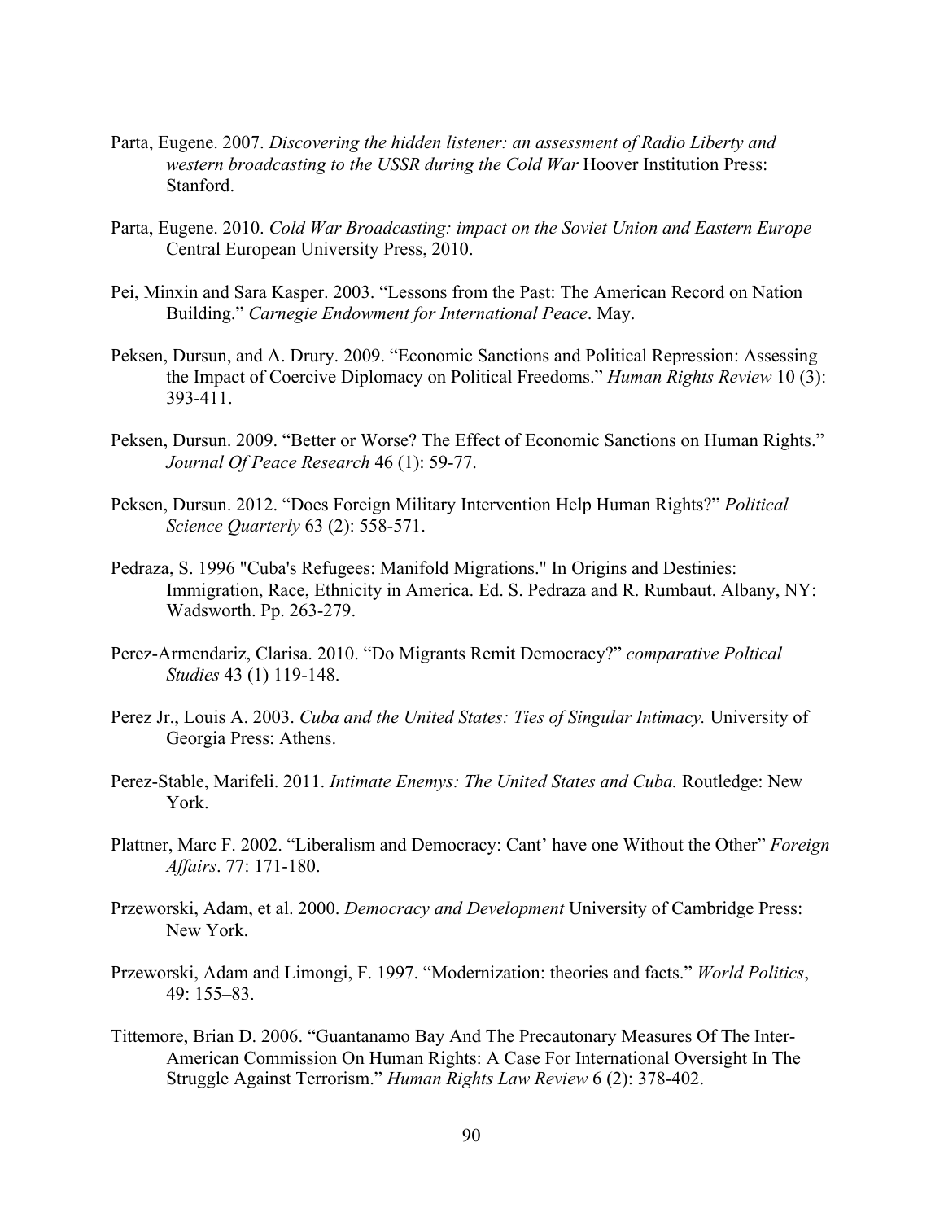Parta, Eugene. 2007. *Discovering the hidden listener: an assessment of Radio Liberty and western broadcasting to the USSR during the Cold War* Hoover Institution Press: Stanford.

Parta, Eugene. 2010. *Cold War Broadcasting: impact on the Soviet Union and Eastern Europe* Central European University Press, 2010.

Pei, Minxin and Sara Kasper. 2003. "Lessons from the Past: The American Record on Nation Building." *Carnegie Endowment for International Peace*. May.

Peksen, Dursun, and A. Drury. 2009. "Economic Sanctions and Political Repression: Assessing the Impact of Coercive Diplomacy on Political Freedoms." *Human Rights Review* 10 (3): 393-411.

Peksen, Dursun. 2009. "Better or Worse? The Effect of Economic Sanctions on Human Rights." *Journal Of Peace Research* 46 (1): 59-77.

Peksen, Dursun. 2012. "Does Foreign Military Intervention Help Human Rights?" *Political Science Quarterly* 63 (2): 558-571.

Pedraza, S. 1996 "Cuba's Refugees: Manifold Migrations." In Origins and Destinies: Immigration, Race, Ethnicity in America. Ed. S. Pedraza and R. Rumbaut. Albany, NY: Wadsworth. Pp. 263-279.

Perez-Armendariz, Clarisa. 2010. "Do Migrants Remit Democracy?" *comparative Poltical Studies* 43 (1) 119-148.

Perez Jr., Louis A. 2003. *Cuba and the United States: Ties of Singular Intimacy.* University of Georgia Press: Athens.

Perez-Stable, Marifeli. 2011. *Intimate Enemys: The United States and Cuba.* Routledge: New York.

Plattner, Marc F. 2002. "Liberalism and Democracy: Cant' have one Without the Other" *Foreign Affairs*. 77: 171-180.

Przeworski, Adam, et al. 2000. *Democracy and Development* University of Cambridge Press: New York.

Przeworski, Adam and Limongi, F. 1997. "Modernization: theories and facts." *World Politics*, 49: 155–83.

Tittemore, Brian D. 2006. "Guantanamo Bay And The Precautonary Measures Of The Inter-American Commission On Human Rights: A Case For International Oversight In The Struggle Against Terrorism." *Human Rights Law Review* 6 (2): 378-402.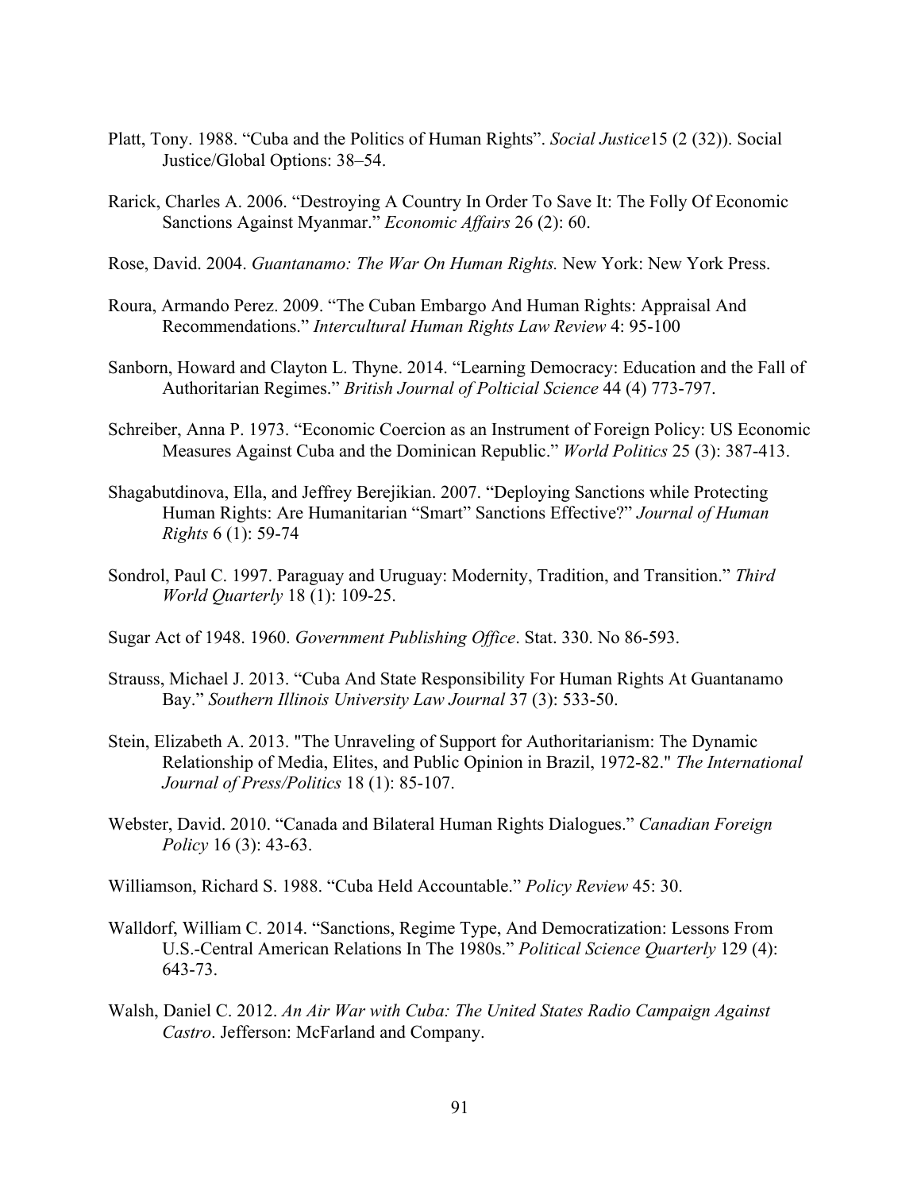Platt, Tony. 1988. "Cuba and the Politics of Human Rights". *Social Justice*15 (2 (32)). Social Justice/Global Options: 38–54.

Rarick, Charles A. 2006. "Destroying A Country In Order To Save It: The Folly Of Economic Sanctions Against Myanmar." *Economic Affairs* 26 (2): 60.

Rose, David. 2004. *Guantanamo: The War On Human Rights.* New York: New York Press.

Roura, Armando Perez. 2009. "The Cuban Embargo And Human Rights: Appraisal And Recommendations." *Intercultural Human Rights Law Review* 4: 95-100

Sanborn, Howard and Clayton L. Thyne. 2014. "Learning Democracy: Education and the Fall of Authoritarian Regimes." *British Journal of Polticial Science* 44 (4) 773-797.

Schreiber, Anna P. 1973. "Economic Coercion as an Instrument of Foreign Policy: US Economic Measures Against Cuba and the Dominican Republic." *World Politics* 25 (3): 387-413.

Shagabutdinova, Ella, and Jeffrey Berejikian. 2007. "Deploying Sanctions while Protecting Human Rights: Are Humanitarian "Smart" Sanctions Effective?" *Journal of Human Rights* 6 (1): 59-74

Sondrol, Paul C. 1997. Paraguay and Uruguay: Modernity, Tradition, and Transition." *Third World Quarterly* 18 (1): 109-25.

Sugar Act of 1948. 1960. *Government Publishing Office*. Stat. 330. No 86-593.

Strauss, Michael J. 2013. "Cuba And State Responsibility For Human Rights At Guantanamo Bay." *Southern Illinois University Law Journal* 37 (3): 533-50.

Stein, Elizabeth A. 2013. "The Unraveling of Support for Authoritarianism: The Dynamic Relationship of Media, Elites, and Public Opinion in Brazil, 1972-82." *The International Journal of Press/Politics* 18 (1): 85-107.

Webster, David. 2010. "Canada and Bilateral Human Rights Dialogues." *Canadian Foreign Policy* 16 (3): 43-63.

Williamson, Richard S. 1988. "Cuba Held Accountable." *Policy Review* 45: 30.

Walldorf, William C. 2014. "Sanctions, Regime Type, And Democratization: Lessons From U.S.-Central American Relations In The 1980s." *Political Science Quarterly* 129 (4): 643-73.

Walsh, Daniel C. 2012. *An Air War with Cuba: The United States Radio Campaign Against Castro*. Jefferson: McFarland and Company.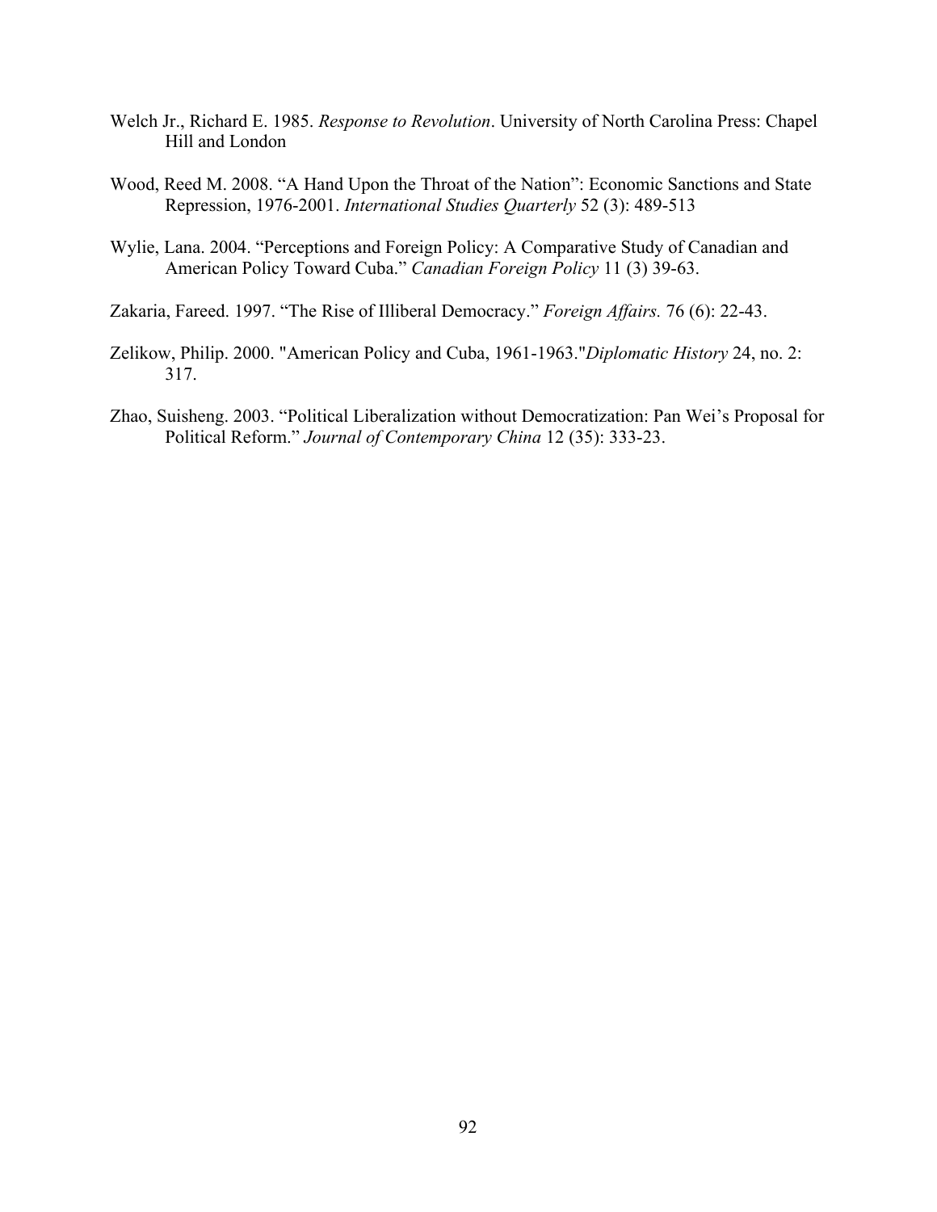Welch Jr., Richard E. 1985. *Response to Revolution*. University of North Carolina Press: Chapel Hill and London

Wood, Reed M. 2008. "A Hand Upon the Throat of the Nation": Economic Sanctions and State Repression, 1976-2001. *International Studies Quarterly* 52 (3): 489-513

Wylie, Lana. 2004. "Perceptions and Foreign Policy: A Comparative Study of Canadian and American Policy Toward Cuba." *Canadian Foreign Policy* 11 (3) 39-63.

Zakaria, Fareed. 1997. "The Rise of Illiberal Democracy." *Foreign Affairs.* 76 (6): 22-43.

Zelikow, Philip. 2000. "American Policy and Cuba, 1961-1963."*Diplomatic History* 24, no. 2: 317.

Zhao, Suisheng. 2003. "Political Liberalization without Democratization: Pan Wei's Proposal for Political Reform." *Journal of Contemporary China* 12 (35): 333-23.